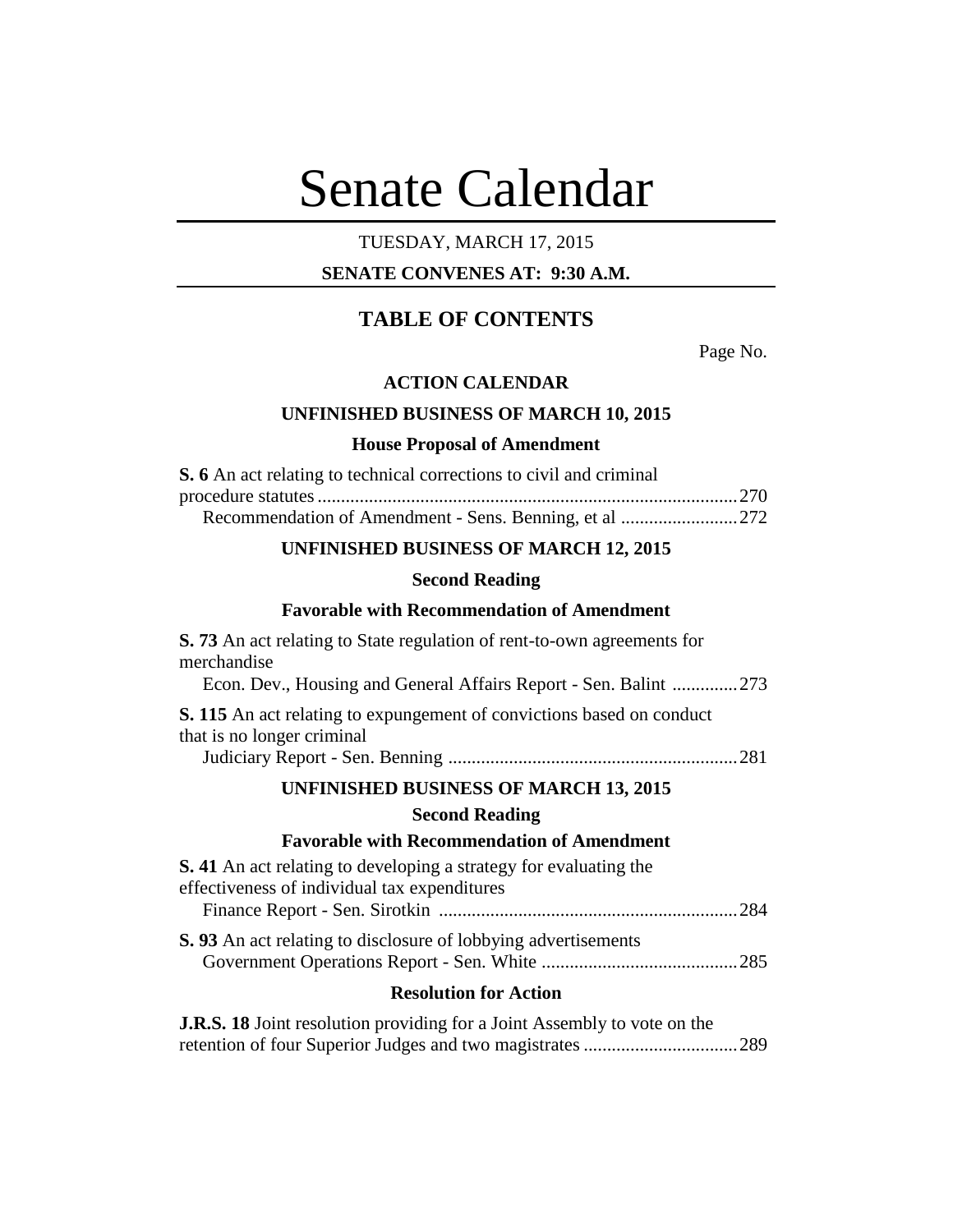# Senate Calendar

TUESDAY, MARCH 17, 2015

**SENATE CONVENES AT: 9:30 A.M.**

## TABLE OF CONTENTS

Page No.

**ACTION CALENDAR**

**UNFINISHED BUSINESS OF MARCH 10, 2015**

**House Proposal of Amendment**

**S. 6** An act relating to technical corrections to civil and criminal procedure statutes ........................................................................................ 270
Recommendation of Amendment - Sens. Benning, et al ......................... 272

**UNFINISHED BUSINESS OF MARCH 12, 2015**

**Second Reading**

**Favorable with Recommendation of Amendment**

**S. 73** An act relating to State regulation of rent-to-own agreements for merchandise
Econ. Dev., Housing and General Affairs Report - Sen. Balint .............. 273

**S. 115** An act relating to expungement of convictions based on conduct that is no longer criminal
Judiciary Report - Sen. Benning .............................................................. 281

**UNFINISHED BUSINESS OF MARCH 13, 2015**

**Second Reading**

**Favorable with Recommendation of Amendment**

**S. 41** An act relating to developing a strategy for evaluating the effectiveness of individual tax expenditures
Finance Report - Sen. Sirotkin ................................................................ 284

**S. 93** An act relating to disclosure of lobbying advertisements
Government Operations Report - Sen. White .......................................... 285

**Resolution for Action**

**J.R.S. 18** Joint resolution providing for a Joint Assembly to vote on the retention of four Superior Judges and two magistrates ................................. 289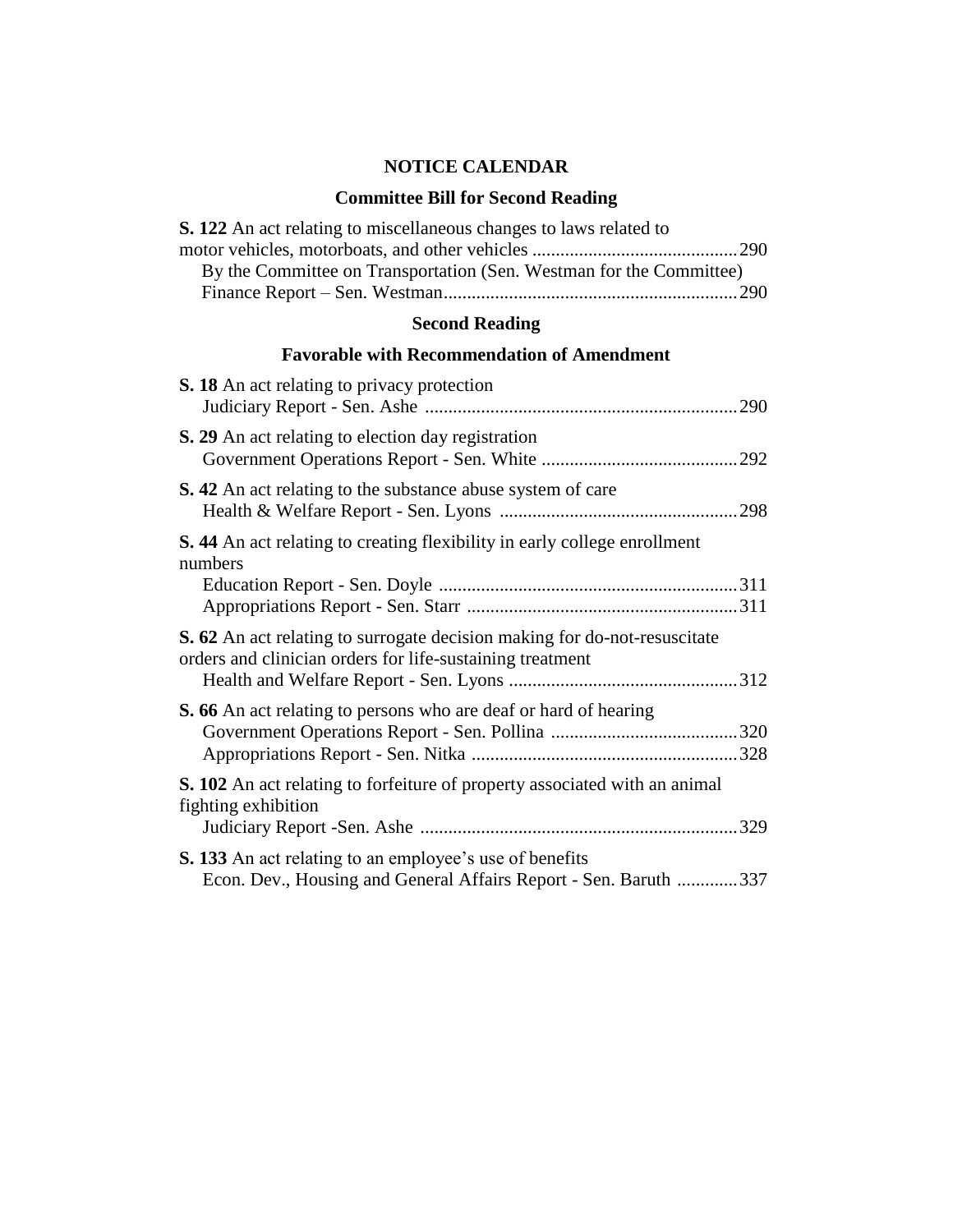## NOTICE CALENDAR

### Committee Bill for Second Reading

**S. 122** An act relating to miscellaneous changes to laws related to motor vehicles, motorboats, and other vehicles ............................................ 290
By the Committee on Transportation (Sen. Westman for the Committee)
Finance Report – Sen. Westman............................................................... 290

### Second Reading

### Favorable with Recommendation of Amendment

**S. 18** An act relating to privacy protection
Judiciary Report - Sen. Ashe ................................................................... 290

**S. 29** An act relating to election day registration
Government Operations Report - Sen. White .......................................... 292

**S. 42** An act relating to the substance abuse system of care
Health & Welfare Report - Sen. Lyons ................................................... 298

**S. 44** An act relating to creating flexibility in early college enrollment numbers
Education Report - Sen. Doyle ................................................................ 311
Appropriations Report - Sen. Starr .......................................................... 311

**S. 62** An act relating to surrogate decision making for do-not-resuscitate orders and clinician orders for life-sustaining treatment
Health and Welfare Report - Sen. Lyons ................................................. 312

**S. 66** An act relating to persons who are deaf or hard of hearing
Government Operations Report - Sen. Pollina ........................................ 320
Appropriations Report - Sen. Nitka ......................................................... 328

**S. 102** An act relating to forfeiture of property associated with an animal fighting exhibition
Judiciary Report -Sen. Ashe .................................................................... 329

**S. 133** An act relating to an employee's use of benefits
Econ. Dev., Housing and General Affairs Report - Sen. Baruth ............. 337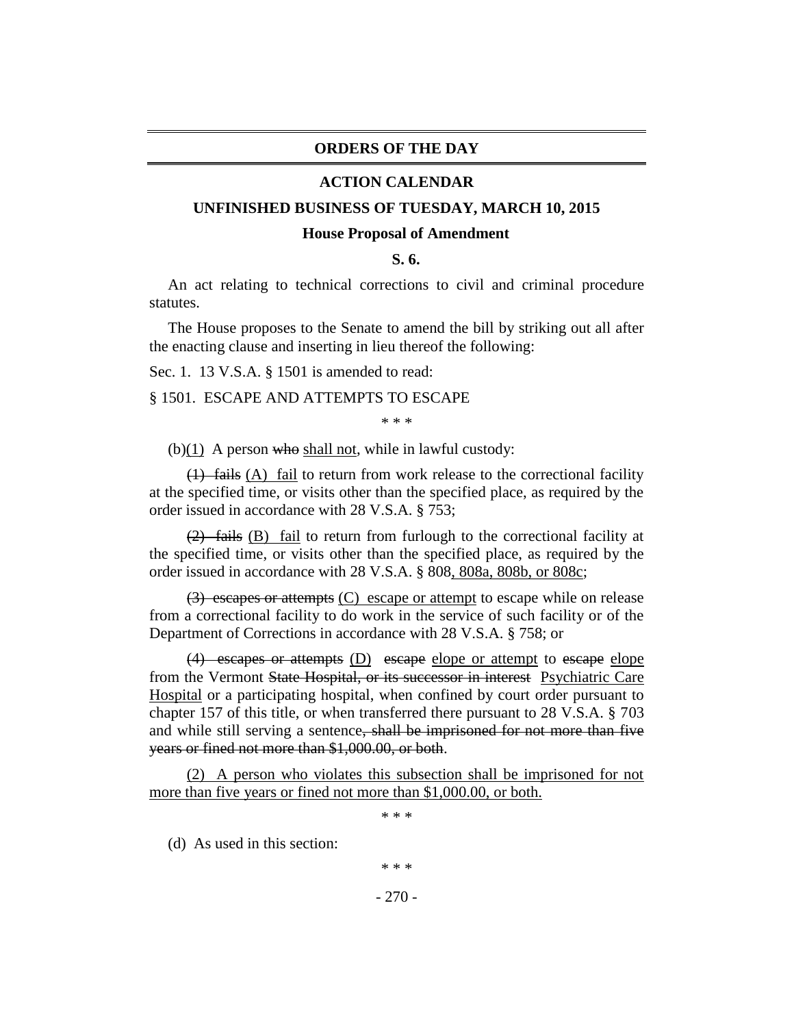## ORDERS OF THE DAY

### ACTION CALENDAR

### UNFINISHED BUSINESS OF TUESDAY, MARCH 10, 2015

**House Proposal of Amendment**

**S. 6.**

An act relating to technical corrections to civil and criminal procedure statutes.

The House proposes to the Senate to amend the bill by striking out all after the enacting clause and inserting in lieu thereof the following:

Sec. 1. 13 V.S.A. § 1501 is amended to read:

§ 1501. ESCAPE AND ATTEMPTS TO ESCAPE

\* \* \*

(b)<u>(1)</u> A person ~~who~~ <u>shall not</u>, while in lawful custody:

~~(1) fails~~ <u>(A) fail</u> to return from work release to the correctional facility at the specified time, or visits other than the specified place, as required by the order issued in accordance with 28 V.S.A. § 753;

~~(2) fails~~ <u>(B) fail</u> to return from furlough to the correctional facility at the specified time, or visits other than the specified place, as required by the order issued in accordance with 28 V.S.A. § 808<u>, 808a, 808b, or 808c</u>;

~~(3) escapes or attempts~~ <u>(C) escape or attempt</u> to escape while on release from a correctional facility to do work in the service of such facility or of the Department of Corrections in accordance with 28 V.S.A. § 758; or

~~(4) escapes or attempts~~ <u>(D)</u> ~~escape~~ <u>elope or attempt</u> to ~~escape~~ <u>elope</u> from the Vermont ~~State Hospital, or its successor in interest~~ <u>Psychiatric Care Hospital</u> or a participating hospital, when confined by court order pursuant to chapter 157 of this title, or when transferred there pursuant to 28 V.S.A. § 703 and while still serving a sentence~~, shall be imprisoned for not more than five years or fined not more than $1,000.00, or both~~.

<u>(2) A person who violates this subsection shall be imprisoned for not more than five years or fined not more than $1,000.00, or both.</u>

\* \* \*

(d) As used in this section:

\* \* \*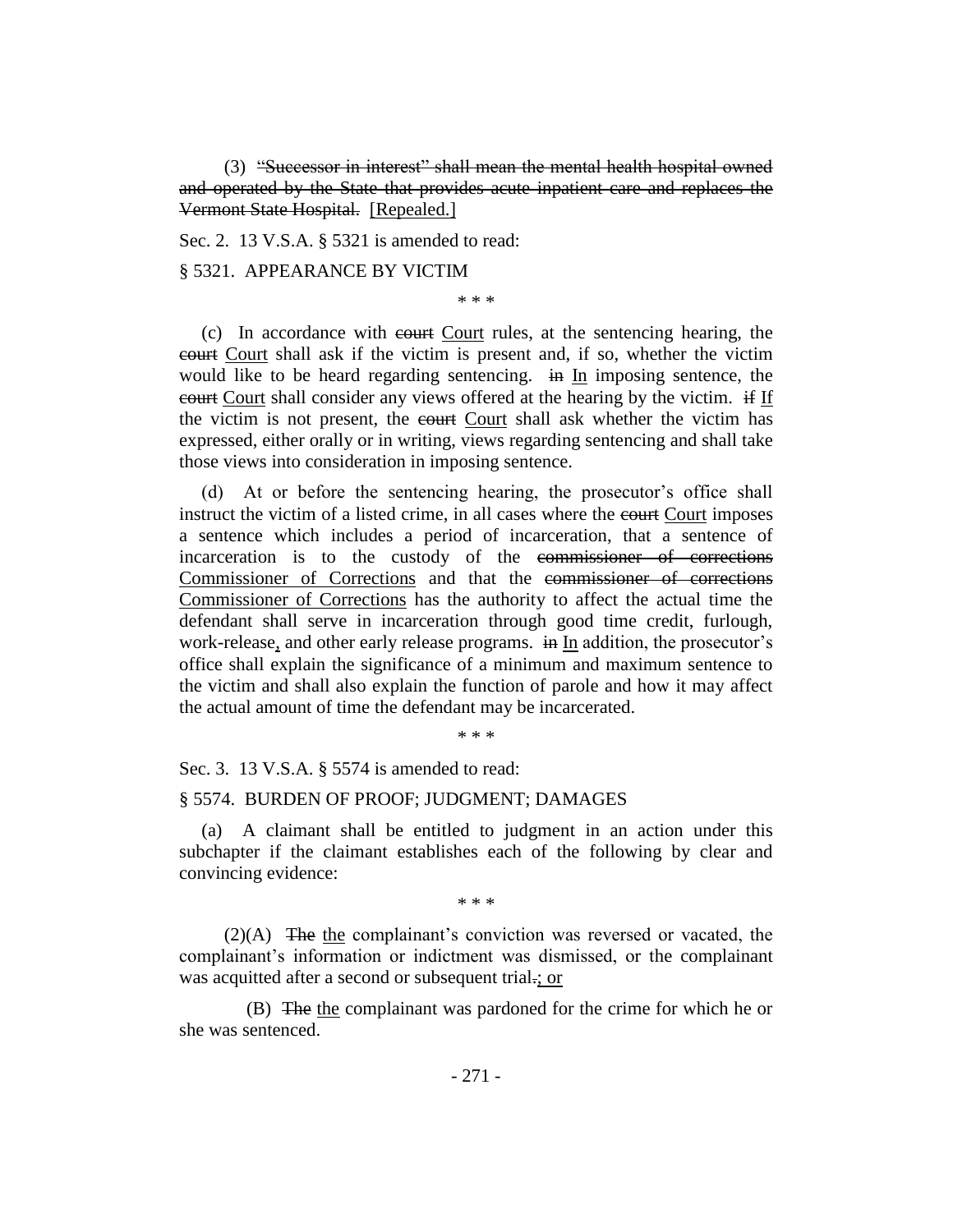(3) ~~"Successor in interest" shall mean the mental health hospital owned and operated by the State that provides acute inpatient care and replaces the Vermont State Hospital.~~ [Repealed.]

Sec. 2. 13 V.S.A. § 5321 is amended to read:

§ 5321. APPEARANCE BY VICTIM

\* \* \*

(c) In accordance with ~~court~~ Court rules, at the sentencing hearing, the ~~court~~ Court shall ask if the victim is present and, if so, whether the victim would like to be heard regarding sentencing. ~~in~~ In imposing sentence, the ~~court~~ Court shall consider any views offered at the hearing by the victim. ~~if~~ If the victim is not present, the ~~court~~ Court shall ask whether the victim has expressed, either orally or in writing, views regarding sentencing and shall take those views into consideration in imposing sentence.

(d) At or before the sentencing hearing, the prosecutor's office shall instruct the victim of a listed crime, in all cases where the ~~court~~ Court imposes a sentence which includes a period of incarceration, that a sentence of incarceration is to the custody of the ~~commissioner of corrections~~ Commissioner of Corrections and that the ~~commissioner of corrections~~ Commissioner of Corrections has the authority to affect the actual time the defendant shall serve in incarceration through good time credit, furlough, work-release, and other early release programs. ~~in~~ In addition, the prosecutor's office shall explain the significance of a minimum and maximum sentence to the victim and shall also explain the function of parole and how it may affect the actual amount of time the defendant may be incarcerated.

\* \* \*

Sec. 3. 13 V.S.A. § 5574 is amended to read:

§ 5574. BURDEN OF PROOF; JUDGMENT; DAMAGES

(a) A claimant shall be entitled to judgment in an action under this subchapter if the claimant establishes each of the following by clear and convincing evidence:

\* \* \*

(2)(A) ~~The~~ the complainant's conviction was reversed or vacated, the complainant's information or indictment was dismissed, or the complainant was acquitted after a second or subsequent trial~~.~~; or

(B) ~~The~~ the complainant was pardoned for the crime for which he or she was sentenced.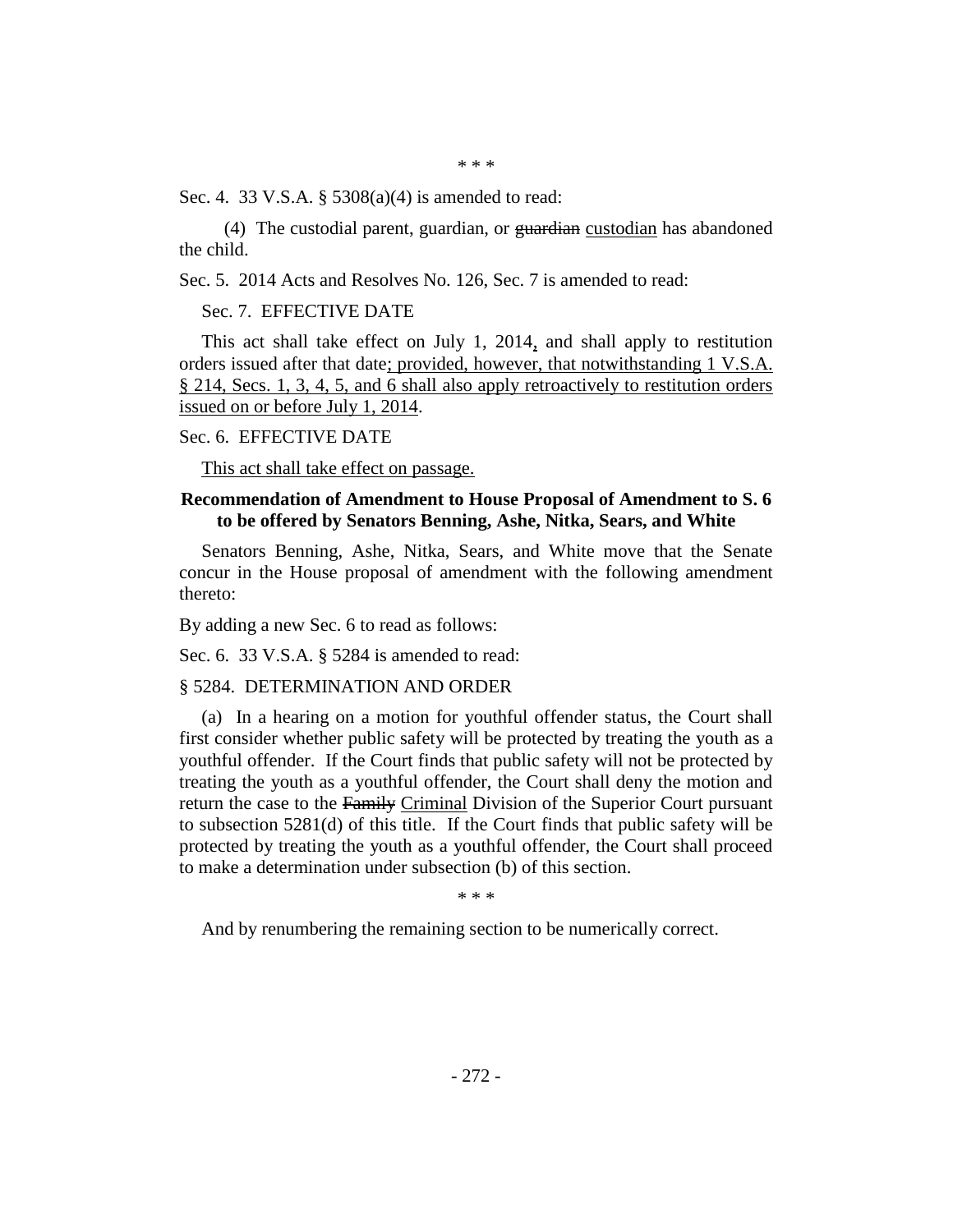\* \* \*

Sec. 4. 33 V.S.A. § 5308(a)(4) is amended to read:

(4) The custodial parent, guardian, or ~~guardian~~ custodian has abandoned the child.

Sec. 5. 2014 Acts and Resolves No. 126, Sec. 7 is amended to read:

Sec. 7. EFFECTIVE DATE

This act shall take effect on July 1, 2014, and shall apply to restitution orders issued after that date; provided, however, that notwithstanding 1 V.S.A. § 214, Secs. 1, 3, 4, 5, and 6 shall also apply retroactively to restitution orders issued on or before July 1, 2014.

Sec. 6. EFFECTIVE DATE

This act shall take effect on passage.

**Recommendation of Amendment to House Proposal of Amendment to S. 6 to be offered by Senators Benning, Ashe, Nitka, Sears, and White**

Senators Benning, Ashe, Nitka, Sears, and White move that the Senate concur in the House proposal of amendment with the following amendment thereto:

By adding a new Sec. 6 to read as follows:

Sec. 6. 33 V.S.A. § 5284 is amended to read:

§ 5284. DETERMINATION AND ORDER

(a) In a hearing on a motion for youthful offender status, the Court shall first consider whether public safety will be protected by treating the youth as a youthful offender. If the Court finds that public safety will not be protected by treating the youth as a youthful offender, the Court shall deny the motion and return the case to the ~~Family~~ Criminal Division of the Superior Court pursuant to subsection 5281(d) of this title. If the Court finds that public safety will be protected by treating the youth as a youthful offender, the Court shall proceed to make a determination under subsection (b) of this section.

\* \* \*

And by renumbering the remaining section to be numerically correct.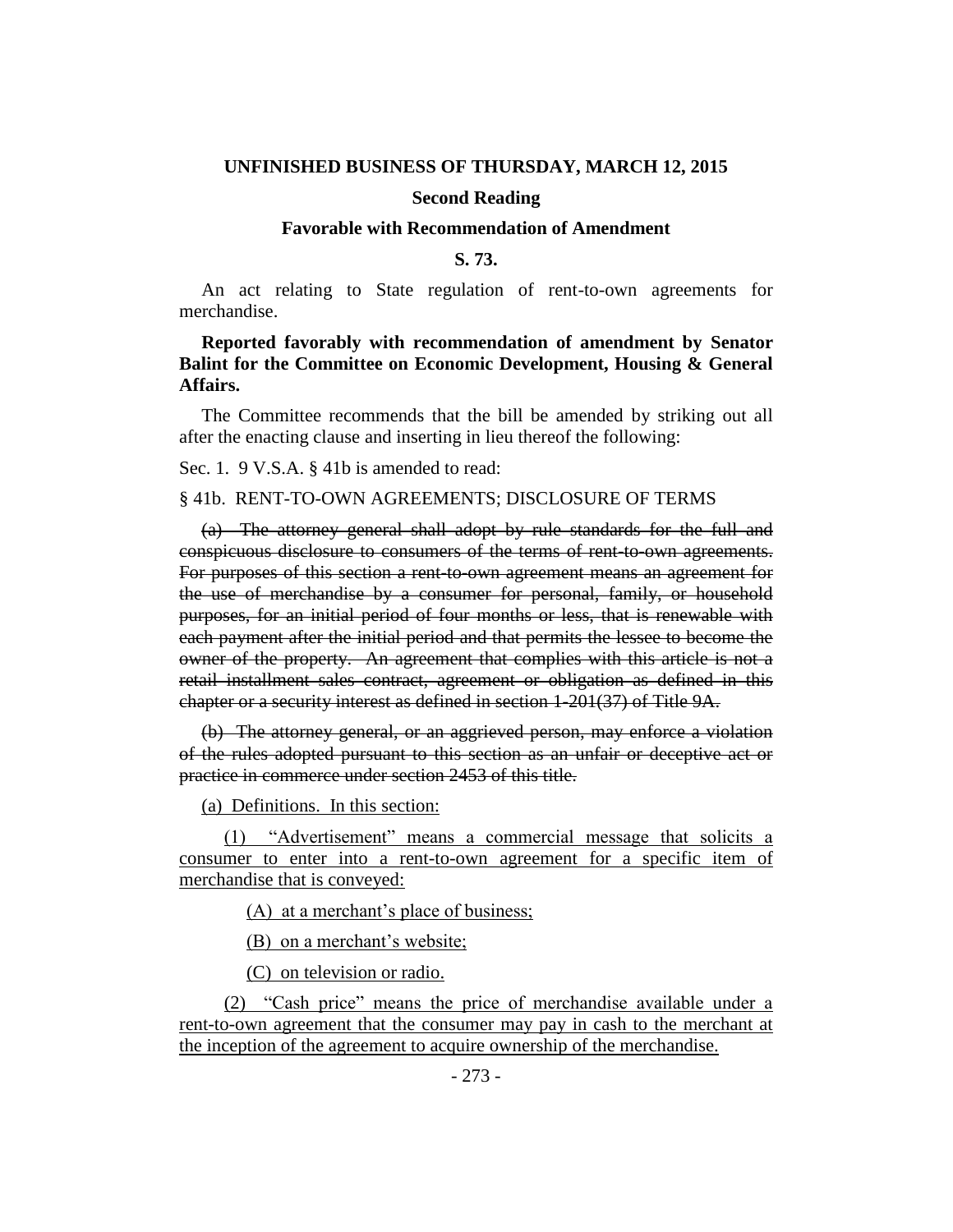**UNFINISHED BUSINESS OF THURSDAY, MARCH 12, 2015**

**Second Reading**

**Favorable with Recommendation of Amendment**

**S. 73.**

An act relating to State regulation of rent-to-own agreements for merchandise.

**Reported favorably with recommendation of amendment by Senator Balint for the Committee on Economic Development, Housing & General Affairs.**

The Committee recommends that the bill be amended by striking out all after the enacting clause and inserting in lieu thereof the following:

Sec. 1. 9 V.S.A. § 41b is amended to read:

§ 41b. RENT-TO-OWN AGREEMENTS; DISCLOSURE OF TERMS

~~(a) The attorney general shall adopt by rule standards for the full and conspicuous disclosure to consumers of the terms of rent-to-own agreements. For purposes of this section a rent-to-own agreement means an agreement for the use of merchandise by a consumer for personal, family, or household purposes, for an initial period of four months or less, that is renewable with each payment after the initial period and that permits the lessee to become the owner of the property. An agreement that complies with this article is not a retail installment sales contract, agreement or obligation as defined in this chapter or a security interest as defined in section 1-201(37) of Title 9A.~~

~~(b) The attorney general, or an aggrieved person, may enforce a violation of the rules adopted pursuant to this section as an unfair or deceptive act or practice in commerce under section 2453 of this title.~~

(a) Definitions. In this section:

(1) "Advertisement" means a commercial message that solicits a consumer to enter into a rent-to-own agreement for a specific item of merchandise that is conveyed:

(A) at a merchant's place of business;

(B) on a merchant's website;

(C) on television or radio.

(2) "Cash price" means the price of merchandise available under a rent-to-own agreement that the consumer may pay in cash to the merchant at the inception of the agreement to acquire ownership of the merchandise.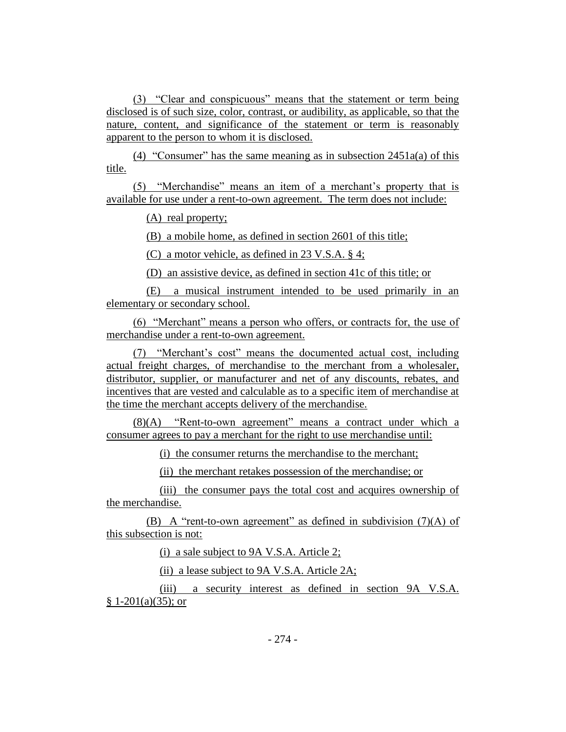(3) "Clear and conspicuous" means that the statement or term being disclosed is of such size, color, contrast, or audibility, as applicable, so that the nature, content, and significance of the statement or term is reasonably apparent to the person to whom it is disclosed.

(4) "Consumer" has the same meaning as in subsection 2451a(a) of this title.

(5) "Merchandise" means an item of a merchant's property that is available for use under a rent-to-own agreement. The term does not include:

(A) real property;

(B) a mobile home, as defined in section 2601 of this title;

(C) a motor vehicle, as defined in 23 V.S.A. § 4;

(D) an assistive device, as defined in section 41c of this title; or

(E) a musical instrument intended to be used primarily in an elementary or secondary school.

(6) "Merchant" means a person who offers, or contracts for, the use of merchandise under a rent-to-own agreement.

(7) "Merchant's cost" means the documented actual cost, including actual freight charges, of merchandise to the merchant from a wholesaler, distributor, supplier, or manufacturer and net of any discounts, rebates, and incentives that are vested and calculable as to a specific item of merchandise at the time the merchant accepts delivery of the merchandise.

(8)(A) "Rent-to-own agreement" means a contract under which a consumer agrees to pay a merchant for the right to use merchandise until:

(i) the consumer returns the merchandise to the merchant;

(ii) the merchant retakes possession of the merchandise; or

(iii) the consumer pays the total cost and acquires ownership of the merchandise.

(B) A "rent-to-own agreement" as defined in subdivision (7)(A) of this subsection is not:

(i) a sale subject to 9A V.S.A. Article 2;

(ii) a lease subject to 9A V.S.A. Article 2A;

(iii) a security interest as defined in section 9A V.S.A. § 1-201(a)(35); or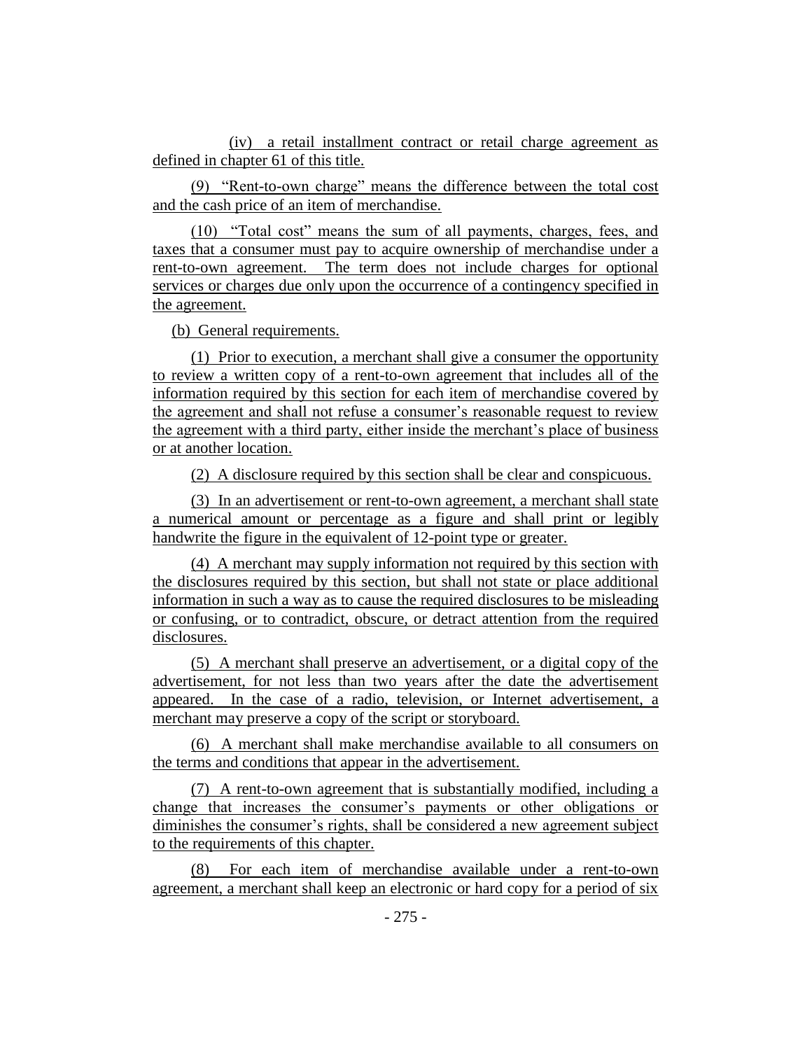(iv) a retail installment contract or retail charge agreement as defined in chapter 61 of this title.

(9) "Rent-to-own charge" means the difference between the total cost and the cash price of an item of merchandise.

(10) "Total cost" means the sum of all payments, charges, fees, and taxes that a consumer must pay to acquire ownership of merchandise under a rent-to-own agreement. The term does not include charges for optional services or charges due only upon the occurrence of a contingency specified in the agreement.

(b) General requirements.

(1) Prior to execution, a merchant shall give a consumer the opportunity to review a written copy of a rent-to-own agreement that includes all of the information required by this section for each item of merchandise covered by the agreement and shall not refuse a consumer's reasonable request to review the agreement with a third party, either inside the merchant's place of business or at another location.

(2) A disclosure required by this section shall be clear and conspicuous.

(3) In an advertisement or rent-to-own agreement, a merchant shall state a numerical amount or percentage as a figure and shall print or legibly handwrite the figure in the equivalent of 12-point type or greater.

(4) A merchant may supply information not required by this section with the disclosures required by this section, but shall not state or place additional information in such a way as to cause the required disclosures to be misleading or confusing, or to contradict, obscure, or detract attention from the required disclosures.

(5) A merchant shall preserve an advertisement, or a digital copy of the advertisement, for not less than two years after the date the advertisement appeared. In the case of a radio, television, or Internet advertisement, a merchant may preserve a copy of the script or storyboard.

(6) A merchant shall make merchandise available to all consumers on the terms and conditions that appear in the advertisement.

(7) A rent-to-own agreement that is substantially modified, including a change that increases the consumer's payments or other obligations or diminishes the consumer's rights, shall be considered a new agreement subject to the requirements of this chapter.

(8) For each item of merchandise available under a rent-to-own agreement, a merchant shall keep an electronic or hard copy for a period of six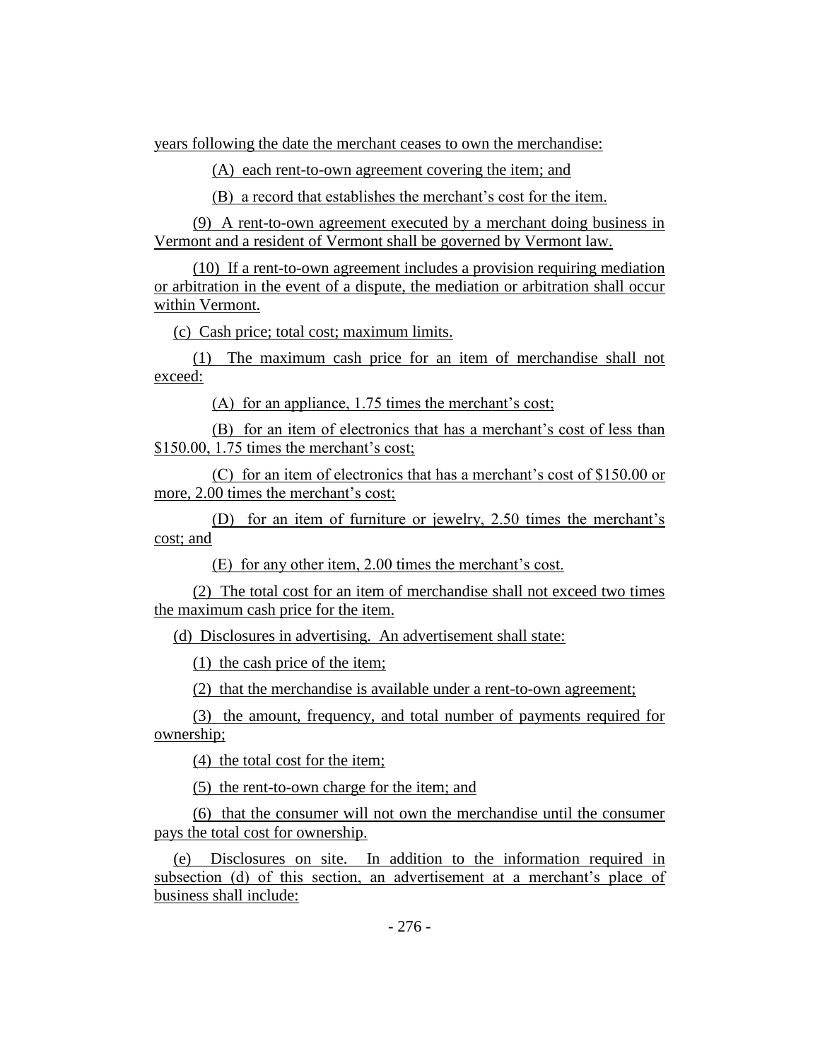years following the date the merchant ceases to own the merchandise:

(A) each rent-to-own agreement covering the item; and

(B) a record that establishes the merchant's cost for the item.

(9) A rent-to-own agreement executed by a merchant doing business in Vermont and a resident of Vermont shall be governed by Vermont law.

(10) If a rent-to-own agreement includes a provision requiring mediation or arbitration in the event of a dispute, the mediation or arbitration shall occur within Vermont.

(c) Cash price; total cost; maximum limits.

(1) The maximum cash price for an item of merchandise shall not exceed:

(A) for an appliance, 1.75 times the merchant's cost;

(B) for an item of electronics that has a merchant's cost of less than $150.00, 1.75 times the merchant's cost;

(C) for an item of electronics that has a merchant's cost of $150.00 or more, 2.00 times the merchant's cost;

(D) for an item of furniture or jewelry, 2.50 times the merchant's cost; and

(E) for any other item, 2.00 times the merchant's cost.

(2) The total cost for an item of merchandise shall not exceed two times the maximum cash price for the item.

(d) Disclosures in advertising. An advertisement shall state:

(1) the cash price of the item;

(2) that the merchandise is available under a rent-to-own agreement;

(3) the amount, frequency, and total number of payments required for ownership;

(4) the total cost for the item;

(5) the rent-to-own charge for the item; and

(6) that the consumer will not own the merchandise until the consumer pays the total cost for ownership.

(e) Disclosures on site. In addition to the information required in subsection (d) of this section, an advertisement at a merchant's place of business shall include: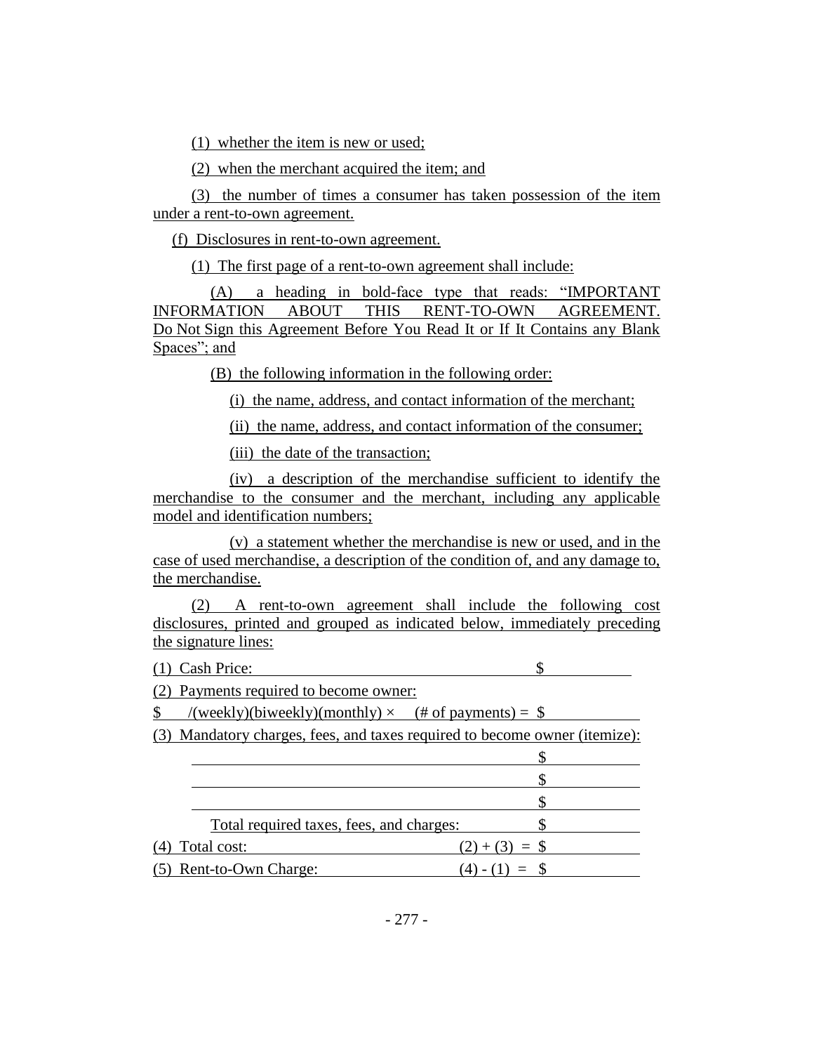(1) whether the item is new or used;

(2) when the merchant acquired the item; and

(3) the number of times a consumer has taken possession of the item under a rent-to-own agreement.

(f) Disclosures in rent-to-own agreement.

(1) The first page of a rent-to-own agreement shall include:

(A) a heading in bold-face type that reads: "IMPORTANT INFORMATION ABOUT THIS RENT-TO-OWN AGREEMENT. Do Not Sign this Agreement Before You Read It or If It Contains any Blank Spaces"; and

(B) the following information in the following order:

(i) the name, address, and contact information of the merchant;

(ii) the name, address, and contact information of the consumer;

(iii) the date of the transaction;

(iv) a description of the merchandise sufficient to identify the merchandise to the consumer and the merchant, including any applicable model and identification numbers;

(v) a statement whether the merchandise is new or used, and in the case of used merchandise, a description of the condition of, and any damage to, the merchandise.

(2) A rent-to-own agreement shall include the following cost disclosures, printed and grouped as indicated below, immediately preceding the signature lines:

(1) Cash Price: $ ____________

(2) Payments required to become owner:

$ ____ /(weekly)(biweekly)(monthly) × ____ (# of payments) = $ ____________

(3) Mandatory charges, fees, and taxes required to become owner (itemize):

____________________ $ ____________

____________________ $ ____________

____________________ $ ____________

Total required taxes, fees, and charges: $ ____________

(4) Total cost: (2) + (3) = $ ____________

(5) Rent-to-Own Charge: (4) - (1) = $ ____________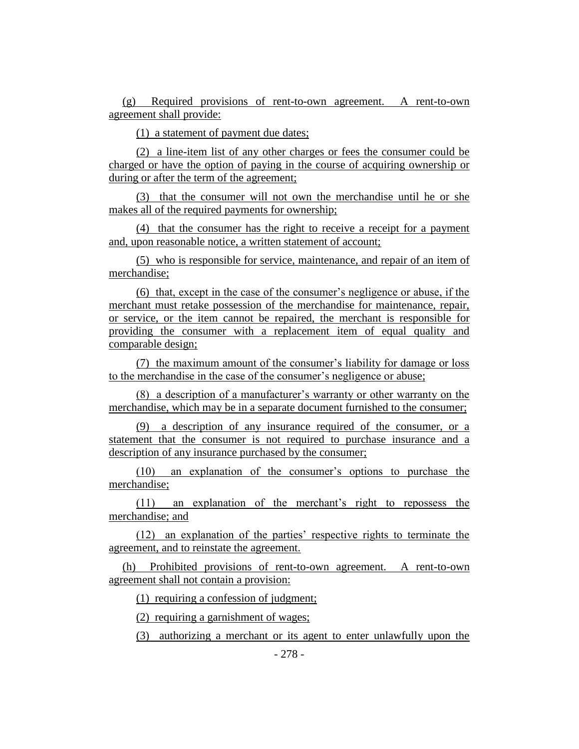(g) Required provisions of rent-to-own agreement. A rent-to-own agreement shall provide:

(1) a statement of payment due dates;

(2) a line-item list of any other charges or fees the consumer could be charged or have the option of paying in the course of acquiring ownership or during or after the term of the agreement;

(3) that the consumer will not own the merchandise until he or she makes all of the required payments for ownership;

(4) that the consumer has the right to receive a receipt for a payment and, upon reasonable notice, a written statement of account;

(5) who is responsible for service, maintenance, and repair of an item of merchandise;

(6) that, except in the case of the consumer's negligence or abuse, if the merchant must retake possession of the merchandise for maintenance, repair, or service, or the item cannot be repaired, the merchant is responsible for providing the consumer with a replacement item of equal quality and comparable design;

(7) the maximum amount of the consumer's liability for damage or loss to the merchandise in the case of the consumer's negligence or abuse;

(8) a description of a manufacturer's warranty or other warranty on the merchandise, which may be in a separate document furnished to the consumer;

(9) a description of any insurance required of the consumer, or a statement that the consumer is not required to purchase insurance and a description of any insurance purchased by the consumer;

(10) an explanation of the consumer's options to purchase the merchandise;

(11) an explanation of the merchant's right to repossess the merchandise; and

(12) an explanation of the parties' respective rights to terminate the agreement, and to reinstate the agreement.

(h) Prohibited provisions of rent-to-own agreement. A rent-to-own agreement shall not contain a provision:

(1) requiring a confession of judgment;

(2) requiring a garnishment of wages;

(3) authorizing a merchant or its agent to enter unlawfully upon the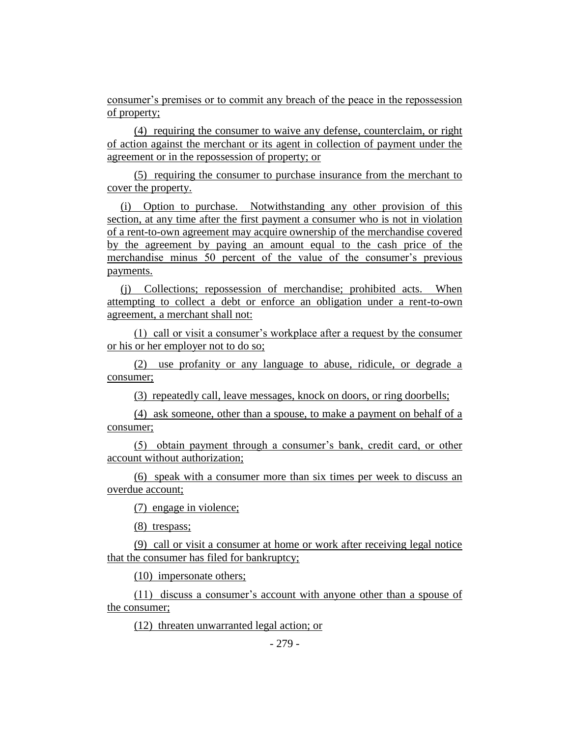consumer's premises or to commit any breach of the peace in the repossession of property;

(4) requiring the consumer to waive any defense, counterclaim, or right of action against the merchant or its agent in collection of payment under the agreement or in the repossession of property; or

(5) requiring the consumer to purchase insurance from the merchant to cover the property.

(i) Option to purchase. Notwithstanding any other provision of this section, at any time after the first payment a consumer who is not in violation of a rent-to-own agreement may acquire ownership of the merchandise covered by the agreement by paying an amount equal to the cash price of the merchandise minus 50 percent of the value of the consumer's previous payments.

(j) Collections; repossession of merchandise; prohibited acts. When attempting to collect a debt or enforce an obligation under a rent-to-own agreement, a merchant shall not:

(1) call or visit a consumer's workplace after a request by the consumer or his or her employer not to do so;

(2) use profanity or any language to abuse, ridicule, or degrade a consumer;

(3) repeatedly call, leave messages, knock on doors, or ring doorbells;

(4) ask someone, other than a spouse, to make a payment on behalf of a consumer;

(5) obtain payment through a consumer's bank, credit card, or other account without authorization;

(6) speak with a consumer more than six times per week to discuss an overdue account;

(7) engage in violence;

(8) trespass;

(9) call or visit a consumer at home or work after receiving legal notice that the consumer has filed for bankruptcy;

(10) impersonate others;

(11) discuss a consumer's account with anyone other than a spouse of the consumer;

(12) threaten unwarranted legal action; or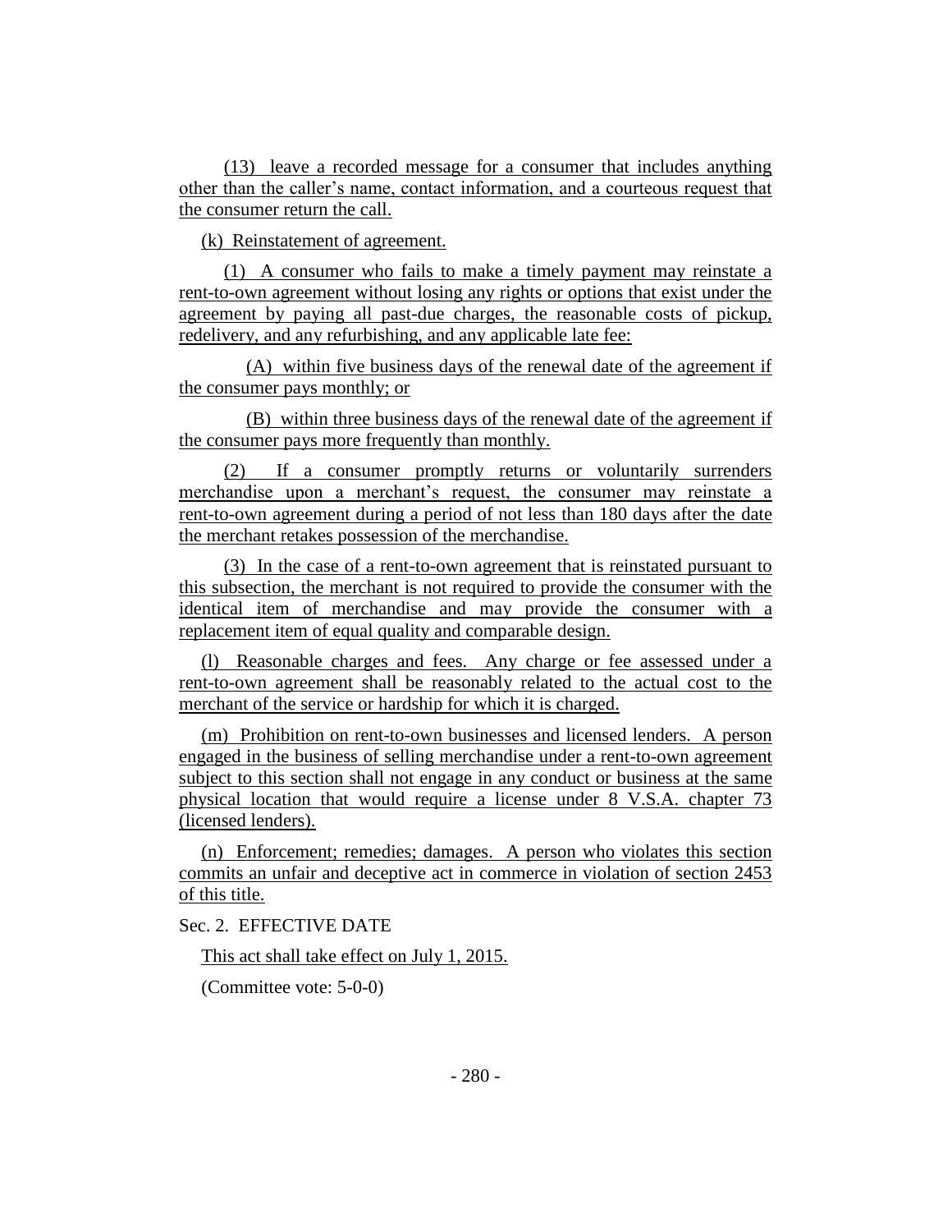(13) leave a recorded message for a consumer that includes anything other than the caller's name, contact information, and a courteous request that the consumer return the call.

(k) Reinstatement of agreement.

(1) A consumer who fails to make a timely payment may reinstate a rent-to-own agreement without losing any rights or options that exist under the agreement by paying all past-due charges, the reasonable costs of pickup, redelivery, and any refurbishing, and any applicable late fee:

(A) within five business days of the renewal date of the agreement if the consumer pays monthly; or

(B) within three business days of the renewal date of the agreement if the consumer pays more frequently than monthly.

(2) If a consumer promptly returns or voluntarily surrenders merchandise upon a merchant's request, the consumer may reinstate a rent-to-own agreement during a period of not less than 180 days after the date the merchant retakes possession of the merchandise.

(3) In the case of a rent-to-own agreement that is reinstated pursuant to this subsection, the merchant is not required to provide the consumer with the identical item of merchandise and may provide the consumer with a replacement item of equal quality and comparable design.

(l) Reasonable charges and fees. Any charge or fee assessed under a rent-to-own agreement shall be reasonably related to the actual cost to the merchant of the service or hardship for which it is charged.

(m) Prohibition on rent-to-own businesses and licensed lenders. A person engaged in the business of selling merchandise under a rent-to-own agreement subject to this section shall not engage in any conduct or business at the same physical location that would require a license under 8 V.S.A. chapter 73 (licensed lenders).

(n) Enforcement; remedies; damages. A person who violates this section commits an unfair and deceptive act in commerce in violation of section 2453 of this title.

Sec. 2. EFFECTIVE DATE

This act shall take effect on July 1, 2015.

(Committee vote: 5-0-0)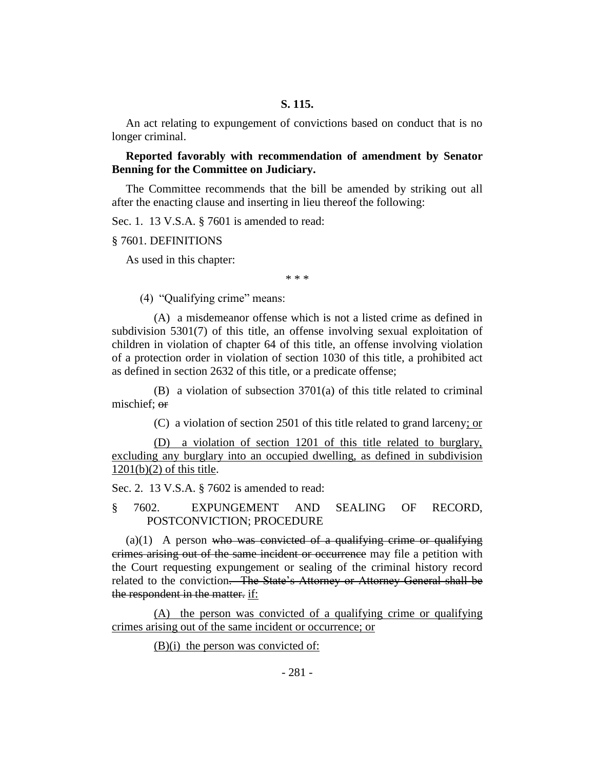**S. 115.**

An act relating to expungement of convictions based on conduct that is no longer criminal.

**Reported favorably with recommendation of amendment by Senator Benning for the Committee on Judiciary.**

The Committee recommends that the bill be amended by striking out all after the enacting clause and inserting in lieu thereof the following:

Sec. 1. 13 V.S.A. § 7601 is amended to read:

§ 7601. DEFINITIONS

As used in this chapter:

\* \* \*

(4) "Qualifying crime" means:

(A) a misdemeanor offense which is not a listed crime as defined in subdivision 5301(7) of this title, an offense involving sexual exploitation of children in violation of chapter 64 of this title, an offense involving violation of a protection order in violation of section 1030 of this title, a prohibited act as defined in section 2632 of this title, or a predicate offense;

(B) a violation of subsection 3701(a) of this title related to criminal mischief; ~~or~~

(C) a violation of section 2501 of this title related to grand larceny<u>; or</u>

<u>(D) a violation of section 1201 of this title related to burglary, excluding any burglary into an occupied dwelling, as defined in subdivision 1201(b)(2) of this title</u>.

Sec. 2. 13 V.S.A. § 7602 is amended to read:

§ 7602. EXPUNGEMENT AND SEALING OF RECORD, POSTCONVICTION; PROCEDURE

(a)(1) A person ~~who was convicted of a qualifying crime or qualifying crimes arising out of the same incident or occurrence~~ may file a petition with the Court requesting expungement or sealing of the criminal history record related to the conviction~~. The State's Attorney or Attorney General shall be the respondent in the matter.~~ <u>if:</u>

<u>(A) the person was convicted of a qualifying crime or qualifying crimes arising out of the same incident or occurrence; or</u>

<u>(B)(i) the person was convicted of:</u>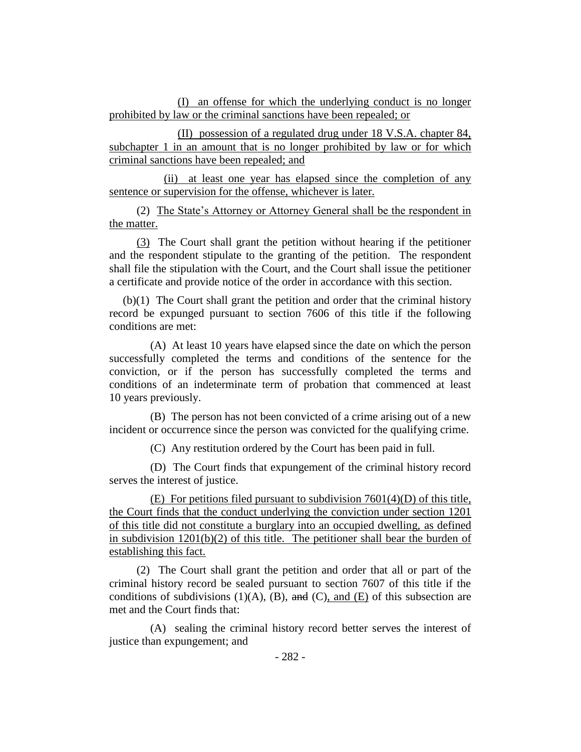(I) an offense for which the underlying conduct is no longer prohibited by law or the criminal sanctions have been repealed; or

(II) possession of a regulated drug under 18 V.S.A. chapter 84, subchapter 1 in an amount that is no longer prohibited by law or for which criminal sanctions have been repealed; and

(ii) at least one year has elapsed since the completion of any sentence or supervision for the offense, whichever is later.

(2) The State's Attorney or Attorney General shall be the respondent in the matter.

(3) The Court shall grant the petition without hearing if the petitioner and the respondent stipulate to the granting of the petition. The respondent shall file the stipulation with the Court, and the Court shall issue the petitioner a certificate and provide notice of the order in accordance with this section.

(b)(1) The Court shall grant the petition and order that the criminal history record be expunged pursuant to section 7606 of this title if the following conditions are met:

(A) At least 10 years have elapsed since the date on which the person successfully completed the terms and conditions of the sentence for the conviction, or if the person has successfully completed the terms and conditions of an indeterminate term of probation that commenced at least 10 years previously.

(B) The person has not been convicted of a crime arising out of a new incident or occurrence since the person was convicted for the qualifying crime.

(C) Any restitution ordered by the Court has been paid in full.

(D) The Court finds that expungement of the criminal history record serves the interest of justice.

(E) For petitions filed pursuant to subdivision 7601(4)(D) of this title, the Court finds that the conduct underlying the conviction under section 1201 of this title did not constitute a burglary into an occupied dwelling, as defined in subdivision 1201(b)(2) of this title. The petitioner shall bear the burden of establishing this fact.

(2) The Court shall grant the petition and order that all or part of the criminal history record be sealed pursuant to section 7607 of this title if the conditions of subdivisions (1)(A), (B), ~~and~~ (C), and (E) of this subsection are met and the Court finds that:

(A) sealing the criminal history record better serves the interest of justice than expungement; and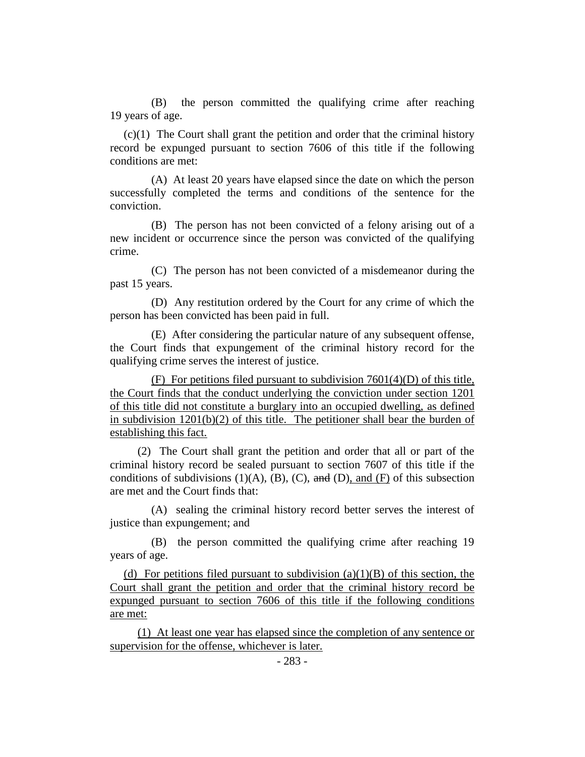(B) the person committed the qualifying crime after reaching 19 years of age.

(c)(1) The Court shall grant the petition and order that the criminal history record be expunged pursuant to section 7606 of this title if the following conditions are met:

(A) At least 20 years have elapsed since the date on which the person successfully completed the terms and conditions of the sentence for the conviction.

(B) The person has not been convicted of a felony arising out of a new incident or occurrence since the person was convicted of the qualifying crime.

(C) The person has not been convicted of a misdemeanor during the past 15 years.

(D) Any restitution ordered by the Court for any crime of which the person has been convicted has been paid in full.

(E) After considering the particular nature of any subsequent offense, the Court finds that expungement of the criminal history record for the qualifying crime serves the interest of justice.

<u>(F) For petitions filed pursuant to subdivision 7601(4)(D) of this title, the Court finds that the conduct underlying the conviction under section 1201 of this title did not constitute a burglary into an occupied dwelling, as defined in subdivision 1201(b)(2) of this title. The petitioner shall bear the burden of establishing this fact.</u>

(2) The Court shall grant the petition and order that all or part of the criminal history record be sealed pursuant to section 7607 of this title if the conditions of subdivisions (1)(A), (B), (C), ~~and~~ (D)<u>, and (F)</u> of this subsection are met and the Court finds that:

(A) sealing the criminal history record better serves the interest of justice than expungement; and

(B) the person committed the qualifying crime after reaching 19 years of age.

<u>(d) For petitions filed pursuant to subdivision (a)(1)(B) of this section, the Court shall grant the petition and order that the criminal history record be expunged pursuant to section 7606 of this title if the following conditions are met:</u>

<u>(1) At least one year has elapsed since the completion of any sentence or supervision for the offense, whichever is later.</u>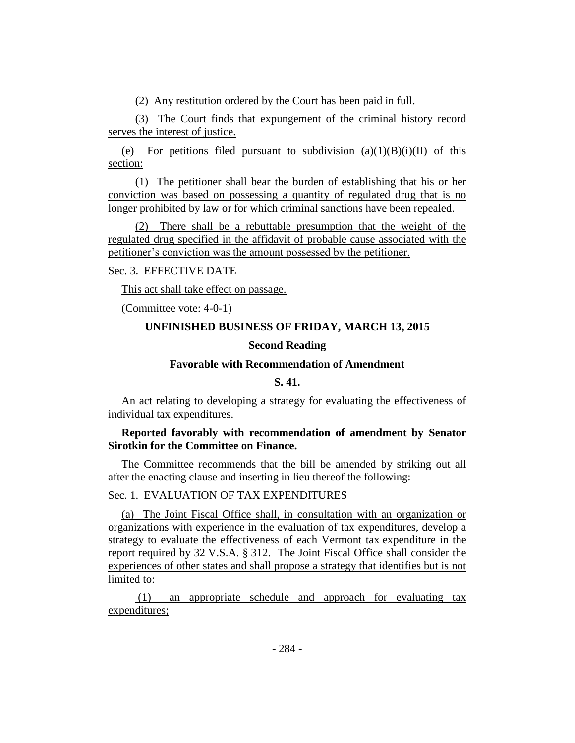(2) Any restitution ordered by the Court has been paid in full.

(3) The Court finds that expungement of the criminal history record serves the interest of justice.

(e) For petitions filed pursuant to subdivision (a)(1)(B)(i)(II) of this section:

(1) The petitioner shall bear the burden of establishing that his or her conviction was based on possessing a quantity of regulated drug that is no longer prohibited by law or for which criminal sanctions have been repealed.

(2) There shall be a rebuttable presumption that the weight of the regulated drug specified in the affidavit of probable cause associated with the petitioner's conviction was the amount possessed by the petitioner.

Sec. 3. EFFECTIVE DATE

This act shall take effect on passage.

(Committee vote: 4-0-1)

**UNFINISHED BUSINESS OF FRIDAY, MARCH 13, 2015**

**Second Reading**

**Favorable with Recommendation of Amendment**

**S. 41.**

An act relating to developing a strategy for evaluating the effectiveness of individual tax expenditures.

**Reported favorably with recommendation of amendment by Senator Sirotkin for the Committee on Finance.**

The Committee recommends that the bill be amended by striking out all after the enacting clause and inserting in lieu thereof the following:

Sec. 1. EVALUATION OF TAX EXPENDITURES

(a) The Joint Fiscal Office shall, in consultation with an organization or organizations with experience in the evaluation of tax expenditures, develop a strategy to evaluate the effectiveness of each Vermont tax expenditure in the report required by 32 V.S.A. § 312. The Joint Fiscal Office shall consider the experiences of other states and shall propose a strategy that identifies but is not limited to:

(1) an appropriate schedule and approach for evaluating tax expenditures;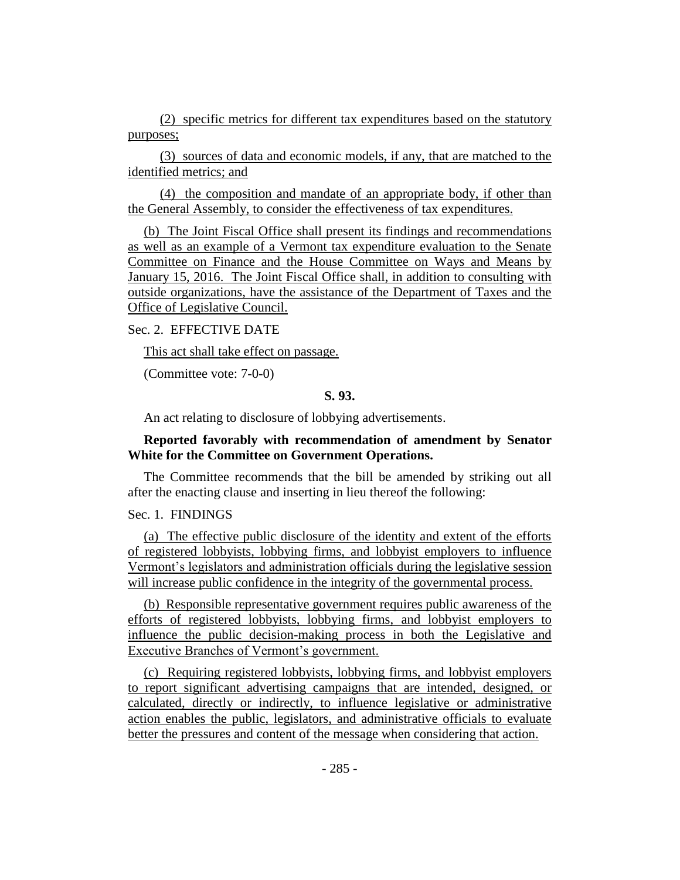(2) specific metrics for different tax expenditures based on the statutory purposes;

(3) sources of data and economic models, if any, that are matched to the identified metrics; and

(4) the composition and mandate of an appropriate body, if other than the General Assembly, to consider the effectiveness of tax expenditures.

(b) The Joint Fiscal Office shall present its findings and recommendations as well as an example of a Vermont tax expenditure evaluation to the Senate Committee on Finance and the House Committee on Ways and Means by January 15, 2016. The Joint Fiscal Office shall, in addition to consulting with outside organizations, have the assistance of the Department of Taxes and the Office of Legislative Council.

Sec. 2. EFFECTIVE DATE

This act shall take effect on passage.

(Committee vote: 7-0-0)

**S. 93.**

An act relating to disclosure of lobbying advertisements.

**Reported favorably with recommendation of amendment by Senator White for the Committee on Government Operations.**

The Committee recommends that the bill be amended by striking out all after the enacting clause and inserting in lieu thereof the following:

Sec. 1. FINDINGS

(a) The effective public disclosure of the identity and extent of the efforts of registered lobbyists, lobbying firms, and lobbyist employers to influence Vermont's legislators and administration officials during the legislative session will increase public confidence in the integrity of the governmental process.

(b) Responsible representative government requires public awareness of the efforts of registered lobbyists, lobbying firms, and lobbyist employers to influence the public decision-making process in both the Legislative and Executive Branches of Vermont's government.

(c) Requiring registered lobbyists, lobbying firms, and lobbyist employers to report significant advertising campaigns that are intended, designed, or calculated, directly or indirectly, to influence legislative or administrative action enables the public, legislators, and administrative officials to evaluate better the pressures and content of the message when considering that action.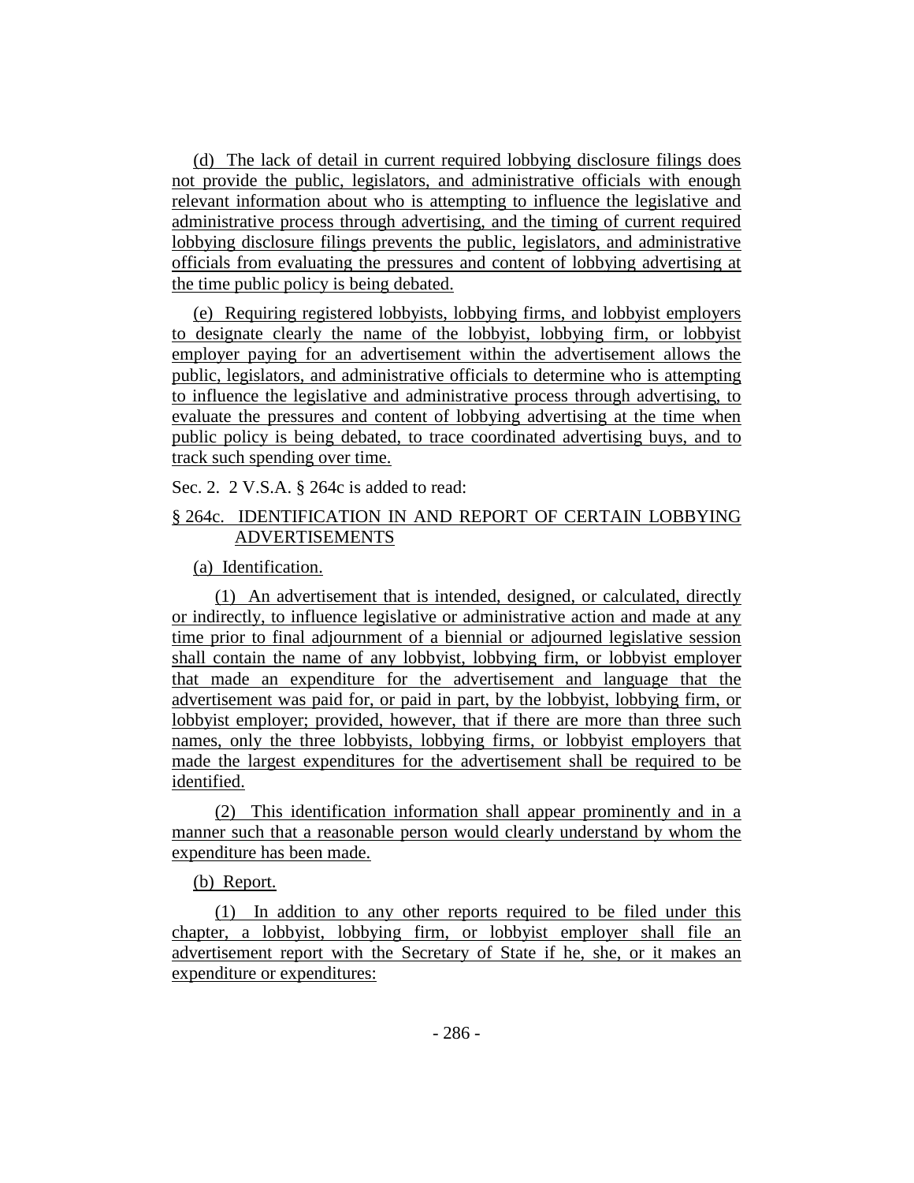(d) The lack of detail in current required lobbying disclosure filings does not provide the public, legislators, and administrative officials with enough relevant information about who is attempting to influence the legislative and administrative process through advertising, and the timing of current required lobbying disclosure filings prevents the public, legislators, and administrative officials from evaluating the pressures and content of lobbying advertising at the time public policy is being debated.

(e) Requiring registered lobbyists, lobbying firms, and lobbyist employers to designate clearly the name of the lobbyist, lobbying firm, or lobbyist employer paying for an advertisement within the advertisement allows the public, legislators, and administrative officials to determine who is attempting to influence the legislative and administrative process through advertising, to evaluate the pressures and content of lobbying advertising at the time when public policy is being debated, to trace coordinated advertising buys, and to track such spending over time.

Sec. 2. 2 V.S.A. § 264c is added to read:

§ 264c. IDENTIFICATION IN AND REPORT OF CERTAIN LOBBYING ADVERTISEMENTS

(a) Identification.

(1) An advertisement that is intended, designed, or calculated, directly or indirectly, to influence legislative or administrative action and made at any time prior to final adjournment of a biennial or adjourned legislative session shall contain the name of any lobbyist, lobbying firm, or lobbyist employer that made an expenditure for the advertisement and language that the advertisement was paid for, or paid in part, by the lobbyist, lobbying firm, or lobbyist employer; provided, however, that if there are more than three such names, only the three lobbyists, lobbying firms, or lobbyist employers that made the largest expenditures for the advertisement shall be required to be identified.

(2) This identification information shall appear prominently and in a manner such that a reasonable person would clearly understand by whom the expenditure has been made.

(b) Report.

(1) In addition to any other reports required to be filed under this chapter, a lobbyist, lobbying firm, or lobbyist employer shall file an advertisement report with the Secretary of State if he, she, or it makes an expenditure or expenditures: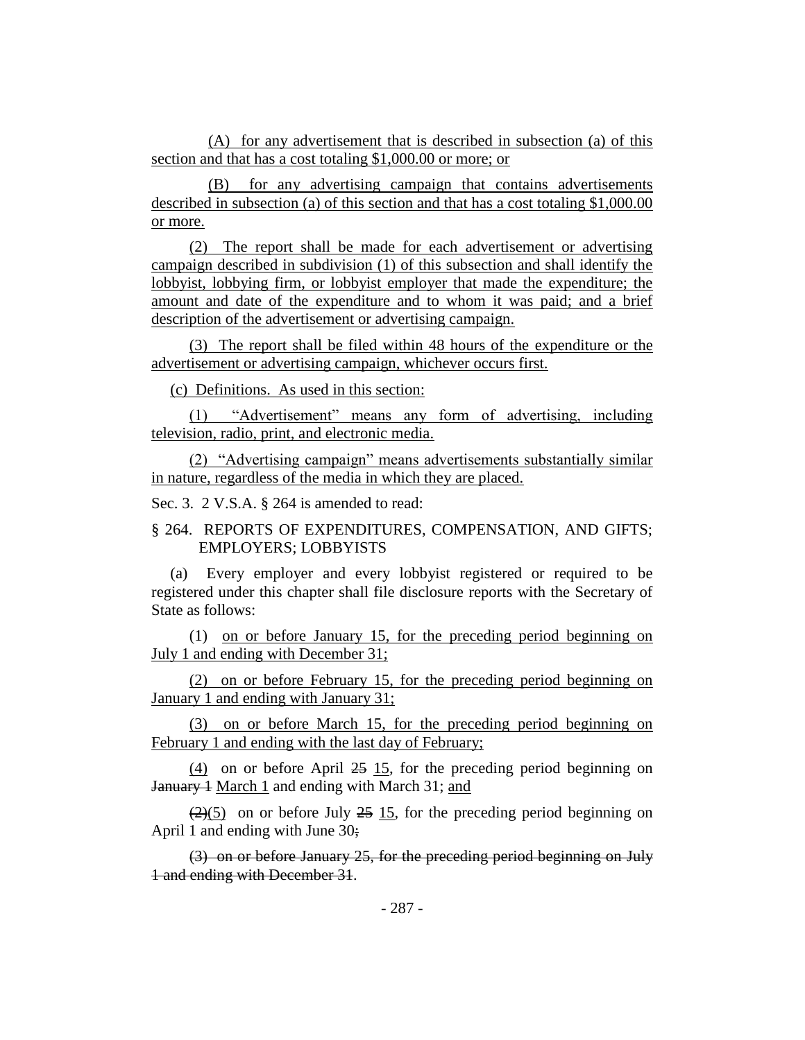(A) for any advertisement that is described in subsection (a) of this section and that has a cost totaling $1,000.00 or more; or

(B) for any advertising campaign that contains advertisements described in subsection (a) of this section and that has a cost totaling $1,000.00 or more.

(2) The report shall be made for each advertisement or advertising campaign described in subdivision (1) of this subsection and shall identify the lobbyist, lobbying firm, or lobbyist employer that made the expenditure; the amount and date of the expenditure and to whom it was paid; and a brief description of the advertisement or advertising campaign.

(3) The report shall be filed within 48 hours of the expenditure or the advertisement or advertising campaign, whichever occurs first.

(c) Definitions. As used in this section:

(1) "Advertisement" means any form of advertising, including television, radio, print, and electronic media.

(2) "Advertising campaign" means advertisements substantially similar in nature, regardless of the media in which they are placed.

Sec. 3. 2 V.S.A. § 264 is amended to read:

§ 264. REPORTS OF EXPENDITURES, COMPENSATION, AND GIFTS; EMPLOYERS; LOBBYISTS

(a) Every employer and every lobbyist registered or required to be registered under this chapter shall file disclosure reports with the Secretary of State as follows:

(1) on or before January 15, for the preceding period beginning on July 1 and ending with December 31;

(2) on or before February 15, for the preceding period beginning on January 1 and ending with January 31;

(3) on or before March 15, for the preceding period beginning on February 1 and ending with the last day of February;

(4) on or before April ~~25~~ 15, for the preceding period beginning on ~~January 1~~ March 1 and ending with March 31; and

~~(2)~~(5) on or before July ~~25~~ 15, for the preceding period beginning on April 1 and ending with June 30~~;~~

~~(3) on or before January 25, for the preceding period beginning on July 1 and ending with December 31~~.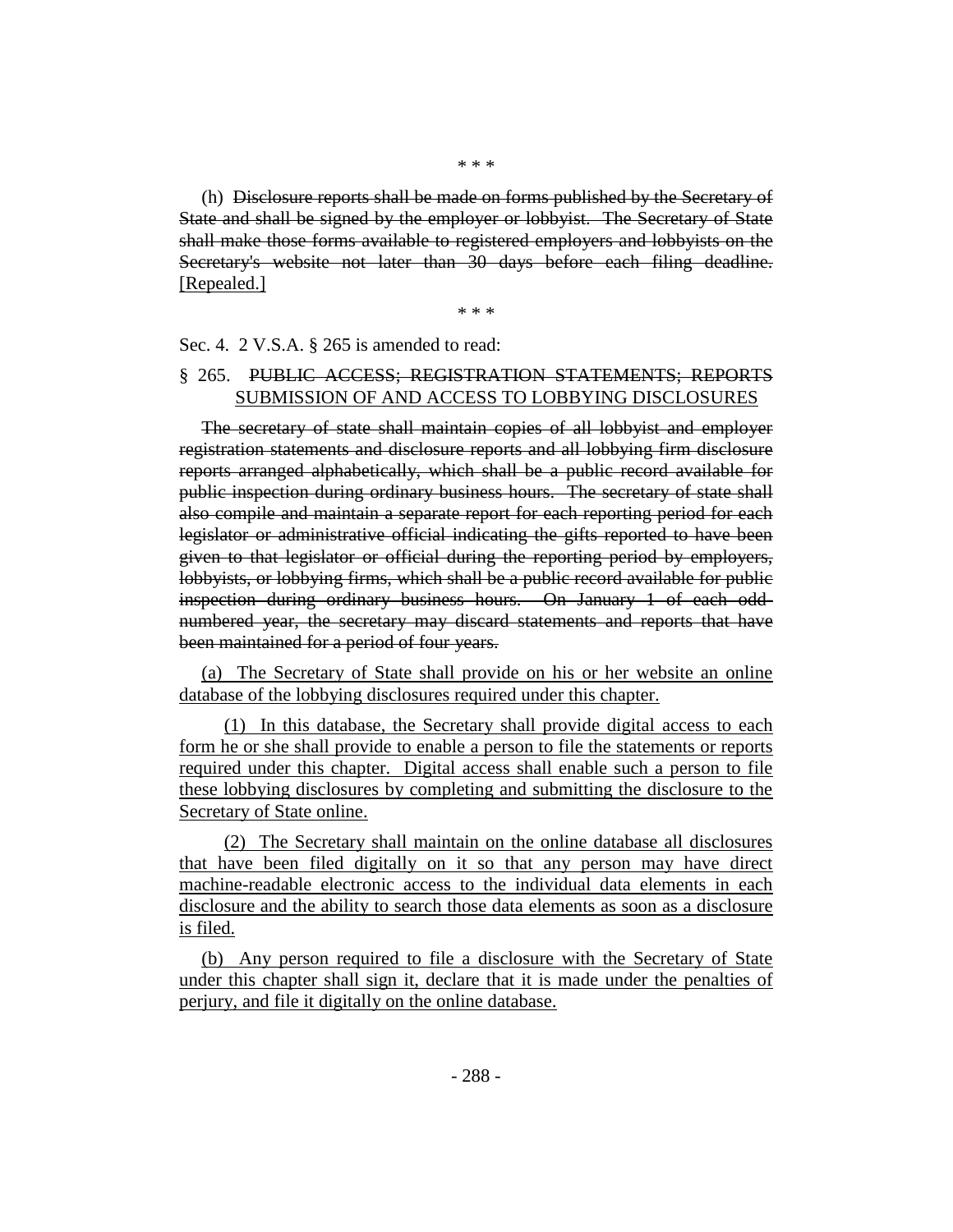\* \* \*

(h) ~~Disclosure reports shall be made on forms published by the Secretary of State and shall be signed by the employer or lobbyist. The Secretary of State shall make those forms available to registered employers and lobbyists on the Secretary's website not later than 30 days before each filing deadline.~~ <u>[Repealed.]</u>

\* \* \*

Sec. 4. 2 V.S.A. § 265 is amended to read:

§ 265. ~~PUBLIC ACCESS; REGISTRATION STATEMENTS; REPORTS~~ <u>SUBMISSION OF AND ACCESS TO LOBBYING DISCLOSURES</u>

~~The secretary of state shall maintain copies of all lobbyist and employer registration statements and disclosure reports and all lobbying firm disclosure reports arranged alphabetically, which shall be a public record available for public inspection during ordinary business hours. The secretary of state shall also compile and maintain a separate report for each reporting period for each legislator or administrative official indicating the gifts reported to have been given to that legislator or official during the reporting period by employers, lobbyists, or lobbying firms, which shall be a public record available for public inspection during ordinary business hours. On January 1 of each odd-numbered year, the secretary may discard statements and reports that have been maintained for a period of four years.~~

<u>(a) The Secretary of State shall provide on his or her website an online database of the lobbying disclosures required under this chapter.</u>

<u>(1) In this database, the Secretary shall provide digital access to each form he or she shall provide to enable a person to file the statements or reports required under this chapter. Digital access shall enable such a person to file these lobbying disclosures by completing and submitting the disclosure to the Secretary of State online.</u>

<u>(2) The Secretary shall maintain on the online database all disclosures that have been filed digitally on it so that any person may have direct machine-readable electronic access to the individual data elements in each disclosure and the ability to search those data elements as soon as a disclosure is filed.</u>

<u>(b) Any person required to file a disclosure with the Secretary of State under this chapter shall sign it, declare that it is made under the penalties of perjury, and file it digitally on the online database.</u>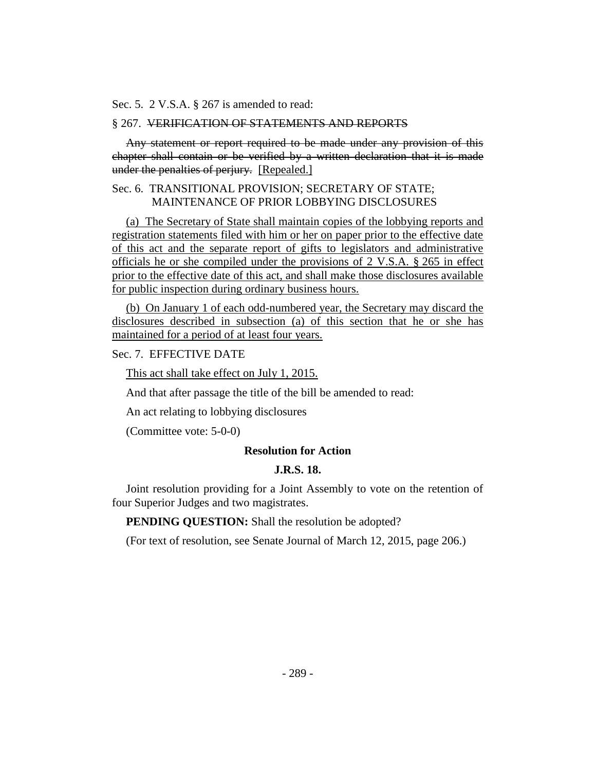Sec. 5. 2 V.S.A. § 267 is amended to read:

§ 267. ~~VERIFICATION OF STATEMENTS AND REPORTS~~

~~Any statement or report required to be made under any provision of this chapter shall contain or be verified by a written declaration that it is made under the penalties of perjury.~~ [Repealed.]

Sec. 6. TRANSITIONAL PROVISION; SECRETARY OF STATE; MAINTENANCE OF PRIOR LOBBYING DISCLOSURES

(a) The Secretary of State shall maintain copies of the lobbying reports and registration statements filed with him or her on paper prior to the effective date of this act and the separate report of gifts to legislators and administrative officials he or she compiled under the provisions of 2 V.S.A. § 265 in effect prior to the effective date of this act, and shall make those disclosures available for public inspection during ordinary business hours.

(b) On January 1 of each odd-numbered year, the Secretary may discard the disclosures described in subsection (a) of this section that he or she has maintained for a period of at least four years.

Sec. 7. EFFECTIVE DATE

This act shall take effect on July 1, 2015.

And that after passage the title of the bill be amended to read:

An act relating to lobbying disclosures

(Committee vote: 5-0-0)

**Resolution for Action**

**J.R.S. 18.**

Joint resolution providing for a Joint Assembly to vote on the retention of four Superior Judges and two magistrates.

**PENDING QUESTION:** Shall the resolution be adopted?

(For text of resolution, see Senate Journal of March 12, 2015, page 206.)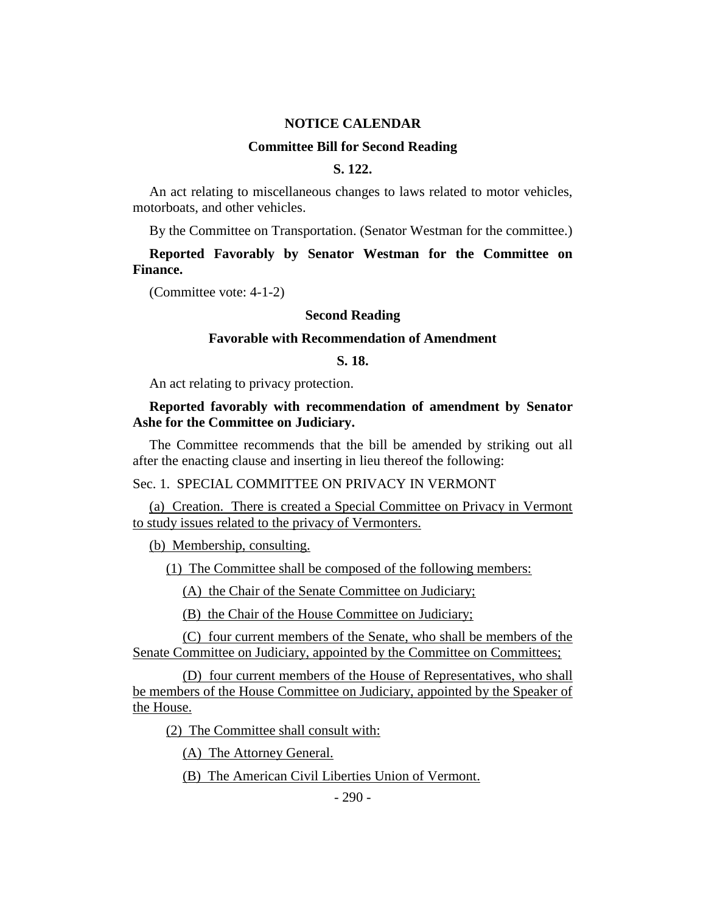**NOTICE CALENDAR**

**Committee Bill for Second Reading**

**S. 122.**

An act relating to miscellaneous changes to laws related to motor vehicles, motorboats, and other vehicles.

By the Committee on Transportation. (Senator Westman for the committee.)

**Reported Favorably by Senator Westman for the Committee on Finance.**

(Committee vote: 4-1-2)

**Second Reading**

**Favorable with Recommendation of Amendment**

**S. 18.**

An act relating to privacy protection.

**Reported favorably with recommendation of amendment by Senator Ashe for the Committee on Judiciary.**

The Committee recommends that the bill be amended by striking out all after the enacting clause and inserting in lieu thereof the following:

Sec. 1. SPECIAL COMMITTEE ON PRIVACY IN VERMONT

(a) Creation. There is created a Special Committee on Privacy in Vermont to study issues related to the privacy of Vermonters.

(b) Membership, consulting.

(1) The Committee shall be composed of the following members:

(A) the Chair of the Senate Committee on Judiciary;

(B) the Chair of the House Committee on Judiciary;

(C) four current members of the Senate, who shall be members of the Senate Committee on Judiciary, appointed by the Committee on Committees;

(D) four current members of the House of Representatives, who shall be members of the House Committee on Judiciary, appointed by the Speaker of the House.

(2) The Committee shall consult with:

(A) The Attorney General.

(B) The American Civil Liberties Union of Vermont.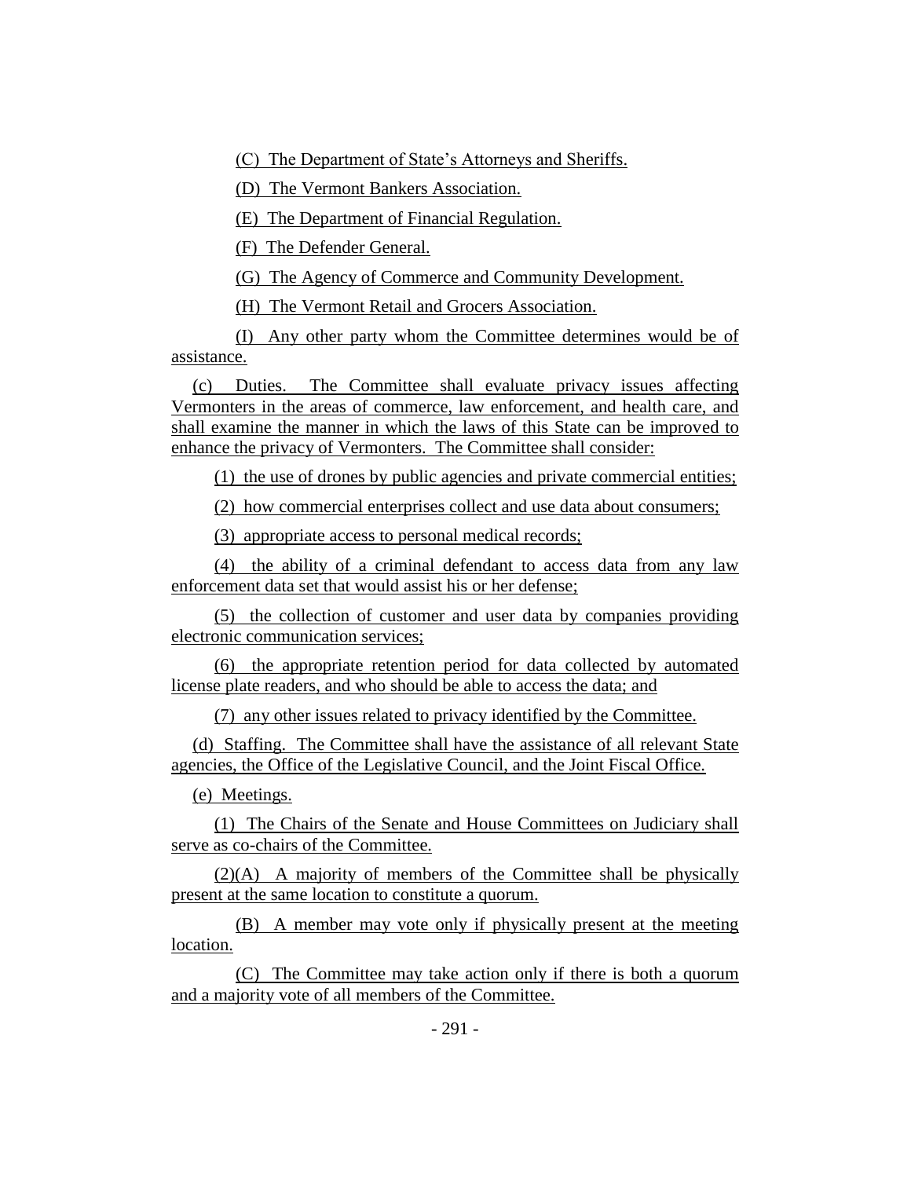(C) The Department of State's Attorneys and Sheriffs.

(D) The Vermont Bankers Association.

(E) The Department of Financial Regulation.

(F) The Defender General.

(G) The Agency of Commerce and Community Development.

(H) The Vermont Retail and Grocers Association.

(I) Any other party whom the Committee determines would be of assistance.

(c) Duties. The Committee shall evaluate privacy issues affecting Vermonters in the areas of commerce, law enforcement, and health care, and shall examine the manner in which the laws of this State can be improved to enhance the privacy of Vermonters. The Committee shall consider:

(1) the use of drones by public agencies and private commercial entities;

(2) how commercial enterprises collect and use data about consumers;

(3) appropriate access to personal medical records;

(4) the ability of a criminal defendant to access data from any law enforcement data set that would assist his or her defense;

(5) the collection of customer and user data by companies providing electronic communication services;

(6) the appropriate retention period for data collected by automated license plate readers, and who should be able to access the data; and

(7) any other issues related to privacy identified by the Committee.

(d) Staffing. The Committee shall have the assistance of all relevant State agencies, the Office of the Legislative Council, and the Joint Fiscal Office.

(e) Meetings.

(1) The Chairs of the Senate and House Committees on Judiciary shall serve as co-chairs of the Committee.

(2)(A) A majority of members of the Committee shall be physically present at the same location to constitute a quorum.

(B) A member may vote only if physically present at the meeting location.

(C) The Committee may take action only if there is both a quorum and a majority vote of all members of the Committee.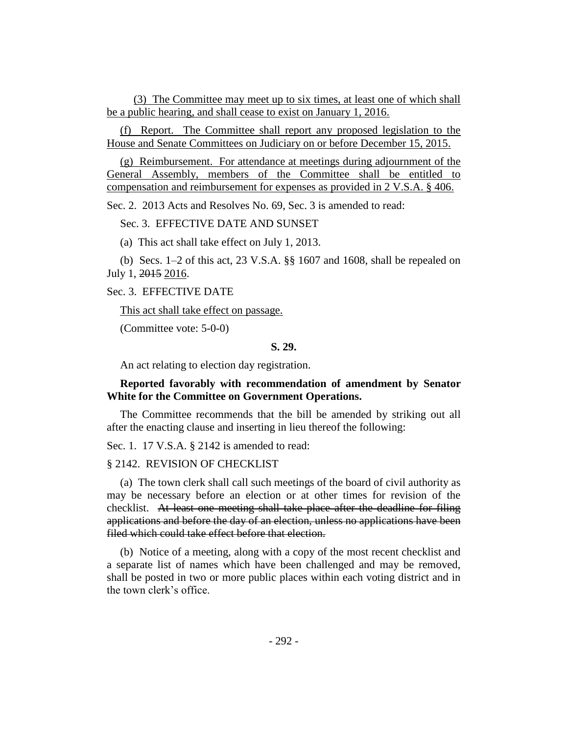(3) The Committee may meet up to six times, at least one of which shall be a public hearing, and shall cease to exist on January 1, 2016.

(f) Report. The Committee shall report any proposed legislation to the House and Senate Committees on Judiciary on or before December 15, 2015.

(g) Reimbursement. For attendance at meetings during adjournment of the General Assembly, members of the Committee shall be entitled to compensation and reimbursement for expenses as provided in 2 V.S.A. § 406.

Sec. 2. 2013 Acts and Resolves No. 69, Sec. 3 is amended to read:

Sec. 3. EFFECTIVE DATE AND SUNSET

(a) This act shall take effect on July 1, 2013.

(b) Secs. 1–2 of this act, 23 V.S.A. §§ 1607 and 1608, shall be repealed on July 1, ~~2015~~ 2016.

Sec. 3. EFFECTIVE DATE

This act shall take effect on passage.

(Committee vote: 5-0-0)

**S. 29.**

An act relating to election day registration.

**Reported favorably with recommendation of amendment by Senator White for the Committee on Government Operations.**

The Committee recommends that the bill be amended by striking out all after the enacting clause and inserting in lieu thereof the following:

Sec. 1. 17 V.S.A. § 2142 is amended to read:

§ 2142. REVISION OF CHECKLIST

(a) The town clerk shall call such meetings of the board of civil authority as may be necessary before an election or at other times for revision of the checklist. ~~At least one meeting shall take place after the deadline for filing applications and before the day of an election, unless no applications have been filed which could take effect before that election.~~

(b) Notice of a meeting, along with a copy of the most recent checklist and a separate list of names which have been challenged and may be removed, shall be posted in two or more public places within each voting district and in the town clerk's office.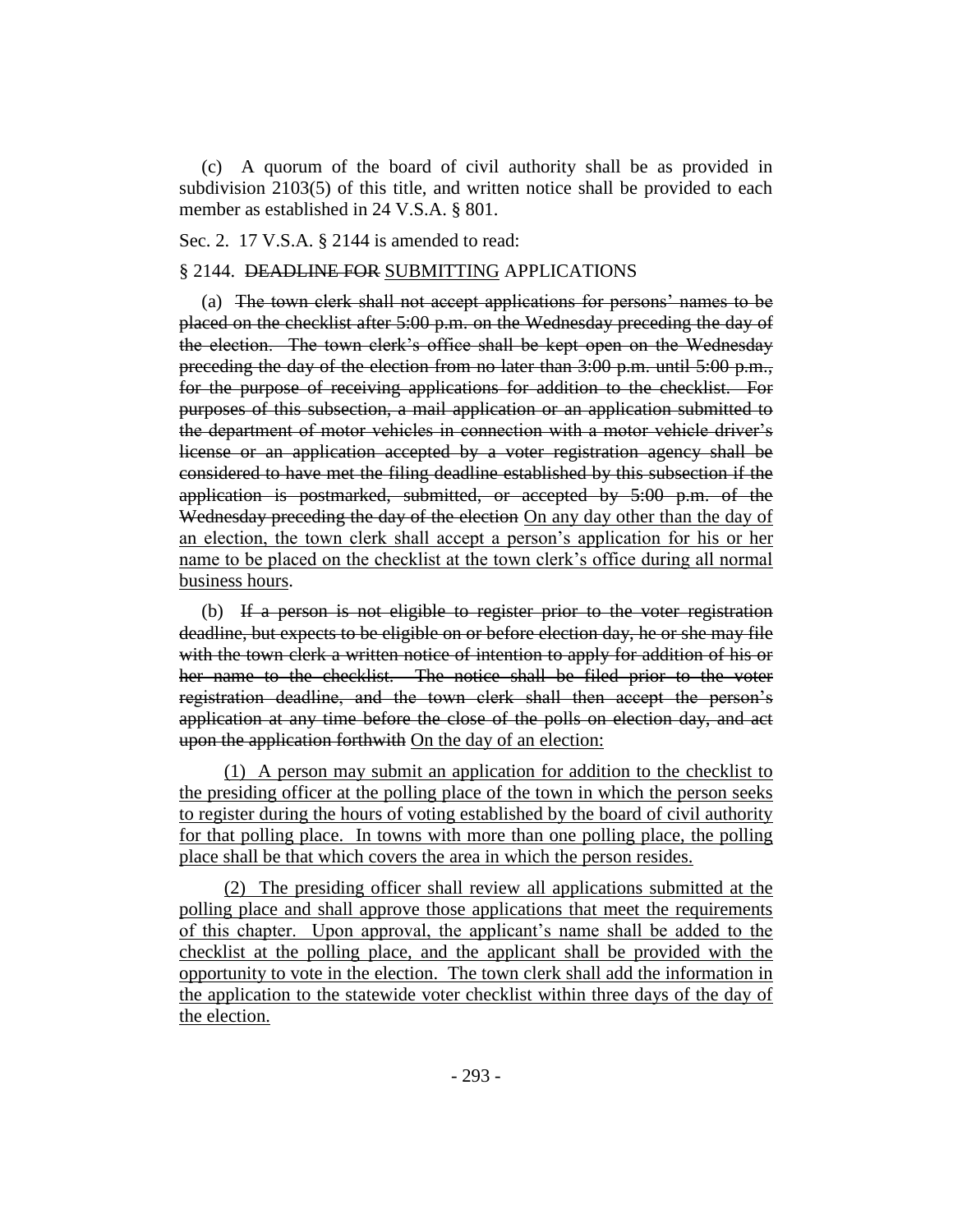(c) A quorum of the board of civil authority shall be as provided in subdivision 2103(5) of this title, and written notice shall be provided to each member as established in 24 V.S.A. § 801.

Sec. 2. 17 V.S.A. § 2144 is amended to read:

§ 2144. ~~DEADLINE FOR~~ <u>SUBMITTING</u> APPLICATIONS

(a) ~~The town clerk shall not accept applications for persons' names to be placed on the checklist after 5:00 p.m. on the Wednesday preceding the day of the election. The town clerk's office shall be kept open on the Wednesday preceding the day of the election from no later than 3:00 p.m. until 5:00 p.m., for the purpose of receiving applications for addition to the checklist. For purposes of this subsection, a mail application or an application submitted to the department of motor vehicles in connection with a motor vehicle driver's license or an application accepted by a voter registration agency shall be considered to have met the filing deadline established by this subsection if the application is postmarked, submitted, or accepted by 5:00 p.m. of the Wednesday preceding the day of the election~~ <u>On any day other than the day of an election, the town clerk shall accept a person's application for his or her name to be placed on the checklist at the town clerk's office during all normal business hours</u>.

(b) ~~If a person is not eligible to register prior to the voter registration deadline, but expects to be eligible on or before election day, he or she may file with the town clerk a written notice of intention to apply for addition of his or her name to the checklist. The notice shall be filed prior to the voter registration deadline, and the town clerk shall then accept the person's application at any time before the close of the polls on election day, and act upon the application forthwith~~ <u>On the day of an election:</u>

<u>(1) A person may submit an application for addition to the checklist to the presiding officer at the polling place of the town in which the person seeks to register during the hours of voting established by the board of civil authority for that polling place. In towns with more than one polling place, the polling place shall be that which covers the area in which the person resides.</u>

<u>(2) The presiding officer shall review all applications submitted at the polling place and shall approve those applications that meet the requirements of this chapter. Upon approval, the applicant's name shall be added to the checklist at the polling place, and the applicant shall be provided with the opportunity to vote in the election. The town clerk shall add the information in the application to the statewide voter checklist within three days of the day of the election.</u>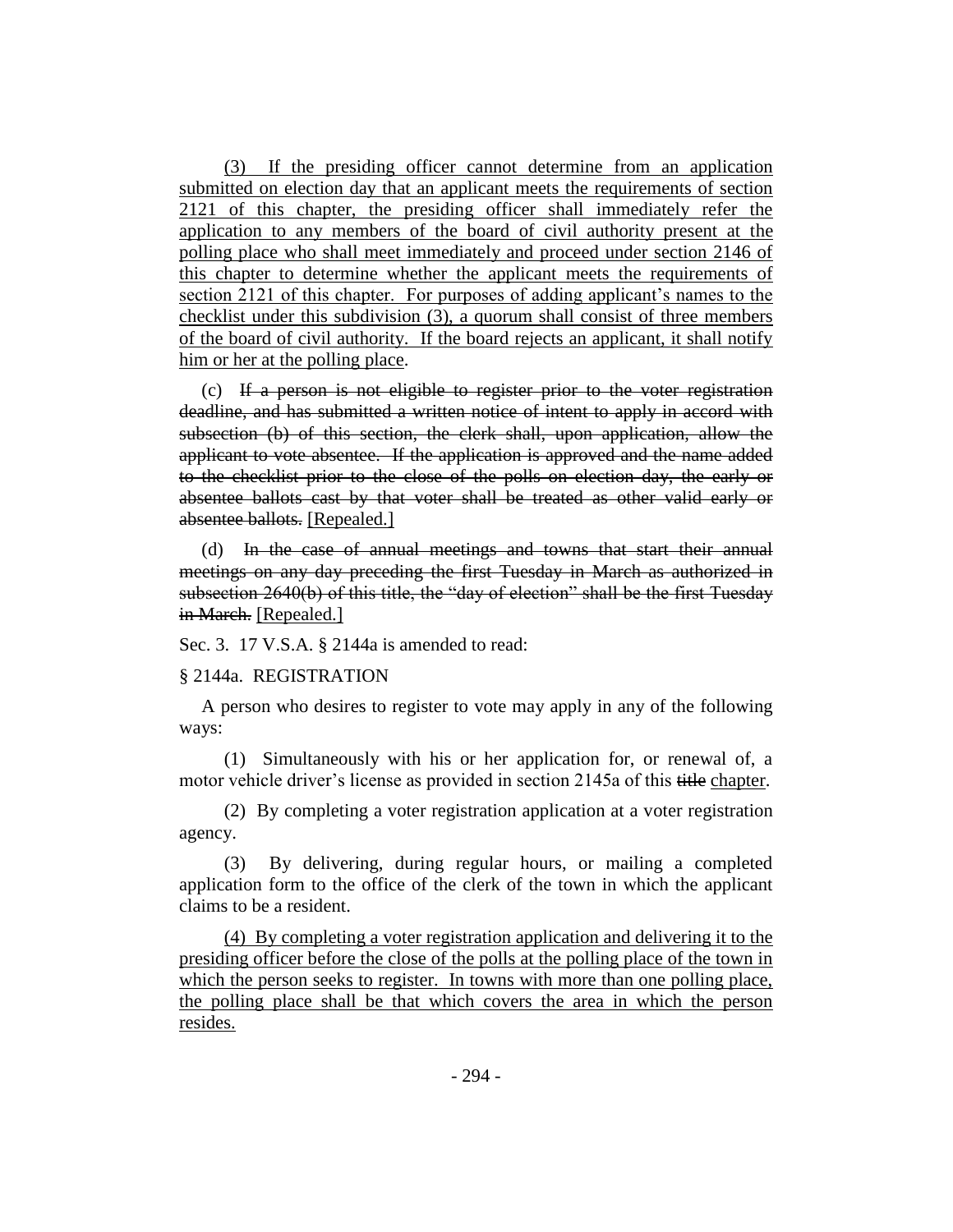(3) If the presiding officer cannot determine from an application submitted on election day that an applicant meets the requirements of section 2121 of this chapter, the presiding officer shall immediately refer the application to any members of the board of civil authority present at the polling place who shall meet immediately and proceed under section 2146 of this chapter to determine whether the applicant meets the requirements of section 2121 of this chapter. For purposes of adding applicant's names to the checklist under this subdivision (3), a quorum shall consist of three members of the board of civil authority. If the board rejects an applicant, it shall notify him or her at the polling place.

(c) ~~If a person is not eligible to register prior to the voter registration deadline, and has submitted a written notice of intent to apply in accord with subsection (b) of this section, the clerk shall, upon application, allow the applicant to vote absentee. If the application is approved and the name added to the checklist prior to the close of the polls on election day, the early or absentee ballots cast by that voter shall be treated as other valid early or absentee ballots.~~ [Repealed.]

(d) ~~In the case of annual meetings and towns that start their annual meetings on any day preceding the first Tuesday in March as authorized in subsection 2640(b) of this title, the "day of election" shall be the first Tuesday in March.~~ [Repealed.]

Sec. 3. 17 V.S.A. § 2144a is amended to read:

§ 2144a. REGISTRATION

A person who desires to register to vote may apply in any of the following ways:

(1) Simultaneously with his or her application for, or renewal of, a motor vehicle driver's license as provided in section 2145a of this ~~title~~ chapter.

(2) By completing a voter registration application at a voter registration agency.

(3) By delivering, during regular hours, or mailing a completed application form to the office of the clerk of the town in which the applicant claims to be a resident.

(4) By completing a voter registration application and delivering it to the presiding officer before the close of the polls at the polling place of the town in which the person seeks to register. In towns with more than one polling place, the polling place shall be that which covers the area in which the person resides.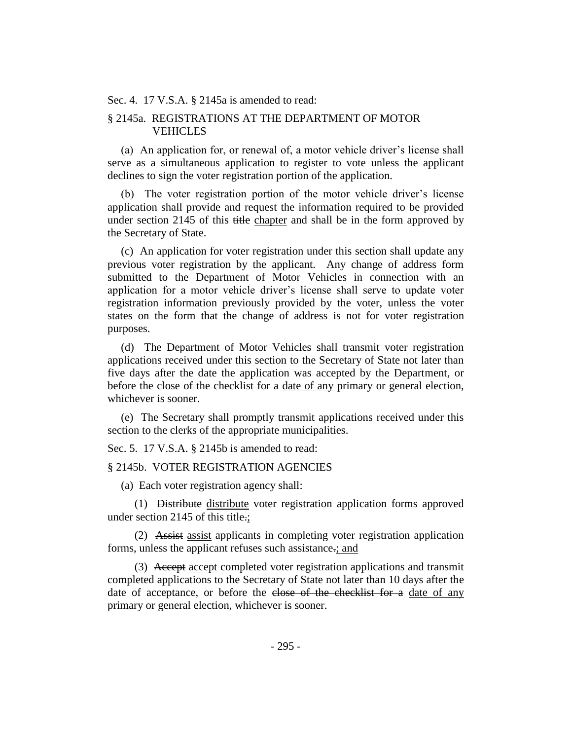Sec. 4. 17 V.S.A. § 2145a is amended to read:

§ 2145a. REGISTRATIONS AT THE DEPARTMENT OF MOTOR VEHICLES

(a) An application for, or renewal of, a motor vehicle driver's license shall serve as a simultaneous application to register to vote unless the applicant declines to sign the voter registration portion of the application.

(b) The voter registration portion of the motor vehicle driver's license application shall provide and request the information required to be provided under section 2145 of this ~~title~~ <u>chapter</u> and shall be in the form approved by the Secretary of State.

(c) An application for voter registration under this section shall update any previous voter registration by the applicant. Any change of address form submitted to the Department of Motor Vehicles in connection with an application for a motor vehicle driver's license shall serve to update voter registration information previously provided by the voter, unless the voter states on the form that the change of address is not for voter registration purposes.

(d) The Department of Motor Vehicles shall transmit voter registration applications received under this section to the Secretary of State not later than five days after the date the application was accepted by the Department, or before the ~~close of the checklist for a~~ <u>date of any</u> primary or general election, whichever is sooner.

(e) The Secretary shall promptly transmit applications received under this section to the clerks of the appropriate municipalities.

Sec. 5. 17 V.S.A. § 2145b is amended to read:

§ 2145b. VOTER REGISTRATION AGENCIES

(a) Each voter registration agency shall:

(1) ~~Distribute~~ <u>distribute</u> voter registration application forms approved under section 2145 of this title~~.~~<u>;</u>

(2) ~~Assist~~ <u>assist</u> applicants in completing voter registration application forms, unless the applicant refuses such assistance~~.~~<u>; and</u>

(3) ~~Accept~~ <u>accept</u> completed voter registration applications and transmit completed applications to the Secretary of State not later than 10 days after the date of acceptance, or before the ~~close of the checklist for a~~ <u>date of any</u> primary or general election, whichever is sooner.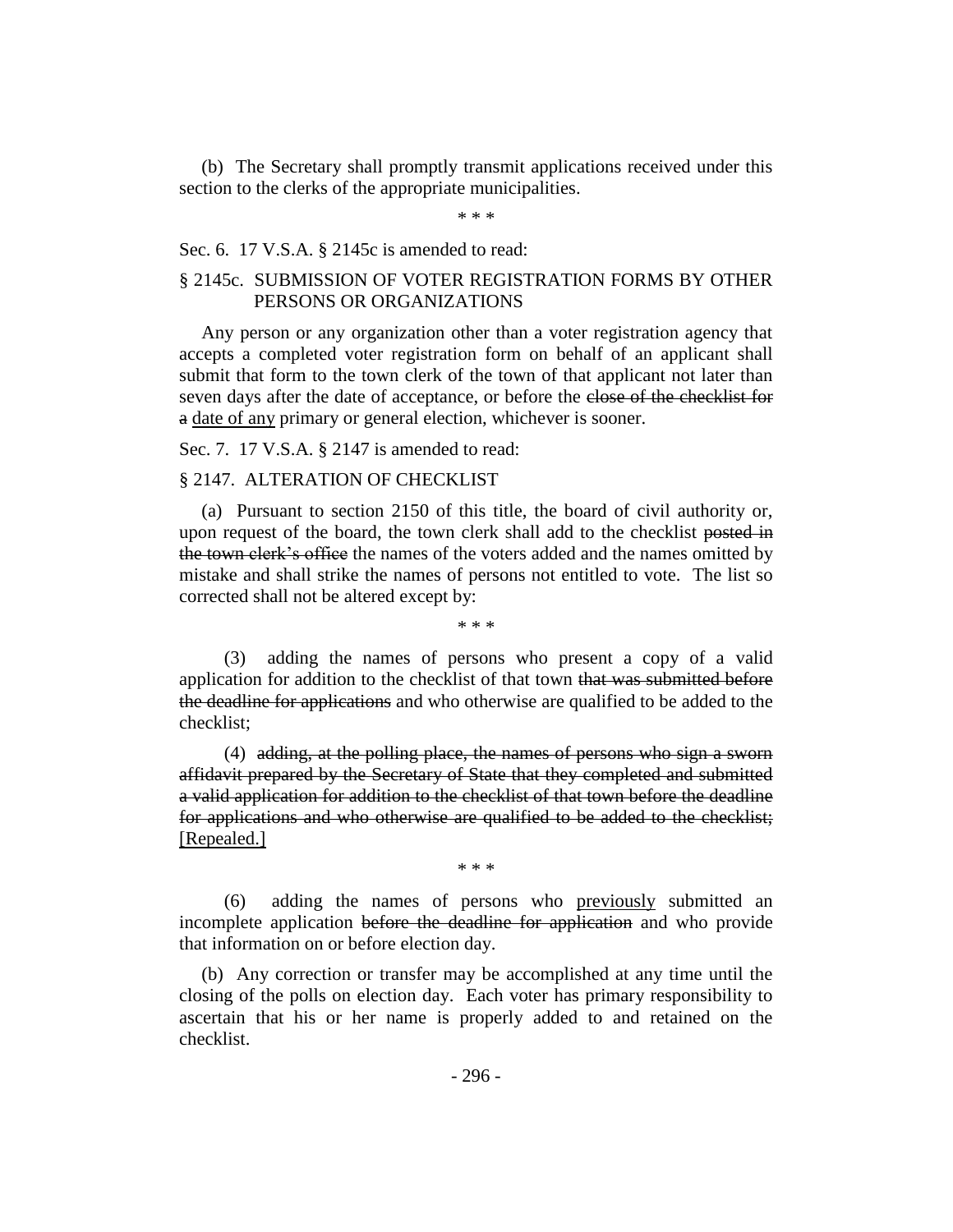(b) The Secretary shall promptly transmit applications received under this section to the clerks of the appropriate municipalities.

\* \* \*

Sec. 6. 17 V.S.A. § 2145c is amended to read:

§ 2145c. SUBMISSION OF VOTER REGISTRATION FORMS BY OTHER PERSONS OR ORGANIZATIONS

Any person or any organization other than a voter registration agency that accepts a completed voter registration form on behalf of an applicant shall submit that form to the town clerk of the town of that applicant not later than seven days after the date of acceptance, or before the ~~close of the checklist for a~~ <u>date of any</u> primary or general election, whichever is sooner.

Sec. 7. 17 V.S.A. § 2147 is amended to read:

§ 2147. ALTERATION OF CHECKLIST

(a) Pursuant to section 2150 of this title, the board of civil authority or, upon request of the board, the town clerk shall add to the checklist ~~posted in the town clerk's office~~ the names of the voters added and the names omitted by mistake and shall strike the names of persons not entitled to vote. The list so corrected shall not be altered except by:

\* \* \*

(3) adding the names of persons who present a copy of a valid application for addition to the checklist of that town ~~that was submitted before the deadline for applications~~ and who otherwise are qualified to be added to the checklist;

(4) ~~adding, at the polling place, the names of persons who sign a sworn affidavit prepared by the Secretary of State that they completed and submitted a valid application for addition to the checklist of that town before the deadline for applications and who otherwise are qualified to be added to the checklist;~~ <u>[Repealed.]</u>

\* \* \*

(6) adding the names of persons who <u>previously</u> submitted an incomplete application ~~before the deadline for application~~ and who provide that information on or before election day.

(b) Any correction or transfer may be accomplished at any time until the closing of the polls on election day. Each voter has primary responsibility to ascertain that his or her name is properly added to and retained on the checklist.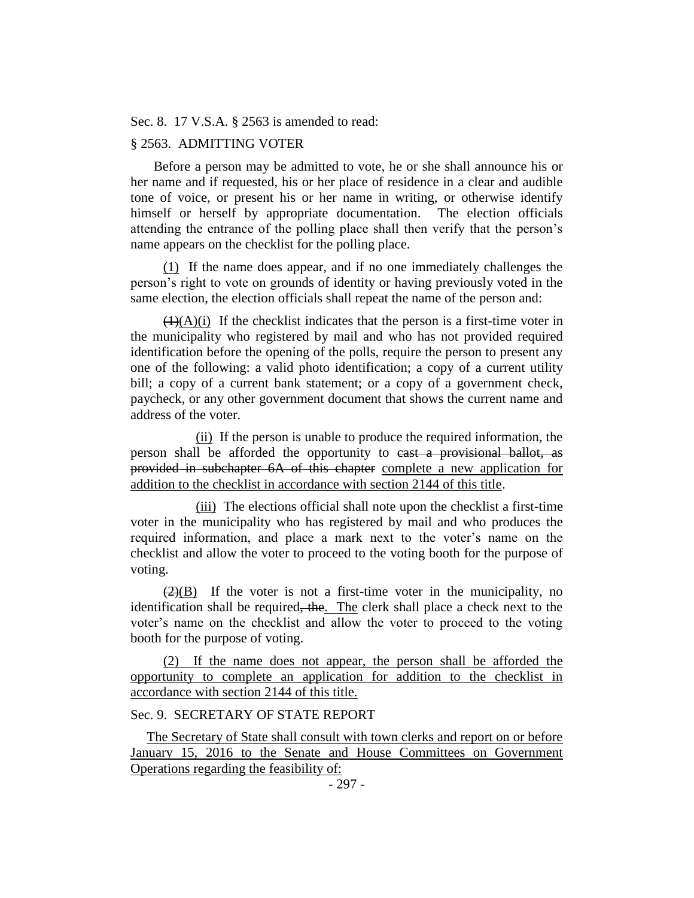Sec. 8. 17 V.S.A. § 2563 is amended to read:

§ 2563. ADMITTING VOTER

Before a person may be admitted to vote, he or she shall announce his or her name and if requested, his or her place of residence in a clear and audible tone of voice, or present his or her name in writing, or otherwise identify himself or herself by appropriate documentation. The election officials attending the entrance of the polling place shall then verify that the person's name appears on the checklist for the polling place.

(1) If the name does appear, and if no one immediately challenges the person's right to vote on grounds of identity or having previously voted in the same election, the election officials shall repeat the name of the person and:

~~(1)~~(A)(i) If the checklist indicates that the person is a first-time voter in the municipality who registered by mail and who has not provided required identification before the opening of the polls, require the person to present any one of the following: a valid photo identification; a copy of a current utility bill; a copy of a current bank statement; or a copy of a government check, paycheck, or any other government document that shows the current name and address of the voter.

(ii) If the person is unable to produce the required information, the person shall be afforded the opportunity to ~~cast a provisional ballot, as provided in subchapter 6A of this chapter~~ complete a new application for addition to the checklist in accordance with section 2144 of this title.

(iii) The elections official shall note upon the checklist a first-time voter in the municipality who has registered by mail and who produces the required information, and place a mark next to the voter's name on the checklist and allow the voter to proceed to the voting booth for the purpose of voting.

~~(2)~~(B) If the voter is not a first-time voter in the municipality, no identification shall be required~~, the~~. The clerk shall place a check next to the voter's name on the checklist and allow the voter to proceed to the voting booth for the purpose of voting.

(2) If the name does not appear, the person shall be afforded the opportunity to complete an application for addition to the checklist in accordance with section 2144 of this title.

Sec. 9. SECRETARY OF STATE REPORT

The Secretary of State shall consult with town clerks and report on or before January 15, 2016 to the Senate and House Committees on Government Operations regarding the feasibility of: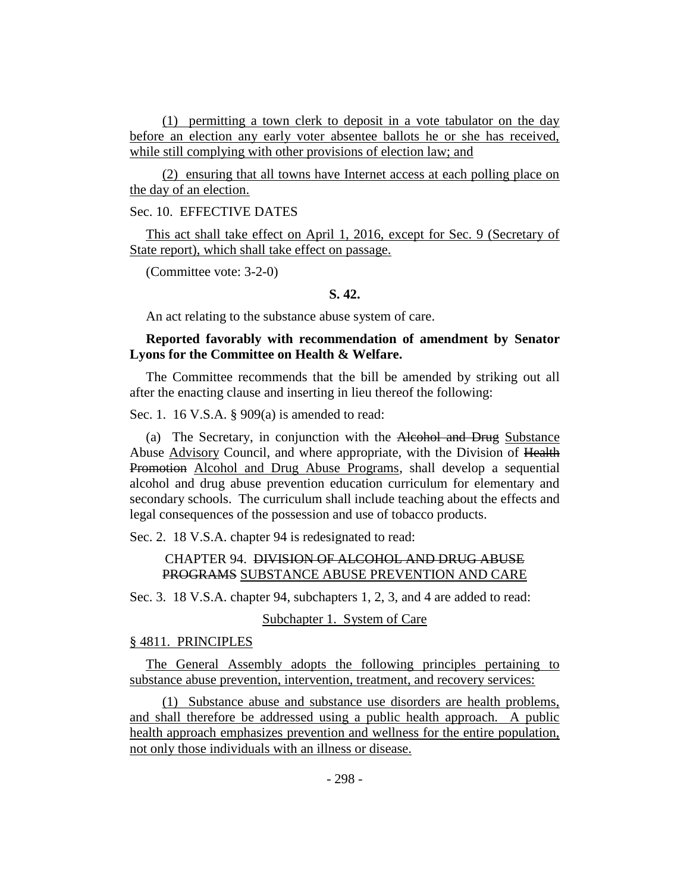(1) permitting a town clerk to deposit in a vote tabulator on the day before an election any early voter absentee ballots he or she has received, while still complying with other provisions of election law; and

(2) ensuring that all towns have Internet access at each polling place on the day of an election.

Sec. 10. EFFECTIVE DATES

This act shall take effect on April 1, 2016, except for Sec. 9 (Secretary of State report), which shall take effect on passage.

(Committee vote: 3-2-0)

**S. 42.**

An act relating to the substance abuse system of care.

**Reported favorably with recommendation of amendment by Senator Lyons for the Committee on Health & Welfare.**

The Committee recommends that the bill be amended by striking out all after the enacting clause and inserting in lieu thereof the following:

Sec. 1. 16 V.S.A. § 909(a) is amended to read:

(a) The Secretary, in conjunction with the ~~Alcohol and Drug~~ Substance Abuse Advisory Council, and where appropriate, with the Division of ~~Health Promotion~~ Alcohol and Drug Abuse Programs, shall develop a sequential alcohol and drug abuse prevention education curriculum for elementary and secondary schools. The curriculum shall include teaching about the effects and legal consequences of the possession and use of tobacco products.

Sec. 2. 18 V.S.A. chapter 94 is redesignated to read:

CHAPTER 94. ~~DIVISION OF ALCOHOL AND DRUG ABUSE PROGRAMS~~ SUBSTANCE ABUSE PREVENTION AND CARE

Sec. 3. 18 V.S.A. chapter 94, subchapters 1, 2, 3, and 4 are added to read:

Subchapter 1. System of Care

§ 4811. PRINCIPLES

The General Assembly adopts the following principles pertaining to substance abuse prevention, intervention, treatment, and recovery services:

(1) Substance abuse and substance use disorders are health problems, and shall therefore be addressed using a public health approach. A public health approach emphasizes prevention and wellness for the entire population, not only those individuals with an illness or disease.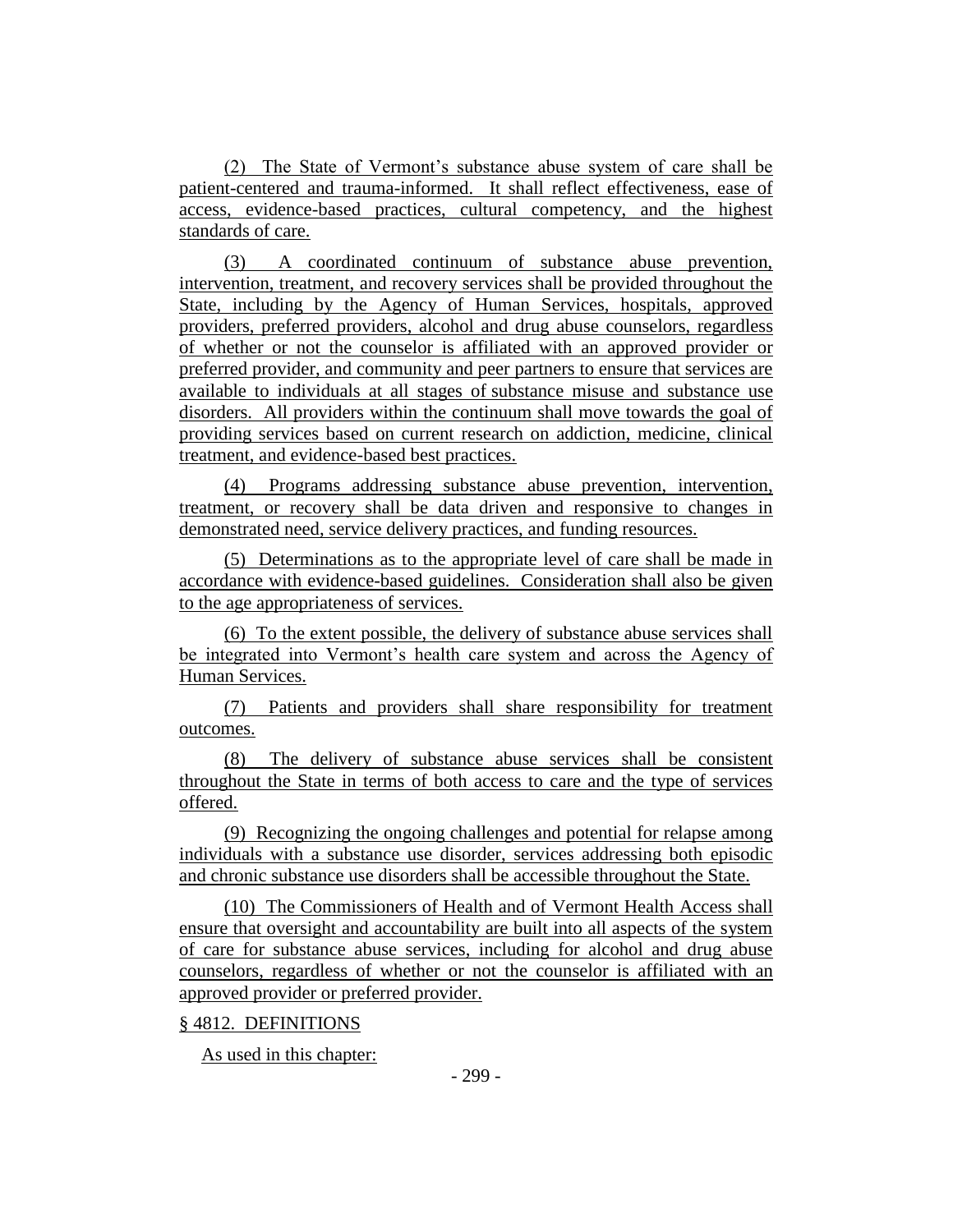(2) The State of Vermont's substance abuse system of care shall be patient-centered and trauma-informed. It shall reflect effectiveness, ease of access, evidence-based practices, cultural competency, and the highest standards of care.

(3) A coordinated continuum of substance abuse prevention, intervention, treatment, and recovery services shall be provided throughout the State, including by the Agency of Human Services, hospitals, approved providers, preferred providers, alcohol and drug abuse counselors, regardless of whether or not the counselor is affiliated with an approved provider or preferred provider, and community and peer partners to ensure that services are available to individuals at all stages of substance misuse and substance use disorders. All providers within the continuum shall move towards the goal of providing services based on current research on addiction, medicine, clinical treatment, and evidence-based best practices.

(4) Programs addressing substance abuse prevention, intervention, treatment, or recovery shall be data driven and responsive to changes in demonstrated need, service delivery practices, and funding resources.

(5) Determinations as to the appropriate level of care shall be made in accordance with evidence-based guidelines. Consideration shall also be given to the age appropriateness of services.

(6) To the extent possible, the delivery of substance abuse services shall be integrated into Vermont's health care system and across the Agency of Human Services.

(7) Patients and providers shall share responsibility for treatment outcomes.

(8) The delivery of substance abuse services shall be consistent throughout the State in terms of both access to care and the type of services offered.

(9) Recognizing the ongoing challenges and potential for relapse among individuals with a substance use disorder, services addressing both episodic and chronic substance use disorders shall be accessible throughout the State.

(10) The Commissioners of Health and of Vermont Health Access shall ensure that oversight and accountability are built into all aspects of the system of care for substance abuse services, including for alcohol and drug abuse counselors, regardless of whether or not the counselor is affiliated with an approved provider or preferred provider.

§ 4812. DEFINITIONS

As used in this chapter: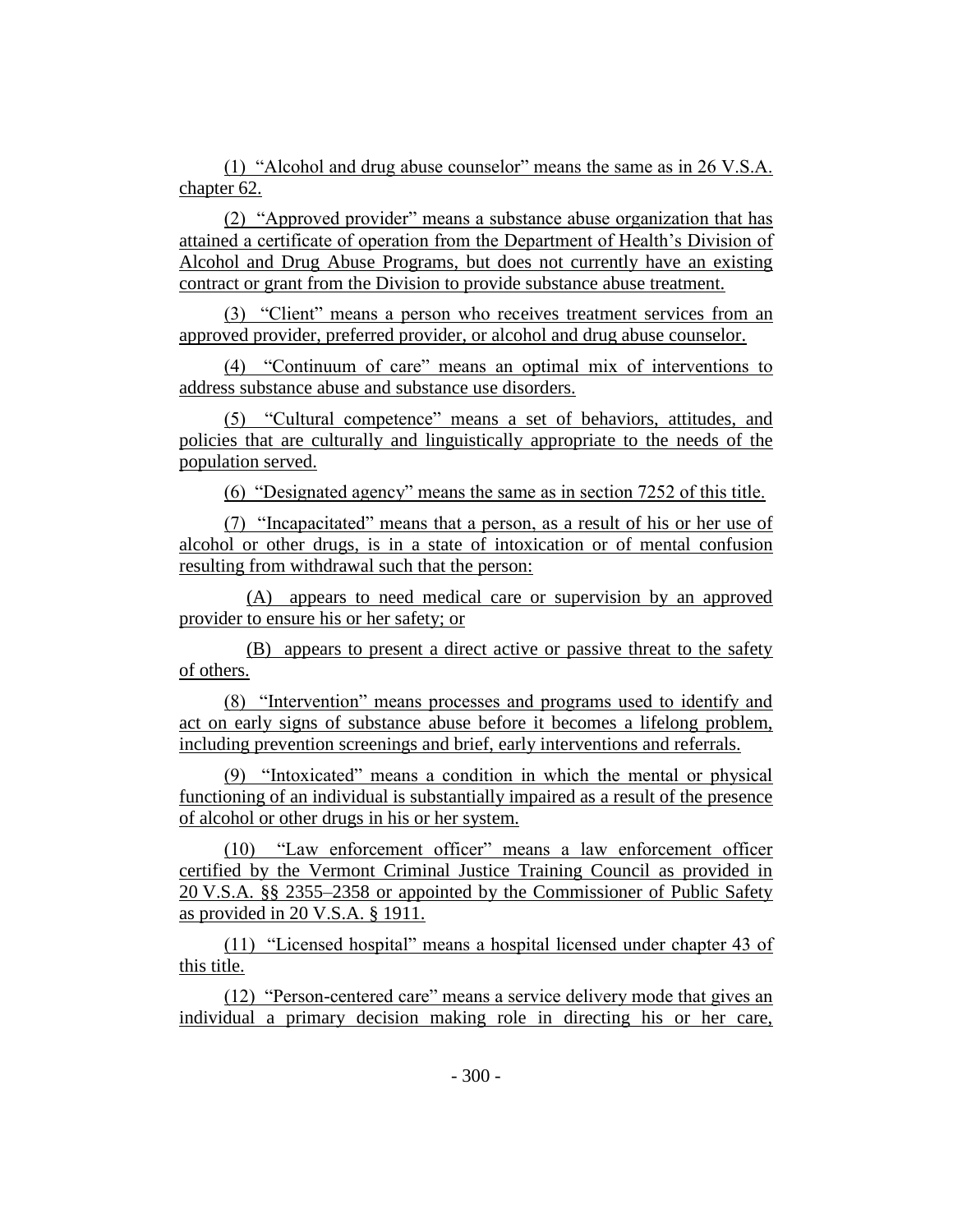(1) "Alcohol and drug abuse counselor" means the same as in 26 V.S.A. chapter 62.

(2) "Approved provider" means a substance abuse organization that has attained a certificate of operation from the Department of Health's Division of Alcohol and Drug Abuse Programs, but does not currently have an existing contract or grant from the Division to provide substance abuse treatment.

(3) "Client" means a person who receives treatment services from an approved provider, preferred provider, or alcohol and drug abuse counselor.

(4) "Continuum of care" means an optimal mix of interventions to address substance abuse and substance use disorders.

(5) "Cultural competence" means a set of behaviors, attitudes, and policies that are culturally and linguistically appropriate to the needs of the population served.

(6) "Designated agency" means the same as in section 7252 of this title.

(7) "Incapacitated" means that a person, as a result of his or her use of alcohol or other drugs, is in a state of intoxication or of mental confusion resulting from withdrawal such that the person:

(A) appears to need medical care or supervision by an approved provider to ensure his or her safety; or

(B) appears to present a direct active or passive threat to the safety of others.

(8) "Intervention" means processes and programs used to identify and act on early signs of substance abuse before it becomes a lifelong problem, including prevention screenings and brief, early interventions and referrals.

(9) "Intoxicated" means a condition in which the mental or physical functioning of an individual is substantially impaired as a result of the presence of alcohol or other drugs in his or her system.

(10) "Law enforcement officer" means a law enforcement officer certified by the Vermont Criminal Justice Training Council as provided in 20 V.S.A. §§ 2355–2358 or appointed by the Commissioner of Public Safety as provided in 20 V.S.A. § 1911.

(11) "Licensed hospital" means a hospital licensed under chapter 43 of this title.

(12) "Person-centered care" means a service delivery mode that gives an individual a primary decision making role in directing his or her care,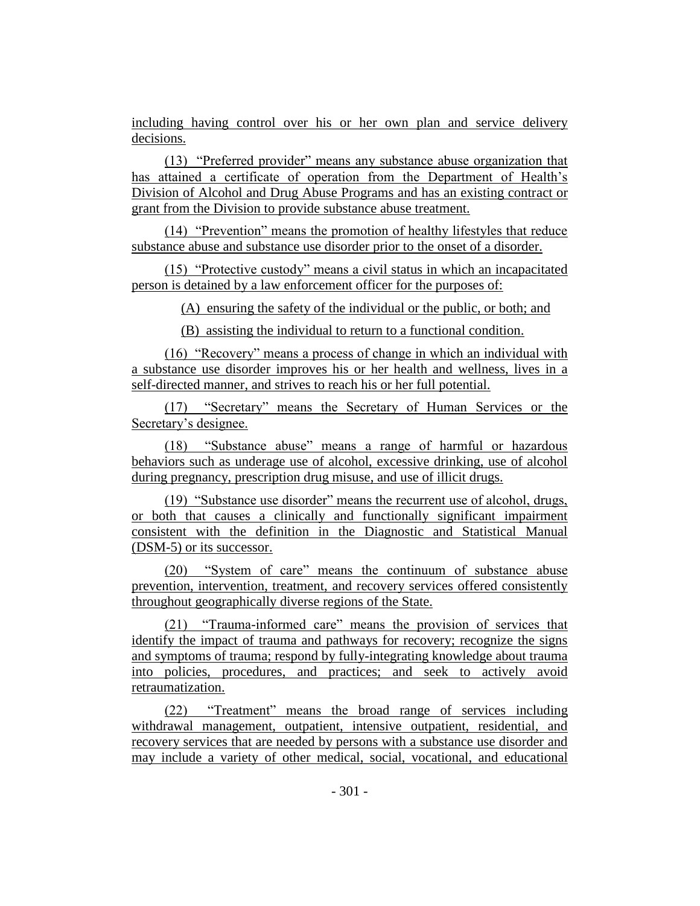including having control over his or her own plan and service delivery decisions.

(13) "Preferred provider" means any substance abuse organization that has attained a certificate of operation from the Department of Health's Division of Alcohol and Drug Abuse Programs and has an existing contract or grant from the Division to provide substance abuse treatment.

(14) "Prevention" means the promotion of healthy lifestyles that reduce substance abuse and substance use disorder prior to the onset of a disorder.

(15) "Protective custody" means a civil status in which an incapacitated person is detained by a law enforcement officer for the purposes of:

(A) ensuring the safety of the individual or the public, or both; and

(B) assisting the individual to return to a functional condition.

(16) "Recovery" means a process of change in which an individual with a substance use disorder improves his or her health and wellness, lives in a self-directed manner, and strives to reach his or her full potential.

(17) "Secretary" means the Secretary of Human Services or the Secretary's designee.

(18) "Substance abuse" means a range of harmful or hazardous behaviors such as underage use of alcohol, excessive drinking, use of alcohol during pregnancy, prescription drug misuse, and use of illicit drugs.

(19) "Substance use disorder" means the recurrent use of alcohol, drugs, or both that causes a clinically and functionally significant impairment consistent with the definition in the Diagnostic and Statistical Manual (DSM-5) or its successor.

(20) "System of care" means the continuum of substance abuse prevention, intervention, treatment, and recovery services offered consistently throughout geographically diverse regions of the State.

(21) "Trauma-informed care" means the provision of services that identify the impact of trauma and pathways for recovery; recognize the signs and symptoms of trauma; respond by fully-integrating knowledge about trauma into policies, procedures, and practices; and seek to actively avoid retraumatization.

(22) "Treatment" means the broad range of services including withdrawal management, outpatient, intensive outpatient, residential, and recovery services that are needed by persons with a substance use disorder and may include a variety of other medical, social, vocational, and educational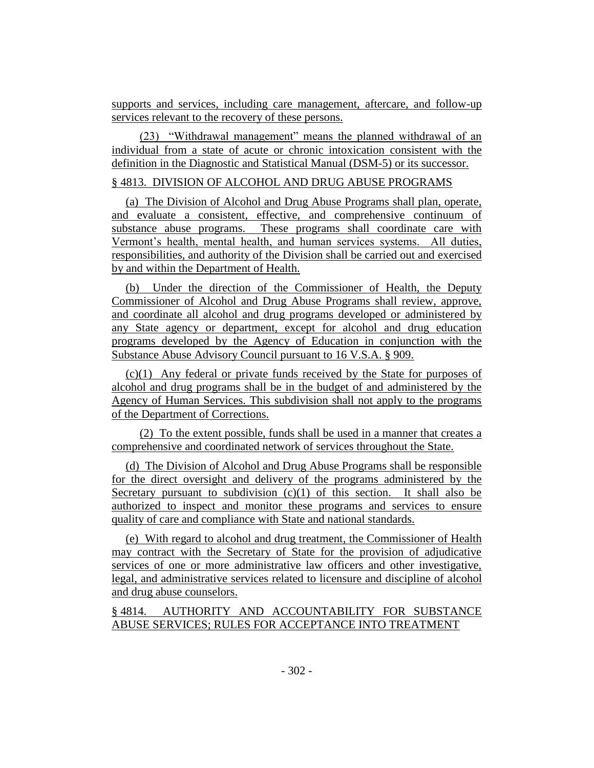supports and services, including care management, aftercare, and follow-up services relevant to the recovery of these persons.

(23) "Withdrawal management" means the planned withdrawal of an individual from a state of acute or chronic intoxication consistent with the definition in the Diagnostic and Statistical Manual (DSM-5) or its successor.

§ 4813. DIVISION OF ALCOHOL AND DRUG ABUSE PROGRAMS

(a) The Division of Alcohol and Drug Abuse Programs shall plan, operate, and evaluate a consistent, effective, and comprehensive continuum of substance abuse programs. These programs shall coordinate care with Vermont's health, mental health, and human services systems. All duties, responsibilities, and authority of the Division shall be carried out and exercised by and within the Department of Health.

(b) Under the direction of the Commissioner of Health, the Deputy Commissioner of Alcohol and Drug Abuse Programs shall review, approve, and coordinate all alcohol and drug programs developed or administered by any State agency or department, except for alcohol and drug education programs developed by the Agency of Education in conjunction with the Substance Abuse Advisory Council pursuant to 16 V.S.A. § 909.

(c)(1) Any federal or private funds received by the State for purposes of alcohol and drug programs shall be in the budget of and administered by the Agency of Human Services. This subdivision shall not apply to the programs of the Department of Corrections.

(2) To the extent possible, funds shall be used in a manner that creates a comprehensive and coordinated network of services throughout the State.

(d) The Division of Alcohol and Drug Abuse Programs shall be responsible for the direct oversight and delivery of the programs administered by the Secretary pursuant to subdivision (c)(1) of this section. It shall also be authorized to inspect and monitor these programs and services to ensure quality of care and compliance with State and national standards.

(e) With regard to alcohol and drug treatment, the Commissioner of Health may contract with the Secretary of State for the provision of adjudicative services of one or more administrative law officers and other investigative, legal, and administrative services related to licensure and discipline of alcohol and drug abuse counselors.

§ 4814. AUTHORITY AND ACCOUNTABILITY FOR SUBSTANCE ABUSE SERVICES; RULES FOR ACCEPTANCE INTO TREATMENT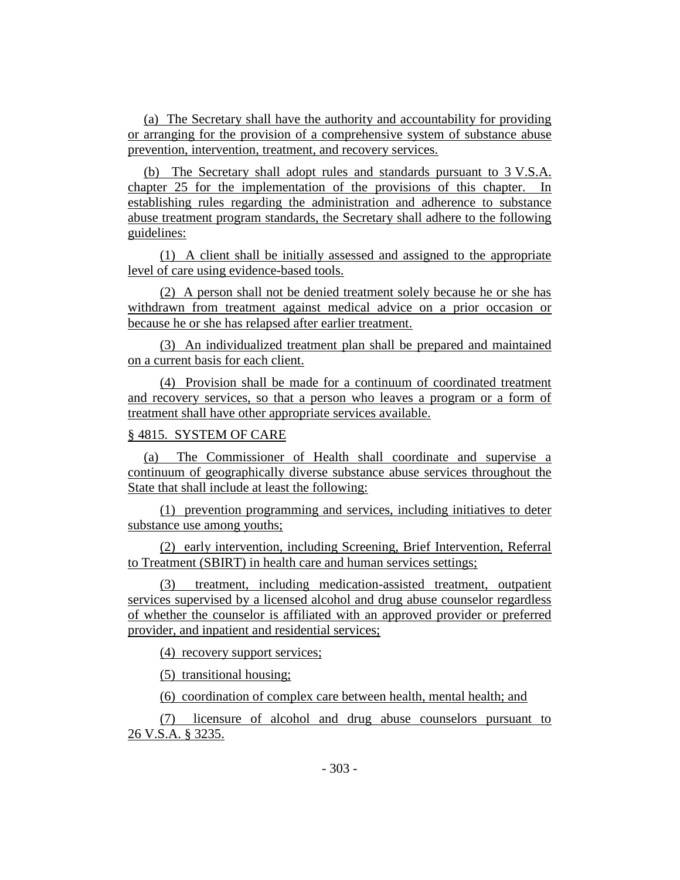(a) The Secretary shall have the authority and accountability for providing or arranging for the provision of a comprehensive system of substance abuse prevention, intervention, treatment, and recovery services.

(b) The Secretary shall adopt rules and standards pursuant to 3 V.S.A. chapter 25 for the implementation of the provisions of this chapter. In establishing rules regarding the administration and adherence to substance abuse treatment program standards, the Secretary shall adhere to the following guidelines:

(1) A client shall be initially assessed and assigned to the appropriate level of care using evidence-based tools.

(2) A person shall not be denied treatment solely because he or she has withdrawn from treatment against medical advice on a prior occasion or because he or she has relapsed after earlier treatment.

(3) An individualized treatment plan shall be prepared and maintained on a current basis for each client.

(4) Provision shall be made for a continuum of coordinated treatment and recovery services, so that a person who leaves a program or a form of treatment shall have other appropriate services available.

§ 4815. SYSTEM OF CARE

(a) The Commissioner of Health shall coordinate and supervise a continuum of geographically diverse substance abuse services throughout the State that shall include at least the following:

(1) prevention programming and services, including initiatives to deter substance use among youths;

(2) early intervention, including Screening, Brief Intervention, Referral to Treatment (SBIRT) in health care and human services settings;

(3) treatment, including medication-assisted treatment, outpatient services supervised by a licensed alcohol and drug abuse counselor regardless of whether the counselor is affiliated with an approved provider or preferred provider, and inpatient and residential services;

(4) recovery support services;

(5) transitional housing;

(6) coordination of complex care between health, mental health; and

(7) licensure of alcohol and drug abuse counselors pursuant to 26 V.S.A. § 3235.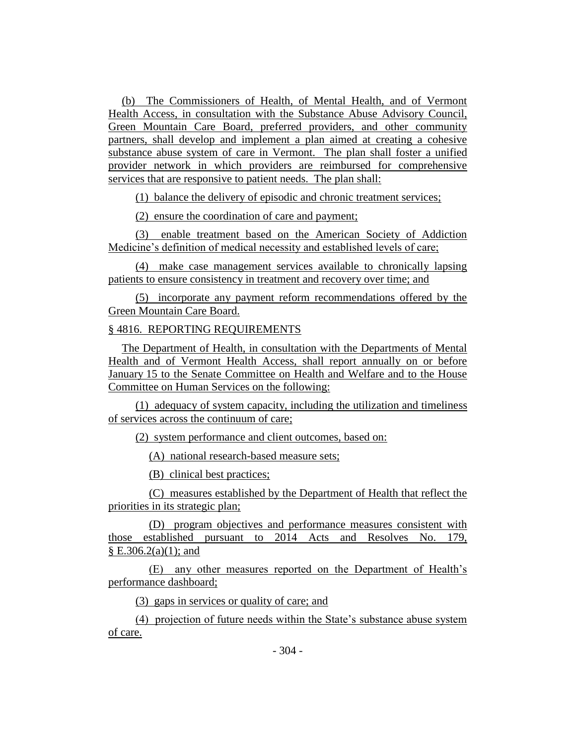(b) The Commissioners of Health, of Mental Health, and of Vermont Health Access, in consultation with the Substance Abuse Advisory Council, Green Mountain Care Board, preferred providers, and other community partners, shall develop and implement a plan aimed at creating a cohesive substance abuse system of care in Vermont. The plan shall foster a unified provider network in which providers are reimbursed for comprehensive services that are responsive to patient needs. The plan shall:

(1) balance the delivery of episodic and chronic treatment services;

(2) ensure the coordination of care and payment;

(3) enable treatment based on the American Society of Addiction Medicine's definition of medical necessity and established levels of care;

(4) make case management services available to chronically lapsing patients to ensure consistency in treatment and recovery over time; and

(5) incorporate any payment reform recommendations offered by the Green Mountain Care Board.

§ 4816. REPORTING REQUIREMENTS

The Department of Health, in consultation with the Departments of Mental Health and of Vermont Health Access, shall report annually on or before January 15 to the Senate Committee on Health and Welfare and to the House Committee on Human Services on the following:

(1) adequacy of system capacity, including the utilization and timeliness of services across the continuum of care;

(2) system performance and client outcomes, based on:

(A) national research-based measure sets;

(B) clinical best practices;

(C) measures established by the Department of Health that reflect the priorities in its strategic plan;

(D) program objectives and performance measures consistent with those established pursuant to 2014 Acts and Resolves No. 179, § E.306.2(a)(1); and

(E) any other measures reported on the Department of Health's performance dashboard;

(3) gaps in services or quality of care; and

(4) projection of future needs within the State's substance abuse system of care.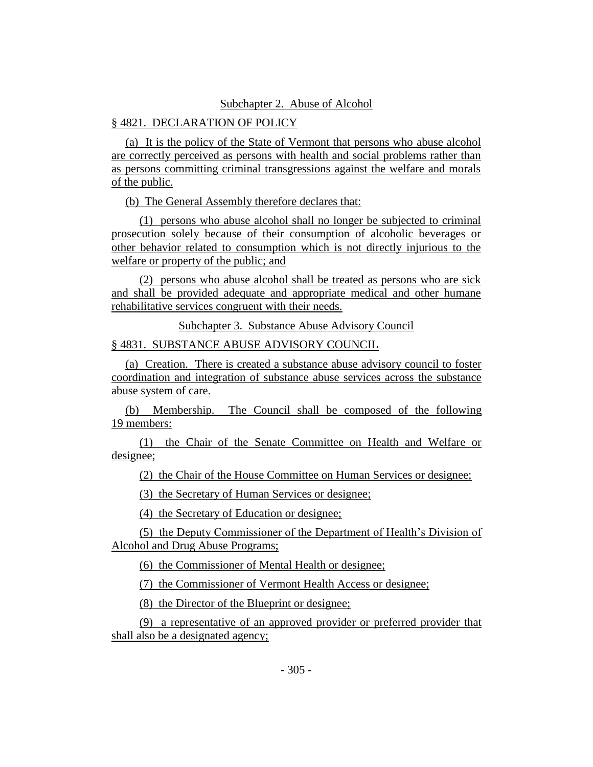Subchapter 2. Abuse of Alcohol

§ 4821. DECLARATION OF POLICY

(a) It is the policy of the State of Vermont that persons who abuse alcohol are correctly perceived as persons with health and social problems rather than as persons committing criminal transgressions against the welfare and morals of the public.

(b) The General Assembly therefore declares that:

(1) persons who abuse alcohol shall no longer be subjected to criminal prosecution solely because of their consumption of alcoholic beverages or other behavior related to consumption which is not directly injurious to the welfare or property of the public; and

(2) persons who abuse alcohol shall be treated as persons who are sick and shall be provided adequate and appropriate medical and other humane rehabilitative services congruent with their needs.

Subchapter 3. Substance Abuse Advisory Council

§ 4831. SUBSTANCE ABUSE ADVISORY COUNCIL

(a) Creation. There is created a substance abuse advisory council to foster coordination and integration of substance abuse services across the substance abuse system of care.

(b) Membership. The Council shall be composed of the following 19 members:

(1) the Chair of the Senate Committee on Health and Welfare or designee;

(2) the Chair of the House Committee on Human Services or designee;

(3) the Secretary of Human Services or designee;

(4) the Secretary of Education or designee;

(5) the Deputy Commissioner of the Department of Health's Division of Alcohol and Drug Abuse Programs;

(6) the Commissioner of Mental Health or designee;

(7) the Commissioner of Vermont Health Access or designee;

(8) the Director of the Blueprint or designee;

(9) a representative of an approved provider or preferred provider that shall also be a designated agency;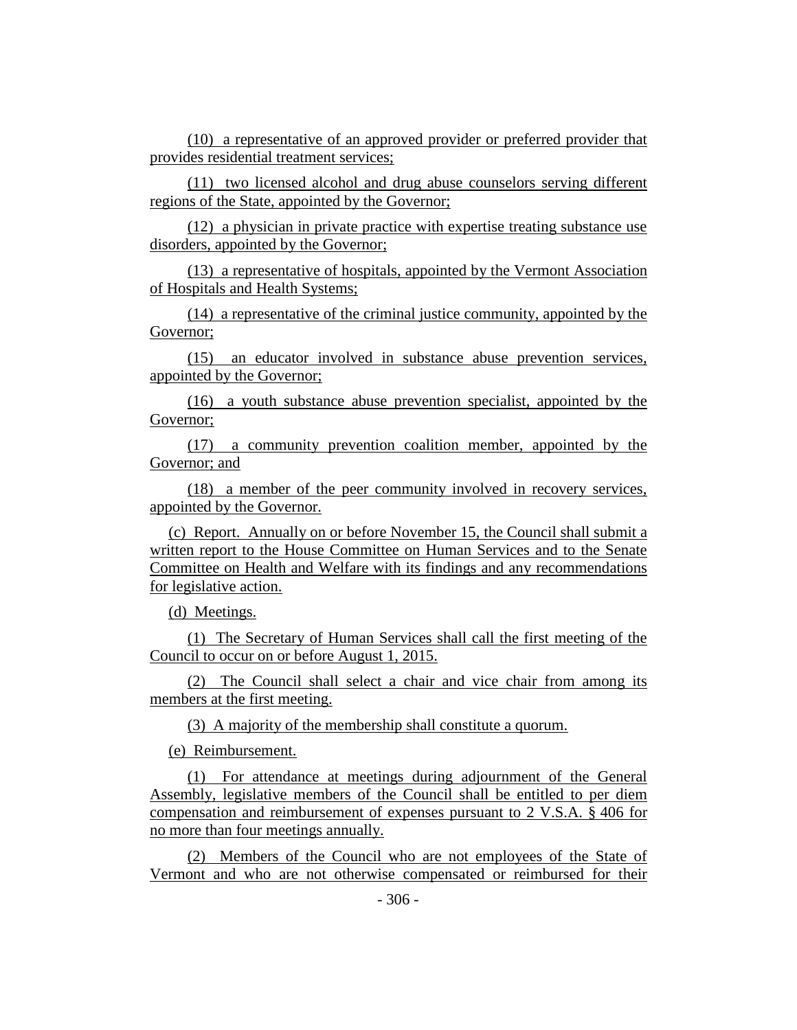(10) a representative of an approved provider or preferred provider that provides residential treatment services;

(11) two licensed alcohol and drug abuse counselors serving different regions of the State, appointed by the Governor;

(12) a physician in private practice with expertise treating substance use disorders, appointed by the Governor;

(13) a representative of hospitals, appointed by the Vermont Association of Hospitals and Health Systems;

(14) a representative of the criminal justice community, appointed by the Governor;

(15) an educator involved in substance abuse prevention services, appointed by the Governor;

(16) a youth substance abuse prevention specialist, appointed by the Governor;

(17) a community prevention coalition member, appointed by the Governor; and

(18) a member of the peer community involved in recovery services, appointed by the Governor.

(c) Report. Annually on or before November 15, the Council shall submit a written report to the House Committee on Human Services and to the Senate Committee on Health and Welfare with its findings and any recommendations for legislative action.

(d) Meetings.

(1) The Secretary of Human Services shall call the first meeting of the Council to occur on or before August 1, 2015.

(2) The Council shall select a chair and vice chair from among its members at the first meeting.

(3) A majority of the membership shall constitute a quorum.

(e) Reimbursement.

(1) For attendance at meetings during adjournment of the General Assembly, legislative members of the Council shall be entitled to per diem compensation and reimbursement of expenses pursuant to 2 V.S.A. § 406 for no more than four meetings annually.

(2) Members of the Council who are not employees of the State of Vermont and who are not otherwise compensated or reimbursed for their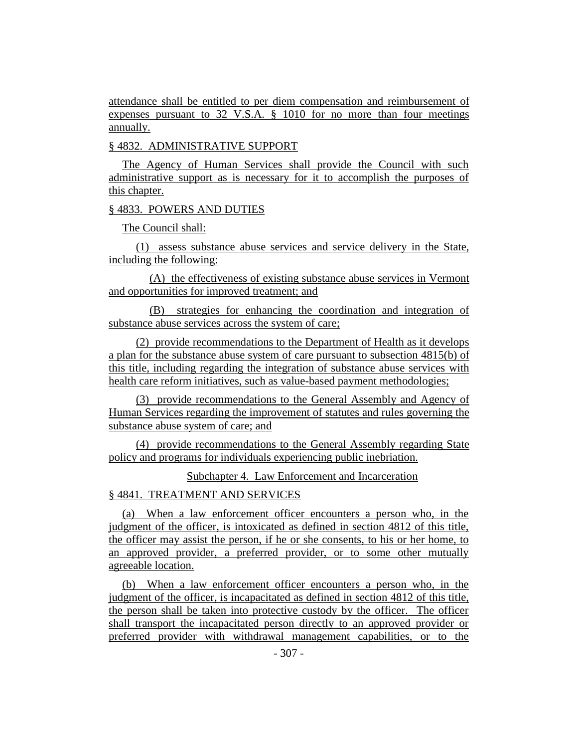attendance shall be entitled to per diem compensation and reimbursement of expenses pursuant to 32 V.S.A. § 1010 for no more than four meetings annually.

§ 4832. ADMINISTRATIVE SUPPORT

The Agency of Human Services shall provide the Council with such administrative support as is necessary for it to accomplish the purposes of this chapter.

§ 4833. POWERS AND DUTIES

The Council shall:

(1) assess substance abuse services and service delivery in the State, including the following:

(A) the effectiveness of existing substance abuse services in Vermont and opportunities for improved treatment; and

(B) strategies for enhancing the coordination and integration of substance abuse services across the system of care;

(2) provide recommendations to the Department of Health as it develops a plan for the substance abuse system of care pursuant to subsection 4815(b) of this title, including regarding the integration of substance abuse services with health care reform initiatives, such as value-based payment methodologies;

(3) provide recommendations to the General Assembly and Agency of Human Services regarding the improvement of statutes and rules governing the substance abuse system of care; and

(4) provide recommendations to the General Assembly regarding State policy and programs for individuals experiencing public inebriation.

Subchapter 4. Law Enforcement and Incarceration

§ 4841. TREATMENT AND SERVICES

(a) When a law enforcement officer encounters a person who, in the judgment of the officer, is intoxicated as defined in section 4812 of this title, the officer may assist the person, if he or she consents, to his or her home, to an approved provider, a preferred provider, or to some other mutually agreeable location.

(b) When a law enforcement officer encounters a person who, in the judgment of the officer, is incapacitated as defined in section 4812 of this title, the person shall be taken into protective custody by the officer. The officer shall transport the incapacitated person directly to an approved provider or preferred provider with withdrawal management capabilities, or to the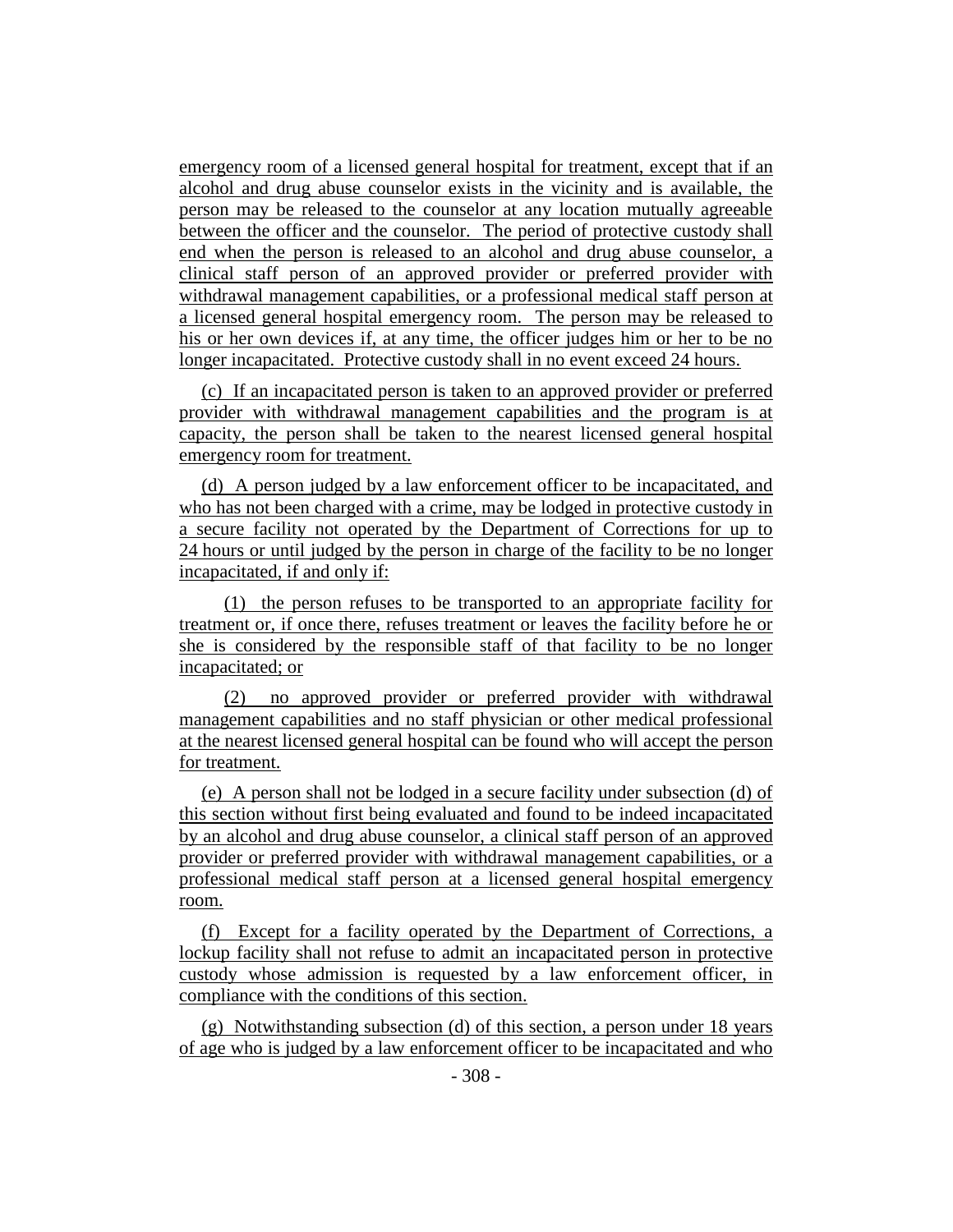emergency room of a licensed general hospital for treatment, except that if an alcohol and drug abuse counselor exists in the vicinity and is available, the person may be released to the counselor at any location mutually agreeable between the officer and the counselor. The period of protective custody shall end when the person is released to an alcohol and drug abuse counselor, a clinical staff person of an approved provider or preferred provider with withdrawal management capabilities, or a professional medical staff person at a licensed general hospital emergency room. The person may be released to his or her own devices if, at any time, the officer judges him or her to be no longer incapacitated. Protective custody shall in no event exceed 24 hours.

(c) If an incapacitated person is taken to an approved provider or preferred provider with withdrawal management capabilities and the program is at capacity, the person shall be taken to the nearest licensed general hospital emergency room for treatment.

(d) A person judged by a law enforcement officer to be incapacitated, and who has not been charged with a crime, may be lodged in protective custody in a secure facility not operated by the Department of Corrections for up to 24 hours or until judged by the person in charge of the facility to be no longer incapacitated, if and only if:

(1) the person refuses to be transported to an appropriate facility for treatment or, if once there, refuses treatment or leaves the facility before he or she is considered by the responsible staff of that facility to be no longer incapacitated; or

(2) no approved provider or preferred provider with withdrawal management capabilities and no staff physician or other medical professional at the nearest licensed general hospital can be found who will accept the person for treatment.

(e) A person shall not be lodged in a secure facility under subsection (d) of this section without first being evaluated and found to be indeed incapacitated by an alcohol and drug abuse counselor, a clinical staff person of an approved provider or preferred provider with withdrawal management capabilities, or a professional medical staff person at a licensed general hospital emergency room.

(f) Except for a facility operated by the Department of Corrections, a lockup facility shall not refuse to admit an incapacitated person in protective custody whose admission is requested by a law enforcement officer, in compliance with the conditions of this section.

(g) Notwithstanding subsection (d) of this section, a person under 18 years of age who is judged by a law enforcement officer to be incapacitated and who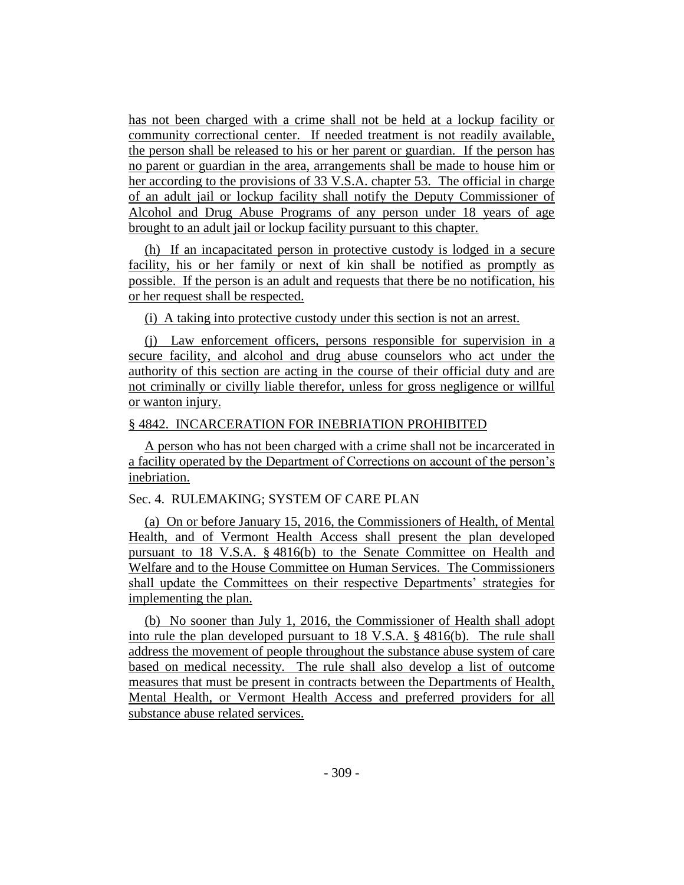has not been charged with a crime shall not be held at a lockup facility or community correctional center. If needed treatment is not readily available, the person shall be released to his or her parent or guardian. If the person has no parent or guardian in the area, arrangements shall be made to house him or her according to the provisions of 33 V.S.A. chapter 53. The official in charge of an adult jail or lockup facility shall notify the Deputy Commissioner of Alcohol and Drug Abuse Programs of any person under 18 years of age brought to an adult jail or lockup facility pursuant to this chapter.

(h) If an incapacitated person in protective custody is lodged in a secure facility, his or her family or next of kin shall be notified as promptly as possible. If the person is an adult and requests that there be no notification, his or her request shall be respected.

(i) A taking into protective custody under this section is not an arrest.

(j) Law enforcement officers, persons responsible for supervision in a secure facility, and alcohol and drug abuse counselors who act under the authority of this section are acting in the course of their official duty and are not criminally or civilly liable therefor, unless for gross negligence or willful or wanton injury.

§ 4842. INCARCERATION FOR INEBRIATION PROHIBITED

A person who has not been charged with a crime shall not be incarcerated in a facility operated by the Department of Corrections on account of the person's inebriation.

Sec. 4. RULEMAKING; SYSTEM OF CARE PLAN

(a) On or before January 15, 2016, the Commissioners of Health, of Mental Health, and of Vermont Health Access shall present the plan developed pursuant to 18 V.S.A. § 4816(b) to the Senate Committee on Health and Welfare and to the House Committee on Human Services. The Commissioners shall update the Committees on their respective Departments' strategies for implementing the plan.

(b) No sooner than July 1, 2016, the Commissioner of Health shall adopt into rule the plan developed pursuant to 18 V.S.A. § 4816(b). The rule shall address the movement of people throughout the substance abuse system of care based on medical necessity. The rule shall also develop a list of outcome measures that must be present in contracts between the Departments of Health, Mental Health, or Vermont Health Access and preferred providers for all substance abuse related services.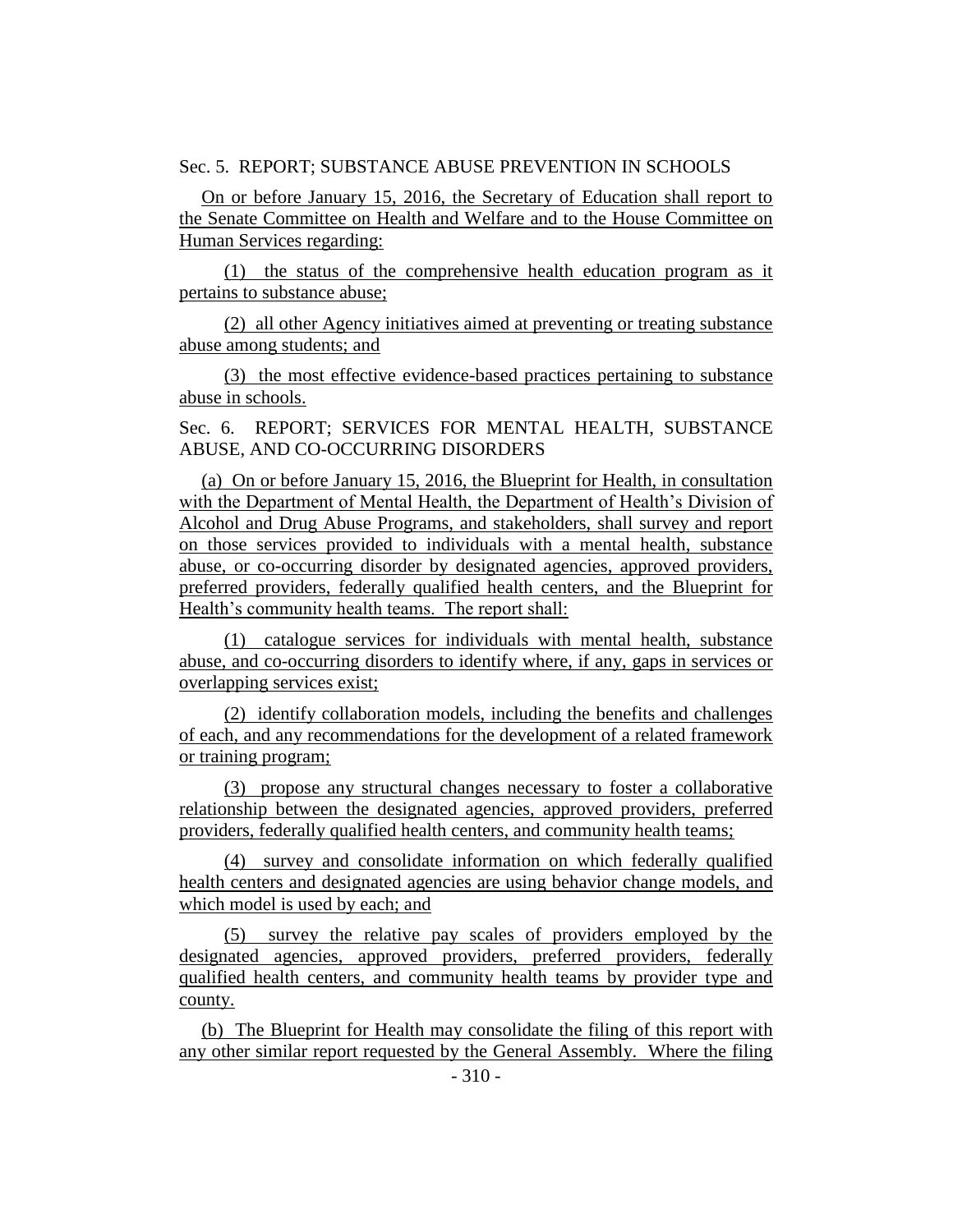Sec. 5. REPORT; SUBSTANCE ABUSE PREVENTION IN SCHOOLS

On or before January 15, 2016, the Secretary of Education shall report to the Senate Committee on Health and Welfare and to the House Committee on Human Services regarding:

(1) the status of the comprehensive health education program as it pertains to substance abuse;

(2) all other Agency initiatives aimed at preventing or treating substance abuse among students; and

(3) the most effective evidence-based practices pertaining to substance abuse in schools.

Sec. 6. REPORT; SERVICES FOR MENTAL HEALTH, SUBSTANCE ABUSE, AND CO-OCCURRING DISORDERS

(a) On or before January 15, 2016, the Blueprint for Health, in consultation with the Department of Mental Health, the Department of Health's Division of Alcohol and Drug Abuse Programs, and stakeholders, shall survey and report on those services provided to individuals with a mental health, substance abuse, or co-occurring disorder by designated agencies, approved providers, preferred providers, federally qualified health centers, and the Blueprint for Health's community health teams. The report shall:

(1) catalogue services for individuals with mental health, substance abuse, and co-occurring disorders to identify where, if any, gaps in services or overlapping services exist;

(2) identify collaboration models, including the benefits and challenges of each, and any recommendations for the development of a related framework or training program;

(3) propose any structural changes necessary to foster a collaborative relationship between the designated agencies, approved providers, preferred providers, federally qualified health centers, and community health teams;

(4) survey and consolidate information on which federally qualified health centers and designated agencies are using behavior change models, and which model is used by each; and

(5) survey the relative pay scales of providers employed by the designated agencies, approved providers, preferred providers, federally qualified health centers, and community health teams by provider type and county.

(b) The Blueprint for Health may consolidate the filing of this report with any other similar report requested by the General Assembly. Where the filing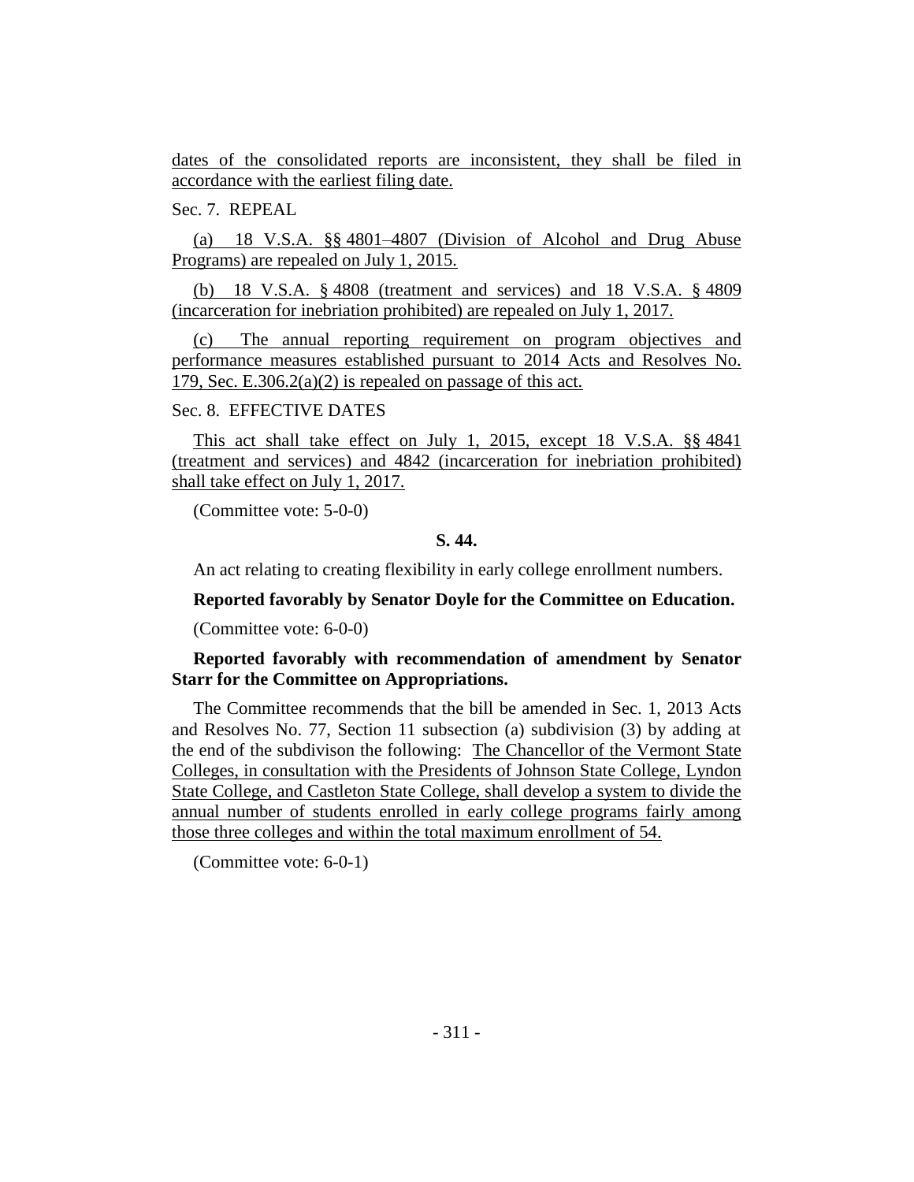dates of the consolidated reports are inconsistent, they shall be filed in accordance with the earliest filing date.

Sec. 7. REPEAL

(a) 18 V.S.A. §§ 4801–4807 (Division of Alcohol and Drug Abuse Programs) are repealed on July 1, 2015.

(b) 18 V.S.A. § 4808 (treatment and services) and 18 V.S.A. § 4809 (incarceration for inebriation prohibited) are repealed on July 1, 2017.

(c) The annual reporting requirement on program objectives and performance measures established pursuant to 2014 Acts and Resolves No. 179, Sec. E.306.2(a)(2) is repealed on passage of this act.

Sec. 8. EFFECTIVE DATES

This act shall take effect on July 1, 2015, except 18 V.S.A. §§ 4841 (treatment and services) and 4842 (incarceration for inebriation prohibited) shall take effect on July 1, 2017.

(Committee vote: 5-0-0)

**S. 44.**

An act relating to creating flexibility in early college enrollment numbers.

**Reported favorably by Senator Doyle for the Committee on Education.**

(Committee vote: 6-0-0)

**Reported favorably with recommendation of amendment by Senator Starr for the Committee on Appropriations.**

The Committee recommends that the bill be amended in Sec. 1, 2013 Acts and Resolves No. 77, Section 11 subsection (a) subdivision (3) by adding at the end of the subdivison the following: The Chancellor of the Vermont State Colleges, in consultation with the Presidents of Johnson State College, Lyndon State College, and Castleton State College, shall develop a system to divide the annual number of students enrolled in early college programs fairly among those three colleges and within the total maximum enrollment of 54.

(Committee vote: 6-0-1)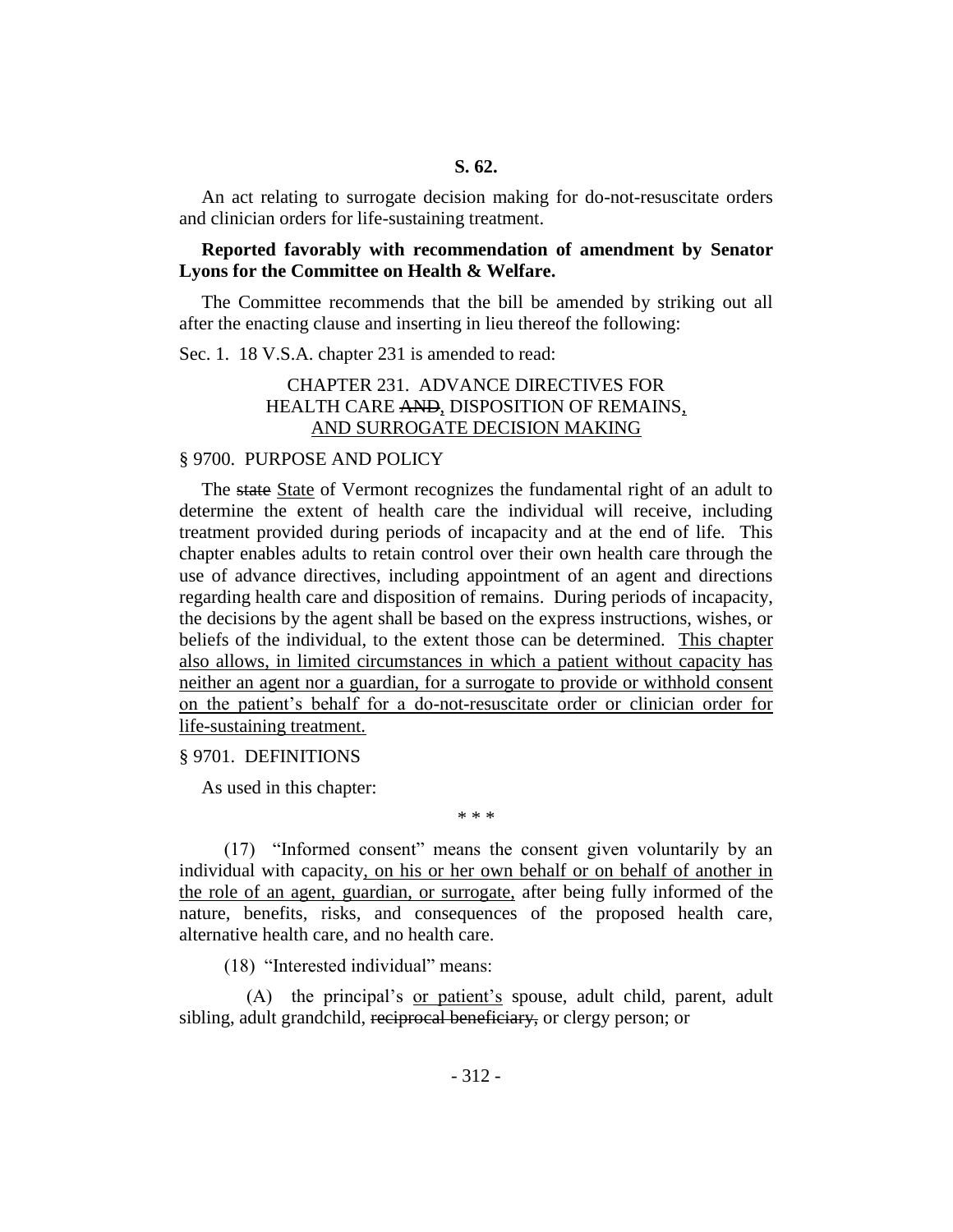**S. 62.**

An act relating to surrogate decision making for do-not-resuscitate orders and clinician orders for life-sustaining treatment.

**Reported favorably with recommendation of amendment by Senator Lyons for the Committee on Health & Welfare.**

The Committee recommends that the bill be amended by striking out all after the enacting clause and inserting in lieu thereof the following:

Sec. 1. 18 V.S.A. chapter 231 is amended to read:

CHAPTER 231. ADVANCE DIRECTIVES FOR HEALTH CARE ~~AND~~, DISPOSITION OF REMAINS, AND SURROGATE DECISION MAKING

§ 9700. PURPOSE AND POLICY

The ~~state~~ State of Vermont recognizes the fundamental right of an adult to determine the extent of health care the individual will receive, including treatment provided during periods of incapacity and at the end of life. This chapter enables adults to retain control over their own health care through the use of advance directives, including appointment of an agent and directions regarding health care and disposition of remains. During periods of incapacity, the decisions by the agent shall be based on the express instructions, wishes, or beliefs of the individual, to the extent those can be determined. This chapter also allows, in limited circumstances in which a patient without capacity has neither an agent nor a guardian, for a surrogate to provide or withhold consent on the patient's behalf for a do-not-resuscitate order or clinician order for life-sustaining treatment.

§ 9701. DEFINITIONS

As used in this chapter:

\* \* \*

(17) "Informed consent" means the consent given voluntarily by an individual with capacity, on his or her own behalf or on behalf of another in the role of an agent, guardian, or surrogate, after being fully informed of the nature, benefits, risks, and consequences of the proposed health care, alternative health care, and no health care.

(18) "Interested individual" means:

(A) the principal's or patient's spouse, adult child, parent, adult sibling, adult grandchild, ~~reciprocal beneficiary,~~ or clergy person; or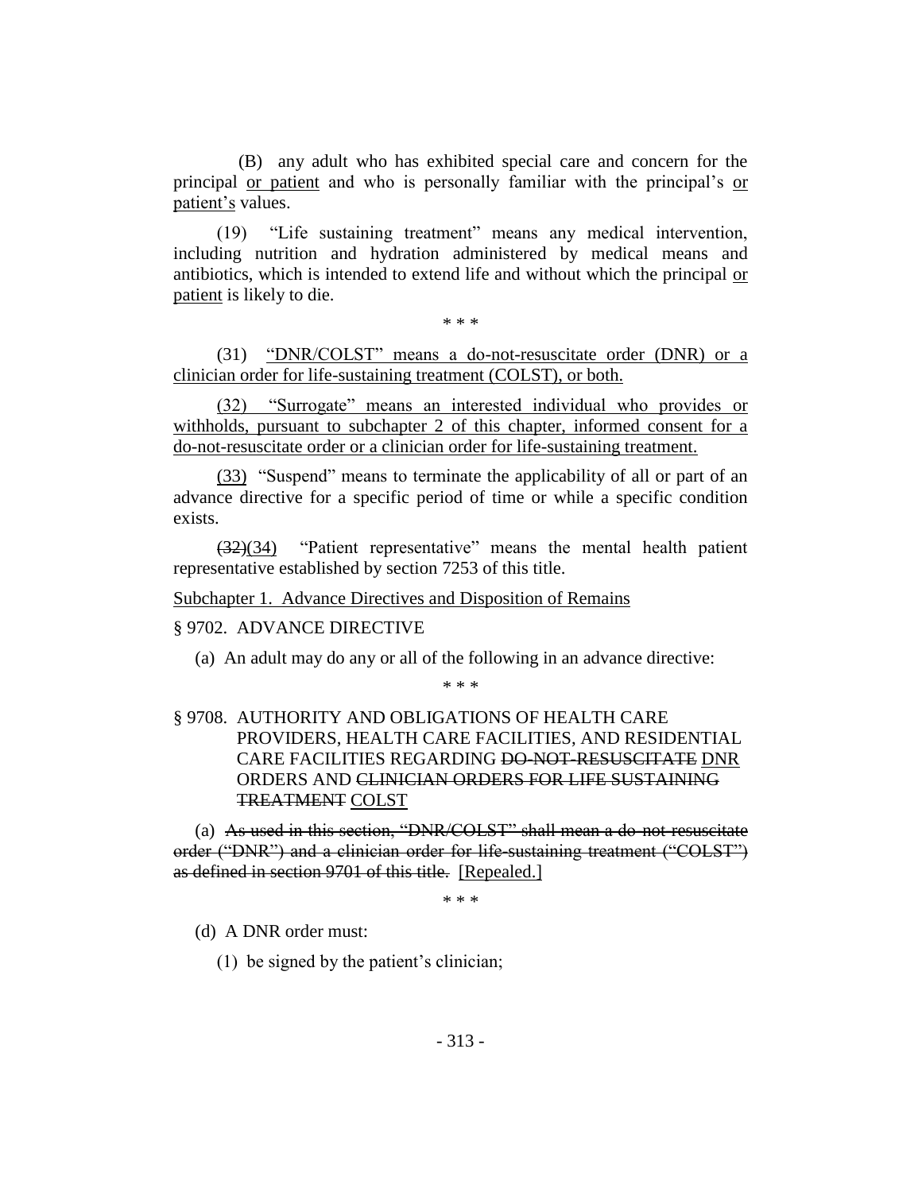(B) any adult who has exhibited special care and concern for the principal <u>or patient</u> and who is personally familiar with the principal's <u>or patient's</u> values.

(19) "Life sustaining treatment" means any medical intervention, including nutrition and hydration administered by medical means and antibiotics, which is intended to extend life and without which the principal <u>or patient</u> is likely to die.

\* \* \*

<u>(31) "DNR/COLST" means a do-not-resuscitate order (DNR) or a clinician order for life-sustaining treatment (COLST), or both.</u>

<u>(32) "Surrogate" means an interested individual who provides or withholds, pursuant to subchapter 2 of this chapter, informed consent for a do-not-resuscitate order or a clinician order for life-sustaining treatment.</u>

<u>(33)</u> "Suspend" means to terminate the applicability of all or part of an advance directive for a specific period of time or while a specific condition exists.

~~(32)~~<u>(34)</u> "Patient representative" means the mental health patient representative established by section 7253 of this title.

<u>Subchapter 1. Advance Directives and Disposition of Remains</u>

§ 9702. ADVANCE DIRECTIVE

(a) An adult may do any or all of the following in an advance directive:

\* \* \*

§ 9708. AUTHORITY AND OBLIGATIONS OF HEALTH CARE PROVIDERS, HEALTH CARE FACILITIES, AND RESIDENTIAL CARE FACILITIES REGARDING ~~DO-NOT-RESUSCITATE~~ <u>DNR</u> ORDERS AND ~~CLINICIAN ORDERS FOR LIFE SUSTAINING TREATMENT~~ <u>COLST</u>

(a) ~~As used in this section, "DNR/COLST" shall mean a do-not-resuscitate order ("DNR") and a clinician order for life-sustaining treatment ("COLST") as defined in section 9701 of this title.~~ <u>[Repealed.]</u>

\* \* \*

(d) A DNR order must:

(1) be signed by the patient's clinician;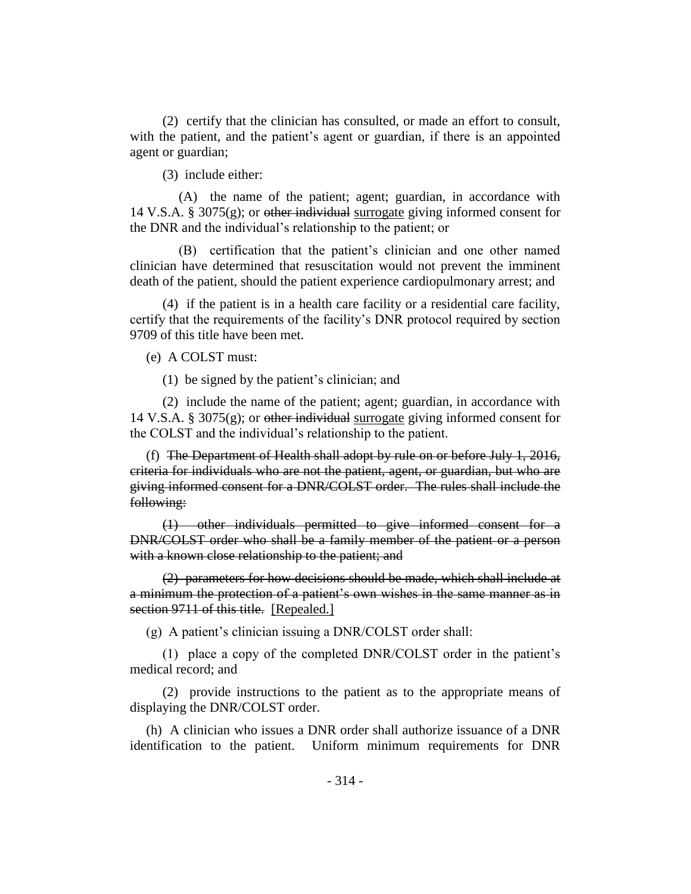(2) certify that the clinician has consulted, or made an effort to consult, with the patient, and the patient's agent or guardian, if there is an appointed agent or guardian;

(3) include either:

(A) the name of the patient; agent; guardian, in accordance with 14 V.S.A. § 3075(g); or ~~other individual~~ surrogate giving informed consent for the DNR and the individual's relationship to the patient; or

(B) certification that the patient's clinician and one other named clinician have determined that resuscitation would not prevent the imminent death of the patient, should the patient experience cardiopulmonary arrest; and

(4) if the patient is in a health care facility or a residential care facility, certify that the requirements of the facility's DNR protocol required by section 9709 of this title have been met.

(e) A COLST must:

(1) be signed by the patient's clinician; and

(2) include the name of the patient; agent; guardian, in accordance with 14 V.S.A. § 3075(g); or ~~other individual~~ surrogate giving informed consent for the COLST and the individual's relationship to the patient.

(f) ~~The Department of Health shall adopt by rule on or before July 1, 2016, criteria for individuals who are not the patient, agent, or guardian, but who are giving informed consent for a DNR/COLST order. The rules shall include the following:~~

~~(1) other individuals permitted to give informed consent for a DNR/COLST order who shall be a family member of the patient or a person with a known close relationship to the patient; and~~

~~(2) parameters for how decisions should be made, which shall include at a minimum the protection of a patient's own wishes in the same manner as in section 9711 of this title.~~ [Repealed.]

(g) A patient's clinician issuing a DNR/COLST order shall:

(1) place a copy of the completed DNR/COLST order in the patient's medical record; and

(2) provide instructions to the patient as to the appropriate means of displaying the DNR/COLST order.

(h) A clinician who issues a DNR order shall authorize issuance of a DNR identification to the patient. Uniform minimum requirements for DNR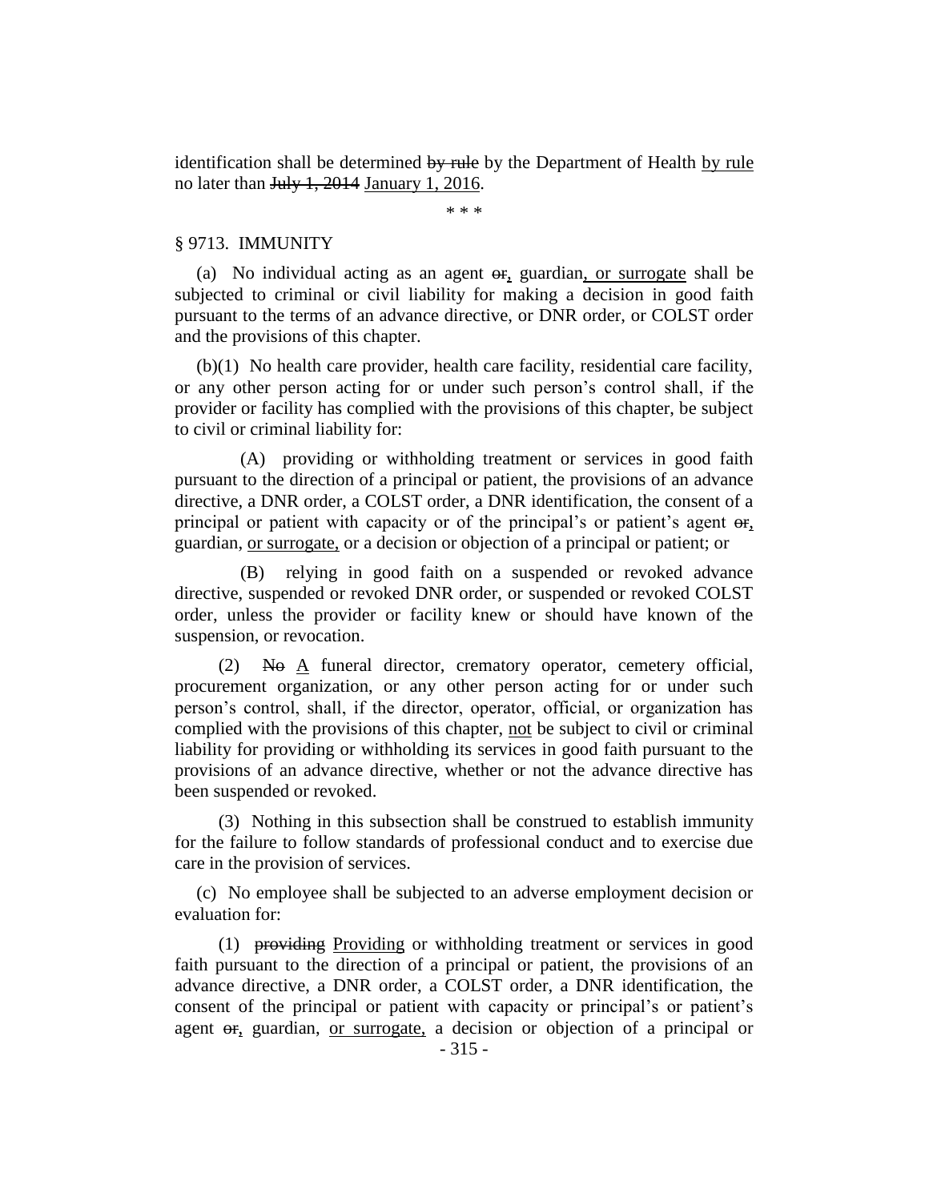identification shall be determined ~~by rule~~ by the Department of Health <u>by rule</u> no later than ~~July 1, 2014~~ <u>January 1, 2016</u>.

\* \* \*

§ 9713. IMMUNITY

(a) No individual acting as an agent ~~or~~<u>,</u> guardian<u>, or surrogate</u> shall be subjected to criminal or civil liability for making a decision in good faith pursuant to the terms of an advance directive, or DNR order, or COLST order and the provisions of this chapter.

(b)(1) No health care provider, health care facility, residential care facility, or any other person acting for or under such person's control shall, if the provider or facility has complied with the provisions of this chapter, be subject to civil or criminal liability for:

(A) providing or withholding treatment or services in good faith pursuant to the direction of a principal or patient, the provisions of an advance directive, a DNR order, a COLST order, a DNR identification, the consent of a principal or patient with capacity or of the principal's or patient's agent ~~or~~<u>,</u> guardian, <u>or surrogate,</u> or a decision or objection of a principal or patient; or

(B) relying in good faith on a suspended or revoked advance directive, suspended or revoked DNR order, or suspended or revoked COLST order, unless the provider or facility knew or should have known of the suspension, or revocation.

(2) ~~No~~ <u>A</u> funeral director, crematory operator, cemetery official, procurement organization, or any other person acting for or under such person's control, shall, if the director, operator, official, or organization has complied with the provisions of this chapter, <u>not</u> be subject to civil or criminal liability for providing or withholding its services in good faith pursuant to the provisions of an advance directive, whether or not the advance directive has been suspended or revoked.

(3) Nothing in this subsection shall be construed to establish immunity for the failure to follow standards of professional conduct and to exercise due care in the provision of services.

(c) No employee shall be subjected to an adverse employment decision or evaluation for:

(1) ~~providing~~ <u>Providing</u> or withholding treatment or services in good faith pursuant to the direction of a principal or patient, the provisions of an advance directive, a DNR order, a COLST order, a DNR identification, the consent of the principal or patient with capacity or principal's or patient's agent ~~or~~<u>,</u> guardian, <u>or surrogate,</u> a decision or objection of a principal or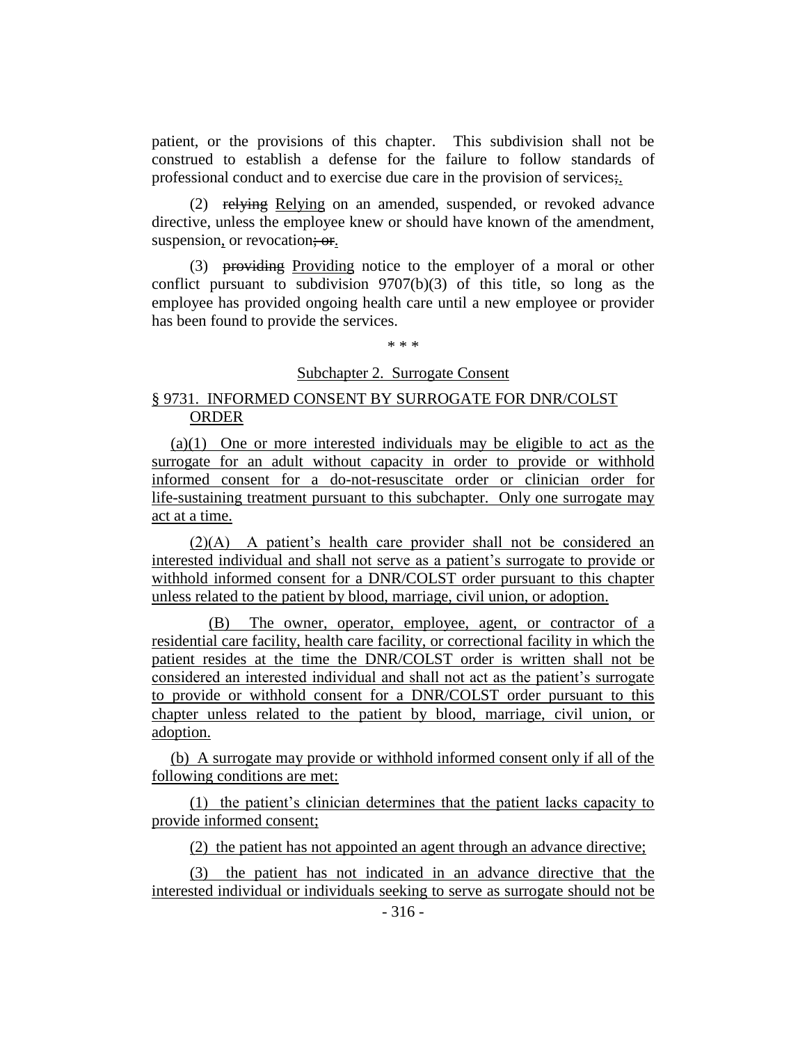patient, or the provisions of this chapter. This subdivision shall not be construed to establish a defense for the failure to follow standards of professional conduct and to exercise due care in the provision of services;.

(2) relying Relying on an amended, suspended, or revoked advance directive, unless the employee knew or should have known of the amendment, suspension, or revocation; or.

(3) providing Providing notice to the employer of a moral or other conflict pursuant to subdivision 9707(b)(3) of this title, so long as the employee has provided ongoing health care until a new employee or provider has been found to provide the services.

\* \* \*

Subchapter 2. Surrogate Consent

§ 9731. INFORMED CONSENT BY SURROGATE FOR DNR/COLST ORDER

(a)(1) One or more interested individuals may be eligible to act as the surrogate for an adult without capacity in order to provide or withhold informed consent for a do-not-resuscitate order or clinician order for life-sustaining treatment pursuant to this subchapter. Only one surrogate may act at a time.

(2)(A) A patient's health care provider shall not be considered an interested individual and shall not serve as a patient's surrogate to provide or withhold informed consent for a DNR/COLST order pursuant to this chapter unless related to the patient by blood, marriage, civil union, or adoption.

(B) The owner, operator, employee, agent, or contractor of a residential care facility, health care facility, or correctional facility in which the patient resides at the time the DNR/COLST order is written shall not be considered an interested individual and shall not act as the patient's surrogate to provide or withhold consent for a DNR/COLST order pursuant to this chapter unless related to the patient by blood, marriage, civil union, or adoption.

(b) A surrogate may provide or withhold informed consent only if all of the following conditions are met:

(1) the patient's clinician determines that the patient lacks capacity to provide informed consent;

(2) the patient has not appointed an agent through an advance directive;

(3) the patient has not indicated in an advance directive that the interested individual or individuals seeking to serve as surrogate should not be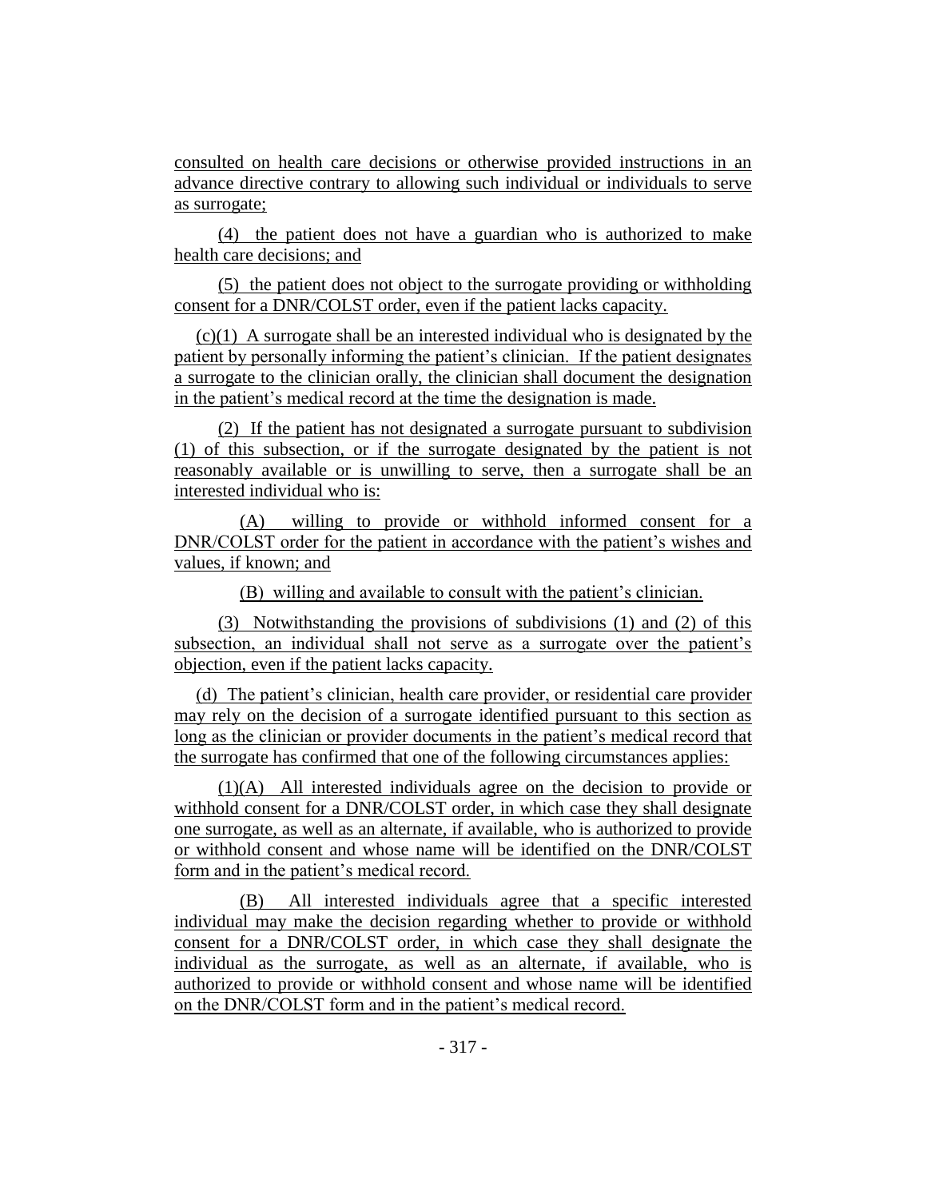consulted on health care decisions or otherwise provided instructions in an advance directive contrary to allowing such individual or individuals to serve as surrogate;

(4) the patient does not have a guardian who is authorized to make health care decisions; and

(5) the patient does not object to the surrogate providing or withholding consent for a DNR/COLST order, even if the patient lacks capacity.

(c)(1) A surrogate shall be an interested individual who is designated by the patient by personally informing the patient's clinician. If the patient designates a surrogate to the clinician orally, the clinician shall document the designation in the patient's medical record at the time the designation is made.

(2) If the patient has not designated a surrogate pursuant to subdivision (1) of this subsection, or if the surrogate designated by the patient is not reasonably available or is unwilling to serve, then a surrogate shall be an interested individual who is:

(A) willing to provide or withhold informed consent for a DNR/COLST order for the patient in accordance with the patient's wishes and values, if known; and

(B) willing and available to consult with the patient's clinician.

(3) Notwithstanding the provisions of subdivisions (1) and (2) of this subsection, an individual shall not serve as a surrogate over the patient's objection, even if the patient lacks capacity.

(d) The patient's clinician, health care provider, or residential care provider may rely on the decision of a surrogate identified pursuant to this section as long as the clinician or provider documents in the patient's medical record that the surrogate has confirmed that one of the following circumstances applies:

(1)(A) All interested individuals agree on the decision to provide or withhold consent for a DNR/COLST order, in which case they shall designate one surrogate, as well as an alternate, if available, who is authorized to provide or withhold consent and whose name will be identified on the DNR/COLST form and in the patient's medical record.

(B) All interested individuals agree that a specific interested individual may make the decision regarding whether to provide or withhold consent for a DNR/COLST order, in which case they shall designate the individual as the surrogate, as well as an alternate, if available, who is authorized to provide or withhold consent and whose name will be identified on the DNR/COLST form and in the patient's medical record.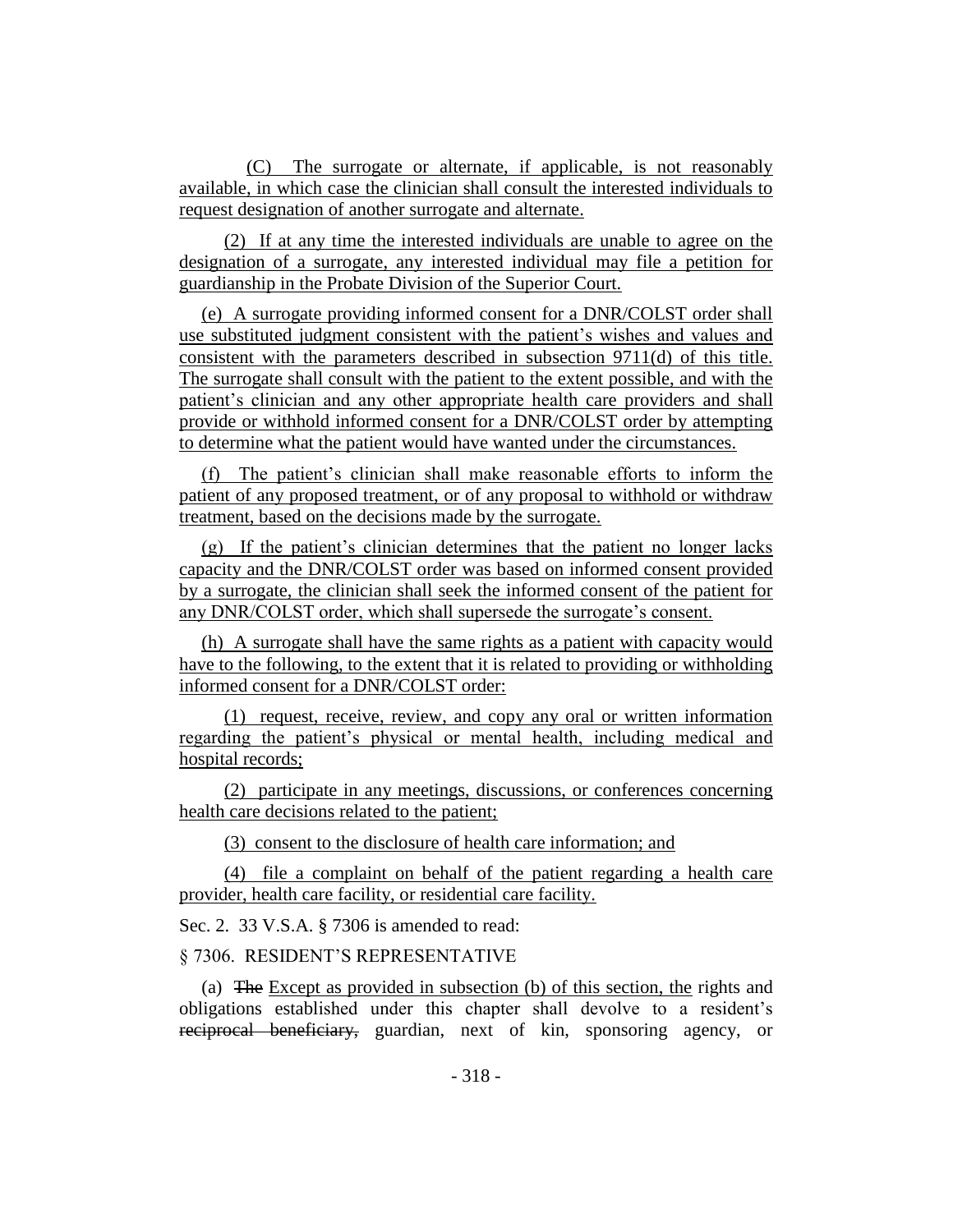(C) The surrogate or alternate, if applicable, is not reasonably available, in which case the clinician shall consult the interested individuals to request designation of another surrogate and alternate.

(2) If at any time the interested individuals are unable to agree on the designation of a surrogate, any interested individual may file a petition for guardianship in the Probate Division of the Superior Court.

(e) A surrogate providing informed consent for a DNR/COLST order shall use substituted judgment consistent with the patient's wishes and values and consistent with the parameters described in subsection 9711(d) of this title. The surrogate shall consult with the patient to the extent possible, and with the patient's clinician and any other appropriate health care providers and shall provide or withhold informed consent for a DNR/COLST order by attempting to determine what the patient would have wanted under the circumstances.

(f) The patient's clinician shall make reasonable efforts to inform the patient of any proposed treatment, or of any proposal to withhold or withdraw treatment, based on the decisions made by the surrogate.

(g) If the patient's clinician determines that the patient no longer lacks capacity and the DNR/COLST order was based on informed consent provided by a surrogate, the clinician shall seek the informed consent of the patient for any DNR/COLST order, which shall supersede the surrogate's consent.

(h) A surrogate shall have the same rights as a patient with capacity would have to the following, to the extent that it is related to providing or withholding informed consent for a DNR/COLST order:

(1) request, receive, review, and copy any oral or written information regarding the patient's physical or mental health, including medical and hospital records;

(2) participate in any meetings, discussions, or conferences concerning health care decisions related to the patient;

(3) consent to the disclosure of health care information; and

(4) file a complaint on behalf of the patient regarding a health care provider, health care facility, or residential care facility.

Sec. 2. 33 V.S.A. § 7306 is amended to read:

§ 7306. RESIDENT'S REPRESENTATIVE

(a) ~~The~~ Except as provided in subsection (b) of this section, the rights and obligations established under this chapter shall devolve to a resident's ~~reciprocal beneficiary,~~ guardian, next of kin, sponsoring agency, or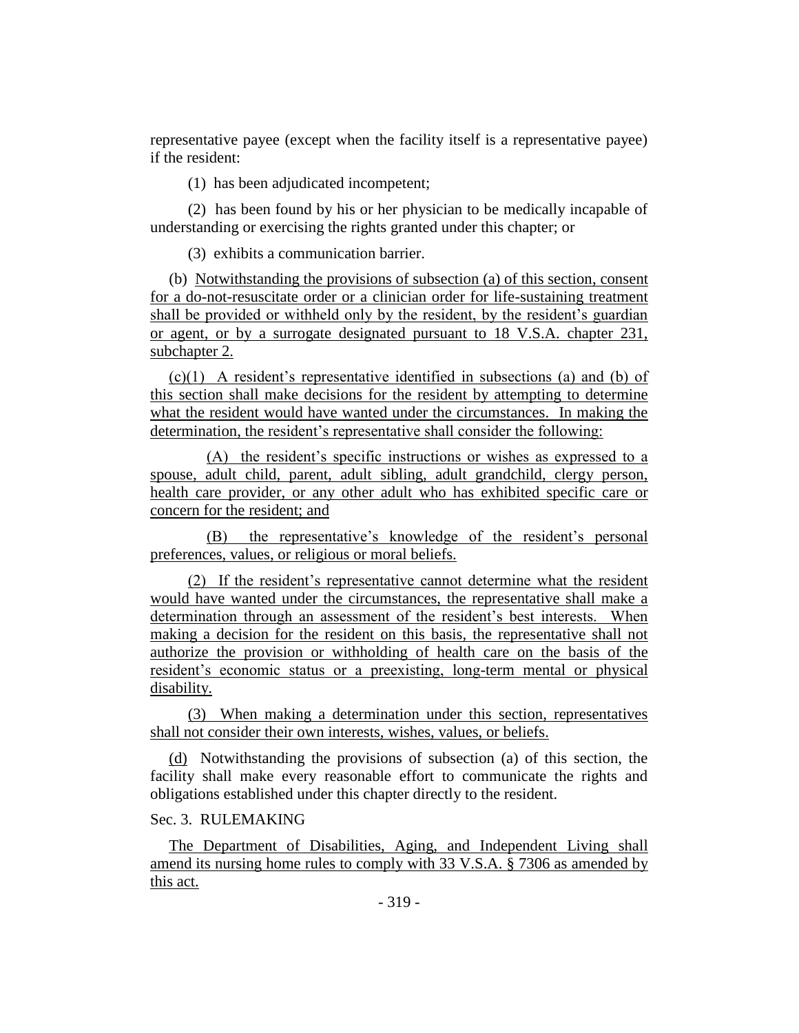representative payee (except when the facility itself is a representative payee) if the resident:

(1) has been adjudicated incompetent;

(2) has been found by his or her physician to be medically incapable of understanding or exercising the rights granted under this chapter; or

(3) exhibits a communication barrier.

(b) Notwithstanding the provisions of subsection (a) of this section, consent for a do-not-resuscitate order or a clinician order for life-sustaining treatment shall be provided or withheld only by the resident, by the resident's guardian or agent, or by a surrogate designated pursuant to 18 V.S.A. chapter 231, subchapter 2.

(c)(1) A resident's representative identified in subsections (a) and (b) of this section shall make decisions for the resident by attempting to determine what the resident would have wanted under the circumstances. In making the determination, the resident's representative shall consider the following:

(A) the resident's specific instructions or wishes as expressed to a spouse, adult child, parent, adult sibling, adult grandchild, clergy person, health care provider, or any other adult who has exhibited specific care or concern for the resident; and

(B) the representative's knowledge of the resident's personal preferences, values, or religious or moral beliefs.

(2) If the resident's representative cannot determine what the resident would have wanted under the circumstances, the representative shall make a determination through an assessment of the resident's best interests. When making a decision for the resident on this basis, the representative shall not authorize the provision or withholding of health care on the basis of the resident's economic status or a preexisting, long-term mental or physical disability.

(3) When making a determination under this section, representatives shall not consider their own interests, wishes, values, or beliefs.

(d) Notwithstanding the provisions of subsection (a) of this section, the facility shall make every reasonable effort to communicate the rights and obligations established under this chapter directly to the resident.

Sec. 3. RULEMAKING

The Department of Disabilities, Aging, and Independent Living shall amend its nursing home rules to comply with 33 V.S.A. § 7306 as amended by this act.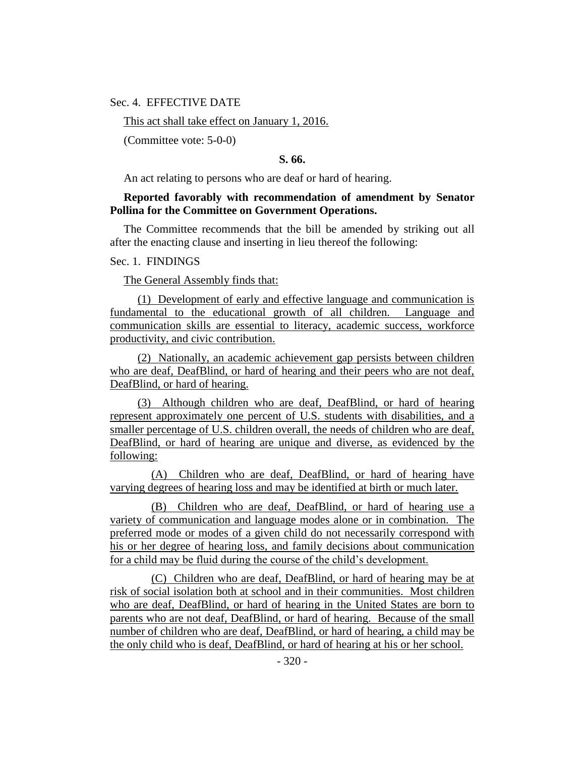Sec. 4. EFFECTIVE DATE

This act shall take effect on January 1, 2016.

(Committee vote: 5-0-0)

**S. 66.**

An act relating to persons who are deaf or hard of hearing.

**Reported favorably with recommendation of amendment by Senator Pollina for the Committee on Government Operations.**

The Committee recommends that the bill be amended by striking out all after the enacting clause and inserting in lieu thereof the following:

Sec. 1. FINDINGS

The General Assembly finds that:

(1) Development of early and effective language and communication is fundamental to the educational growth of all children. Language and communication skills are essential to literacy, academic success, workforce productivity, and civic contribution.

(2) Nationally, an academic achievement gap persists between children who are deaf, DeafBlind, or hard of hearing and their peers who are not deaf, DeafBlind, or hard of hearing.

(3) Although children who are deaf, DeafBlind, or hard of hearing represent approximately one percent of U.S. students with disabilities, and a smaller percentage of U.S. children overall, the needs of children who are deaf, DeafBlind, or hard of hearing are unique and diverse, as evidenced by the following:

(A) Children who are deaf, DeafBlind, or hard of hearing have varying degrees of hearing loss and may be identified at birth or much later.

(B) Children who are deaf, DeafBlind, or hard of hearing use a variety of communication and language modes alone or in combination. The preferred mode or modes of a given child do not necessarily correspond with his or her degree of hearing loss, and family decisions about communication for a child may be fluid during the course of the child's development.

(C) Children who are deaf, DeafBlind, or hard of hearing may be at risk of social isolation both at school and in their communities. Most children who are deaf, DeafBlind, or hard of hearing in the United States are born to parents who are not deaf, DeafBlind, or hard of hearing. Because of the small number of children who are deaf, DeafBlind, or hard of hearing, a child may be the only child who is deaf, DeafBlind, or hard of hearing at his or her school.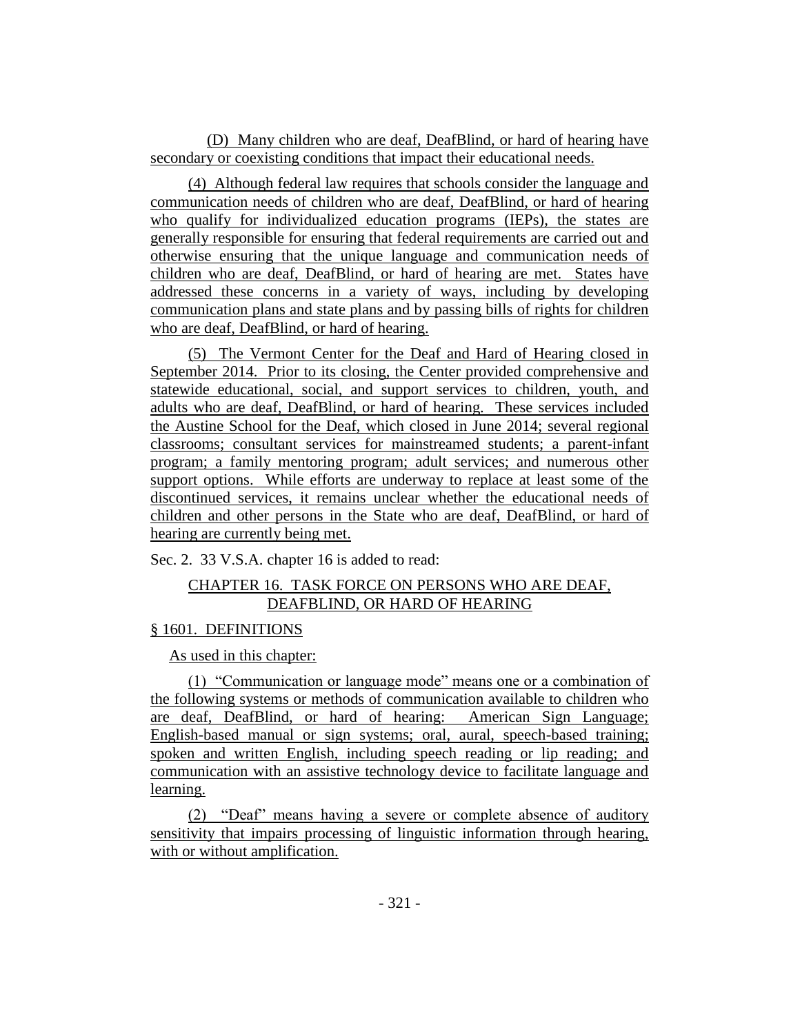(D) Many children who are deaf, DeafBlind, or hard of hearing have secondary or coexisting conditions that impact their educational needs.

(4) Although federal law requires that schools consider the language and communication needs of children who are deaf, DeafBlind, or hard of hearing who qualify for individualized education programs (IEPs), the states are generally responsible for ensuring that federal requirements are carried out and otherwise ensuring that the unique language and communication needs of children who are deaf, DeafBlind, or hard of hearing are met. States have addressed these concerns in a variety of ways, including by developing communication plans and state plans and by passing bills of rights for children who are deaf, DeafBlind, or hard of hearing.

(5) The Vermont Center for the Deaf and Hard of Hearing closed in September 2014. Prior to its closing, the Center provided comprehensive and statewide educational, social, and support services to children, youth, and adults who are deaf, DeafBlind, or hard of hearing. These services included the Austine School for the Deaf, which closed in June 2014; several regional classrooms; consultant services for mainstreamed students; a parent-infant program; a family mentoring program; adult services; and numerous other support options. While efforts are underway to replace at least some of the discontinued services, it remains unclear whether the educational needs of children and other persons in the State who are deaf, DeafBlind, or hard of hearing are currently being met.

Sec. 2. 33 V.S.A. chapter 16 is added to read:

## CHAPTER 16. TASK FORCE ON PERSONS WHO ARE DEAF, DEAFBLIND, OR HARD OF HEARING

### § 1601. DEFINITIONS

As used in this chapter:

(1) "Communication or language mode" means one or a combination of the following systems or methods of communication available to children who are deaf, DeafBlind, or hard of hearing: American Sign Language; English-based manual or sign systems; oral, aural, speech-based training; spoken and written English, including speech reading or lip reading; and communication with an assistive technology device to facilitate language and learning.

(2) "Deaf" means having a severe or complete absence of auditory sensitivity that impairs processing of linguistic information through hearing, with or without amplification.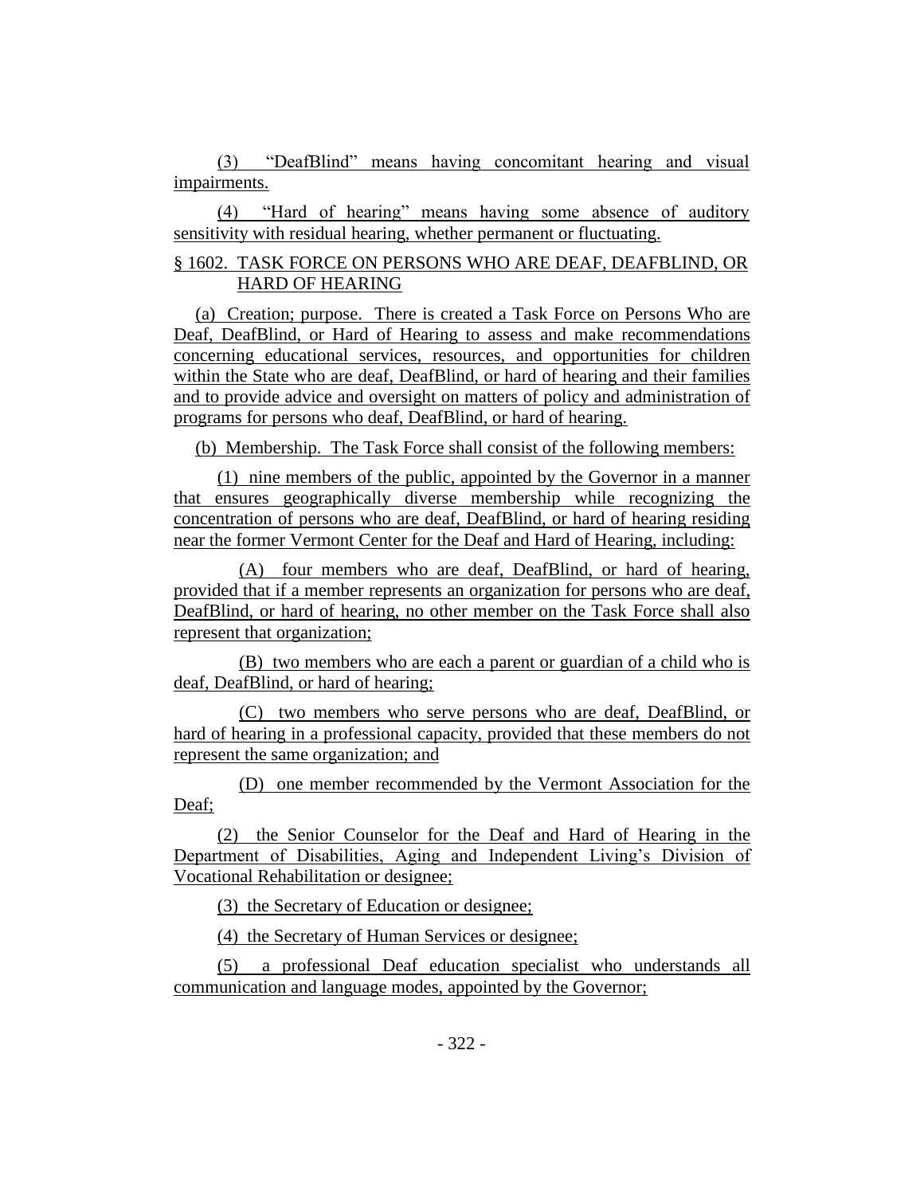(3) "DeafBlind" means having concomitant hearing and visual impairments.

(4) "Hard of hearing" means having some absence of auditory sensitivity with residual hearing, whether permanent or fluctuating.

§ 1602. TASK FORCE ON PERSONS WHO ARE DEAF, DEAFBLIND, OR HARD OF HEARING

(a) Creation; purpose. There is created a Task Force on Persons Who are Deaf, DeafBlind, or Hard of Hearing to assess and make recommendations concerning educational services, resources, and opportunities for children within the State who are deaf, DeafBlind, or hard of hearing and their families and to provide advice and oversight on matters of policy and administration of programs for persons who deaf, DeafBlind, or hard of hearing.

(b) Membership. The Task Force shall consist of the following members:

(1) nine members of the public, appointed by the Governor in a manner that ensures geographically diverse membership while recognizing the concentration of persons who are deaf, DeafBlind, or hard of hearing residing near the former Vermont Center for the Deaf and Hard of Hearing, including:

(A) four members who are deaf, DeafBlind, or hard of hearing, provided that if a member represents an organization for persons who are deaf, DeafBlind, or hard of hearing, no other member on the Task Force shall also represent that organization;

(B) two members who are each a parent or guardian of a child who is deaf, DeafBlind, or hard of hearing;

(C) two members who serve persons who are deaf, DeafBlind, or hard of hearing in a professional capacity, provided that these members do not represent the same organization; and

(D) one member recommended by the Vermont Association for the Deaf;

(2) the Senior Counselor for the Deaf and Hard of Hearing in the Department of Disabilities, Aging and Independent Living's Division of Vocational Rehabilitation or designee;

(3) the Secretary of Education or designee;

(4) the Secretary of Human Services or designee;

(5) a professional Deaf education specialist who understands all communication and language modes, appointed by the Governor;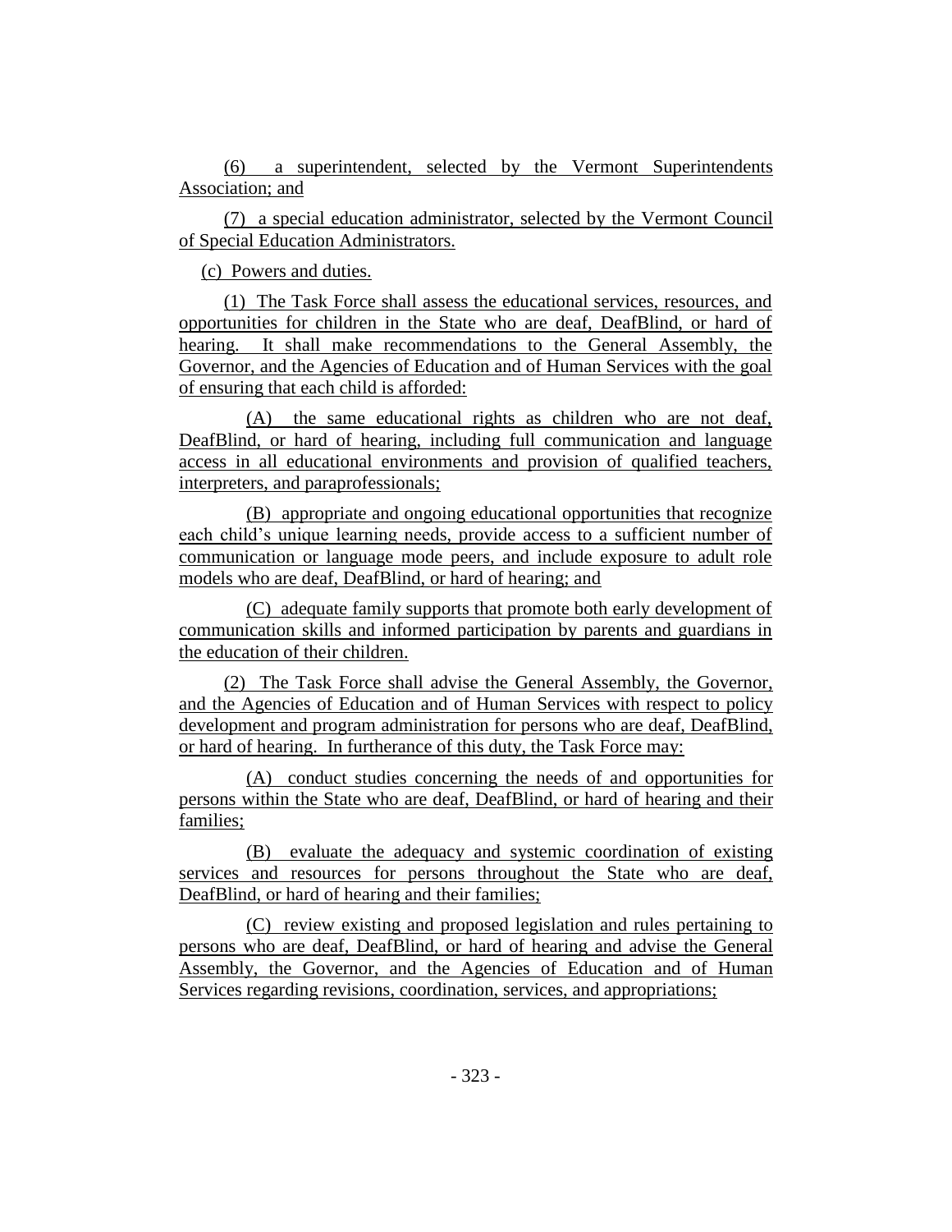(6) a superintendent, selected by the Vermont Superintendents Association; and

(7) a special education administrator, selected by the Vermont Council of Special Education Administrators.

(c) Powers and duties.

(1) The Task Force shall assess the educational services, resources, and opportunities for children in the State who are deaf, DeafBlind, or hard of hearing. It shall make recommendations to the General Assembly, the Governor, and the Agencies of Education and of Human Services with the goal of ensuring that each child is afforded:

(A) the same educational rights as children who are not deaf, DeafBlind, or hard of hearing, including full communication and language access in all educational environments and provision of qualified teachers, interpreters, and paraprofessionals;

(B) appropriate and ongoing educational opportunities that recognize each child's unique learning needs, provide access to a sufficient number of communication or language mode peers, and include exposure to adult role models who are deaf, DeafBlind, or hard of hearing; and

(C) adequate family supports that promote both early development of communication skills and informed participation by parents and guardians in the education of their children.

(2) The Task Force shall advise the General Assembly, the Governor, and the Agencies of Education and of Human Services with respect to policy development and program administration for persons who are deaf, DeafBlind, or hard of hearing. In furtherance of this duty, the Task Force may:

(A) conduct studies concerning the needs of and opportunities for persons within the State who are deaf, DeafBlind, or hard of hearing and their families;

(B) evaluate the adequacy and systemic coordination of existing services and resources for persons throughout the State who are deaf, DeafBlind, or hard of hearing and their families;

(C) review existing and proposed legislation and rules pertaining to persons who are deaf, DeafBlind, or hard of hearing and advise the General Assembly, the Governor, and the Agencies of Education and of Human Services regarding revisions, coordination, services, and appropriations;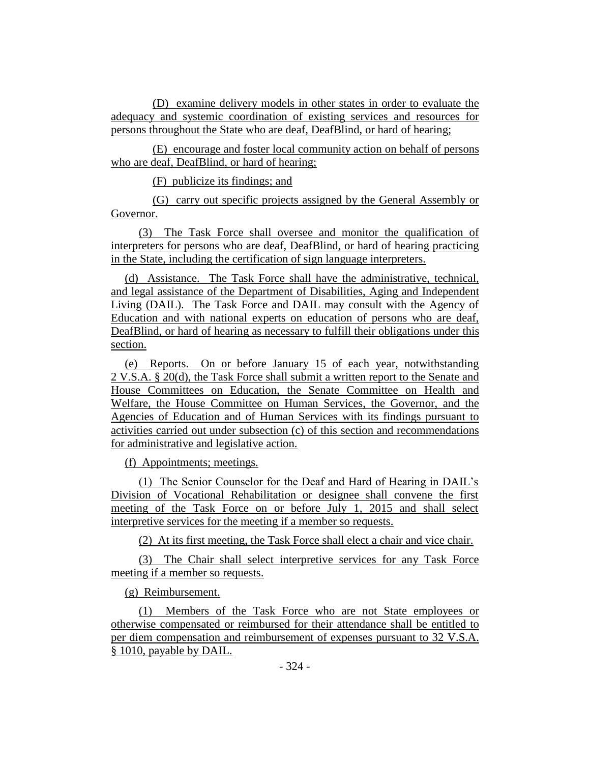(D) examine delivery models in other states in order to evaluate the adequacy and systemic coordination of existing services and resources for persons throughout the State who are deaf, DeafBlind, or hard of hearing;

(E) encourage and foster local community action on behalf of persons who are deaf, DeafBlind, or hard of hearing;

(F) publicize its findings; and

(G) carry out specific projects assigned by the General Assembly or Governor.

(3) The Task Force shall oversee and monitor the qualification of interpreters for persons who are deaf, DeafBlind, or hard of hearing practicing in the State, including the certification of sign language interpreters.

(d) Assistance. The Task Force shall have the administrative, technical, and legal assistance of the Department of Disabilities, Aging and Independent Living (DAIL). The Task Force and DAIL may consult with the Agency of Education and with national experts on education of persons who are deaf, DeafBlind, or hard of hearing as necessary to fulfill their obligations under this section.

(e) Reports. On or before January 15 of each year, notwithstanding 2 V.S.A. § 20(d), the Task Force shall submit a written report to the Senate and House Committees on Education, the Senate Committee on Health and Welfare, the House Committee on Human Services, the Governor, and the Agencies of Education and of Human Services with its findings pursuant to activities carried out under subsection (c) of this section and recommendations for administrative and legislative action.

(f) Appointments; meetings.

(1) The Senior Counselor for the Deaf and Hard of Hearing in DAIL's Division of Vocational Rehabilitation or designee shall convene the first meeting of the Task Force on or before July 1, 2015 and shall select interpretive services for the meeting if a member so requests.

(2) At its first meeting, the Task Force shall elect a chair and vice chair.

(3) The Chair shall select interpretive services for any Task Force meeting if a member so requests.

(g) Reimbursement.

(1) Members of the Task Force who are not State employees or otherwise compensated or reimbursed for their attendance shall be entitled to per diem compensation and reimbursement of expenses pursuant to 32 V.S.A. § 1010, payable by DAIL.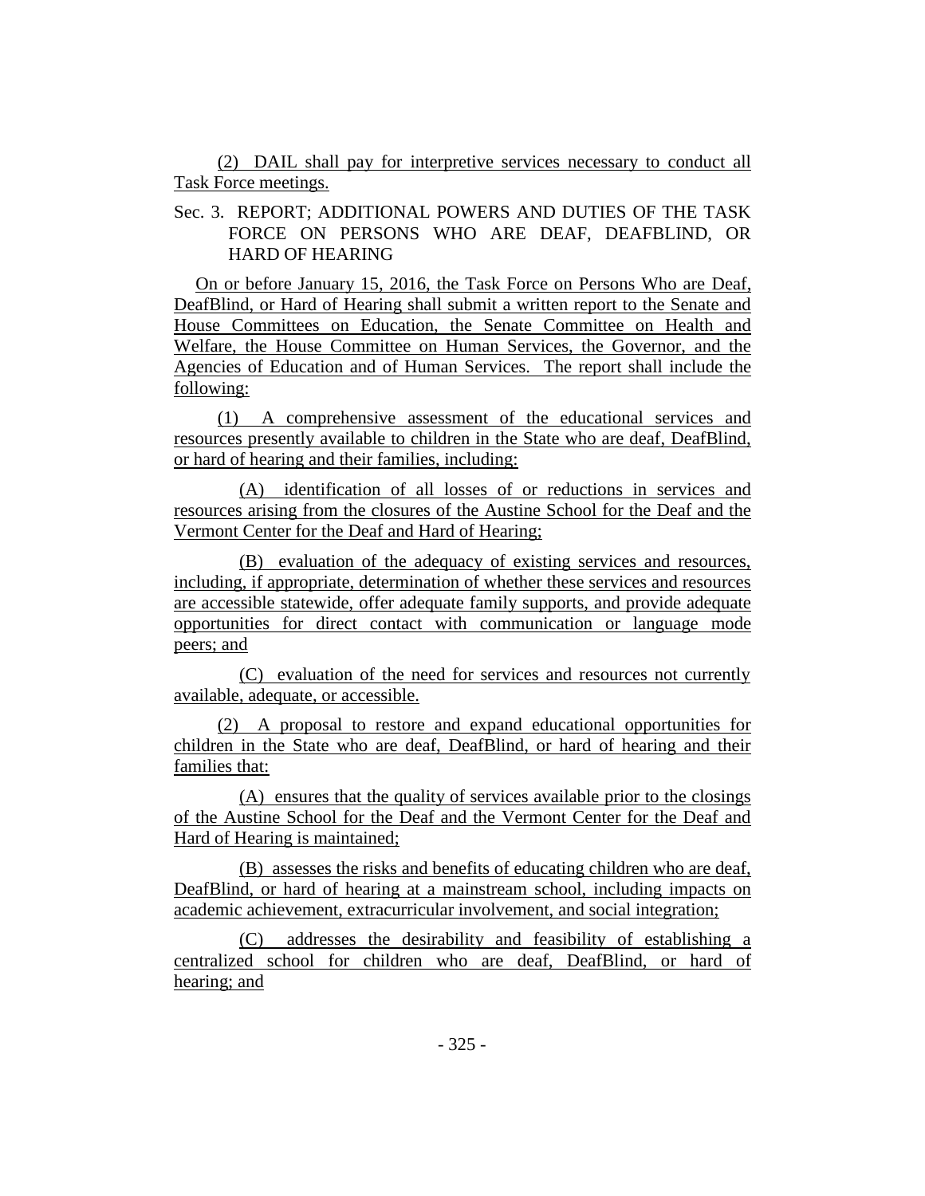(2) DAIL shall pay for interpretive services necessary to conduct all Task Force meetings.

Sec. 3. REPORT; ADDITIONAL POWERS AND DUTIES OF THE TASK FORCE ON PERSONS WHO ARE DEAF, DEAFBLIND, OR HARD OF HEARING

On or before January 15, 2016, the Task Force on Persons Who are Deaf, DeafBlind, or Hard of Hearing shall submit a written report to the Senate and House Committees on Education, the Senate Committee on Health and Welfare, the House Committee on Human Services, the Governor, and the Agencies of Education and of Human Services. The report shall include the following:

(1) A comprehensive assessment of the educational services and resources presently available to children in the State who are deaf, DeafBlind, or hard of hearing and their families, including:

(A) identification of all losses of or reductions in services and resources arising from the closures of the Austine School for the Deaf and the Vermont Center for the Deaf and Hard of Hearing;

(B) evaluation of the adequacy of existing services and resources, including, if appropriate, determination of whether these services and resources are accessible statewide, offer adequate family supports, and provide adequate opportunities for direct contact with communication or language mode peers; and

(C) evaluation of the need for services and resources not currently available, adequate, or accessible.

(2) A proposal to restore and expand educational opportunities for children in the State who are deaf, DeafBlind, or hard of hearing and their families that:

(A) ensures that the quality of services available prior to the closings of the Austine School for the Deaf and the Vermont Center for the Deaf and Hard of Hearing is maintained;

(B) assesses the risks and benefits of educating children who are deaf, DeafBlind, or hard of hearing at a mainstream school, including impacts on academic achievement, extracurricular involvement, and social integration;

(C) addresses the desirability and feasibility of establishing a centralized school for children who are deaf, DeafBlind, or hard of hearing; and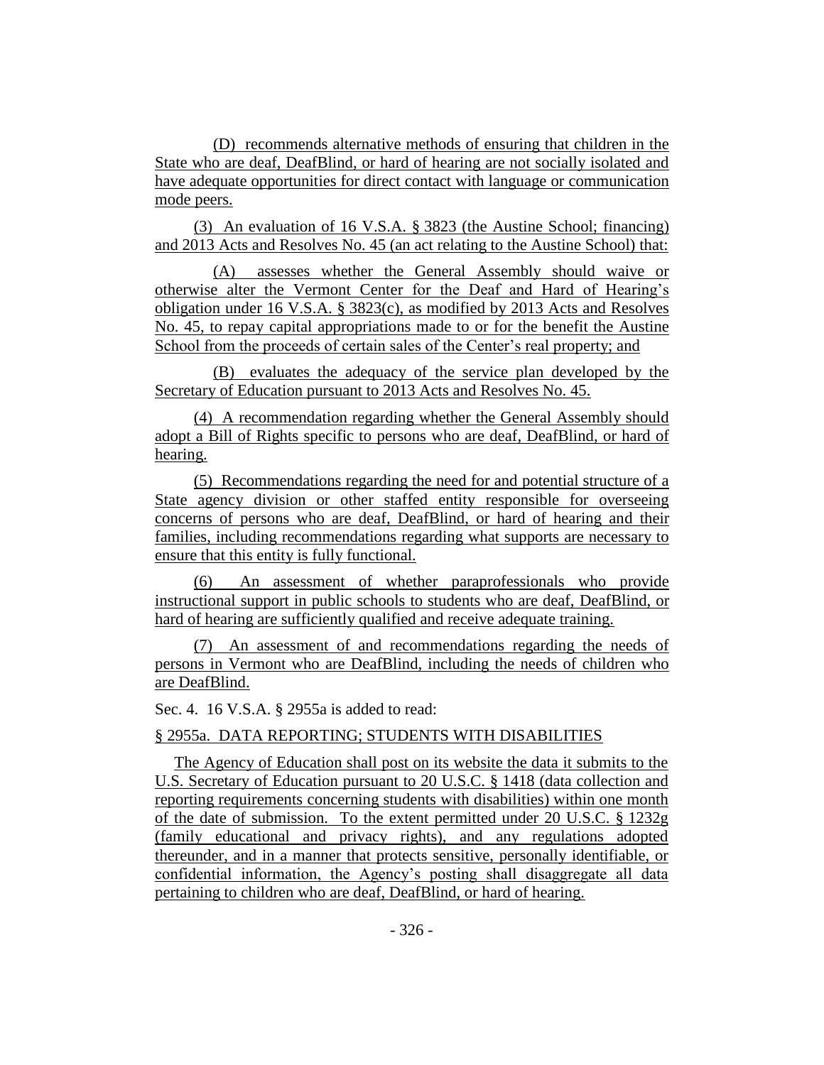(D) recommends alternative methods of ensuring that children in the State who are deaf, DeafBlind, or hard of hearing are not socially isolated and have adequate opportunities for direct contact with language or communication mode peers.

(3) An evaluation of 16 V.S.A. § 3823 (the Austine School; financing) and 2013 Acts and Resolves No. 45 (an act relating to the Austine School) that:

(A) assesses whether the General Assembly should waive or otherwise alter the Vermont Center for the Deaf and Hard of Hearing's obligation under 16 V.S.A. § 3823(c), as modified by 2013 Acts and Resolves No. 45, to repay capital appropriations made to or for the benefit the Austine School from the proceeds of certain sales of the Center's real property; and

(B) evaluates the adequacy of the service plan developed by the Secretary of Education pursuant to 2013 Acts and Resolves No. 45.

(4) A recommendation regarding whether the General Assembly should adopt a Bill of Rights specific to persons who are deaf, DeafBlind, or hard of hearing.

(5) Recommendations regarding the need for and potential structure of a State agency division or other staffed entity responsible for overseeing concerns of persons who are deaf, DeafBlind, or hard of hearing and their families, including recommendations regarding what supports are necessary to ensure that this entity is fully functional.

(6) An assessment of whether paraprofessionals who provide instructional support in public schools to students who are deaf, DeafBlind, or hard of hearing are sufficiently qualified and receive adequate training.

(7) An assessment of and recommendations regarding the needs of persons in Vermont who are DeafBlind, including the needs of children who are DeafBlind.

Sec. 4. 16 V.S.A. § 2955a is added to read:

§ 2955a. DATA REPORTING; STUDENTS WITH DISABILITIES

The Agency of Education shall post on its website the data it submits to the U.S. Secretary of Education pursuant to 20 U.S.C. § 1418 (data collection and reporting requirements concerning students with disabilities) within one month of the date of submission. To the extent permitted under 20 U.S.C. § 1232g (family educational and privacy rights), and any regulations adopted thereunder, and in a manner that protects sensitive, personally identifiable, or confidential information, the Agency's posting shall disaggregate all data pertaining to children who are deaf, DeafBlind, or hard of hearing.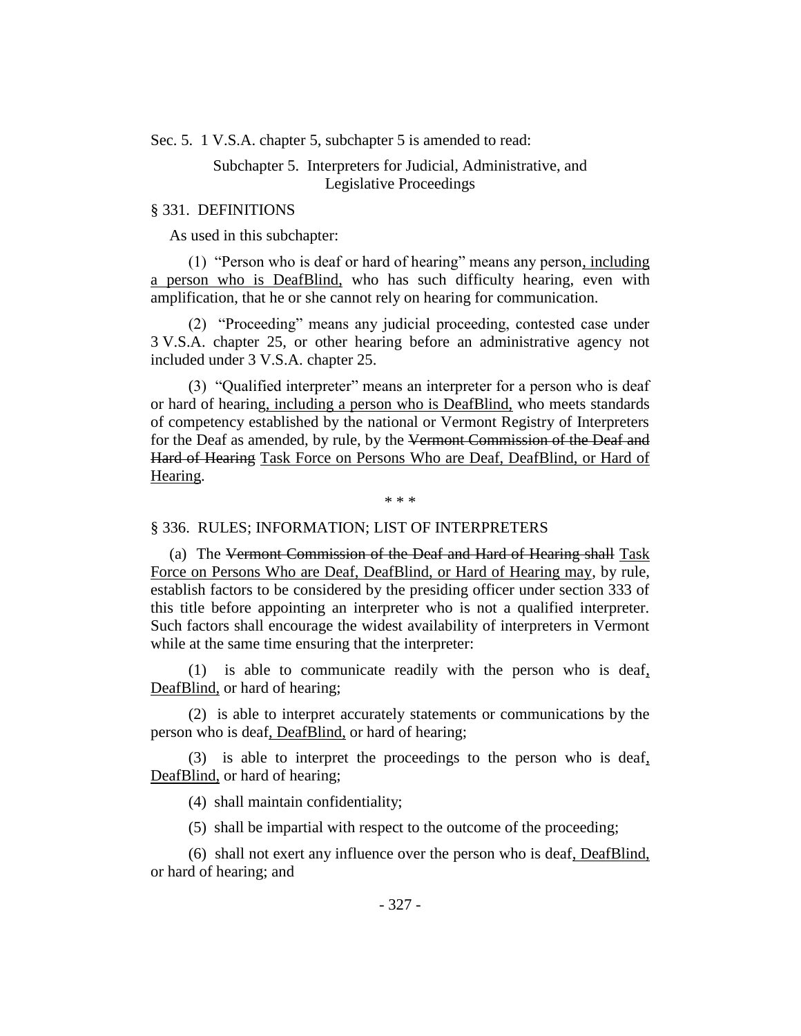Sec. 5. 1 V.S.A. chapter 5, subchapter 5 is amended to read:

Subchapter 5. Interpreters for Judicial, Administrative, and Legislative Proceedings

§ 331. DEFINITIONS

As used in this subchapter:

(1) "Person who is deaf or hard of hearing" means any person, including a person who is DeafBlind, who has such difficulty hearing, even with amplification, that he or she cannot rely on hearing for communication.

(2) "Proceeding" means any judicial proceeding, contested case under 3 V.S.A. chapter 25, or other hearing before an administrative agency not included under 3 V.S.A. chapter 25.

(3) "Qualified interpreter" means an interpreter for a person who is deaf or hard of hearing, including a person who is DeafBlind, who meets standards of competency established by the national or Vermont Registry of Interpreters for the Deaf as amended, by rule, by the ~~Vermont Commission of the Deaf and Hard of Hearing~~ Task Force on Persons Who are Deaf, DeafBlind, or Hard of Hearing.

\* \* \*

§ 336. RULES; INFORMATION; LIST OF INTERPRETERS

(a) The ~~Vermont Commission of the Deaf and Hard of Hearing shall~~ Task Force on Persons Who are Deaf, DeafBlind, or Hard of Hearing may, by rule, establish factors to be considered by the presiding officer under section 333 of this title before appointing an interpreter who is not a qualified interpreter. Such factors shall encourage the widest availability of interpreters in Vermont while at the same time ensuring that the interpreter:

(1) is able to communicate readily with the person who is deaf, DeafBlind, or hard of hearing;

(2) is able to interpret accurately statements or communications by the person who is deaf, DeafBlind, or hard of hearing;

(3) is able to interpret the proceedings to the person who is deaf, DeafBlind, or hard of hearing;

(4) shall maintain confidentiality;

(5) shall be impartial with respect to the outcome of the proceeding;

(6) shall not exert any influence over the person who is deaf, DeafBlind, or hard of hearing; and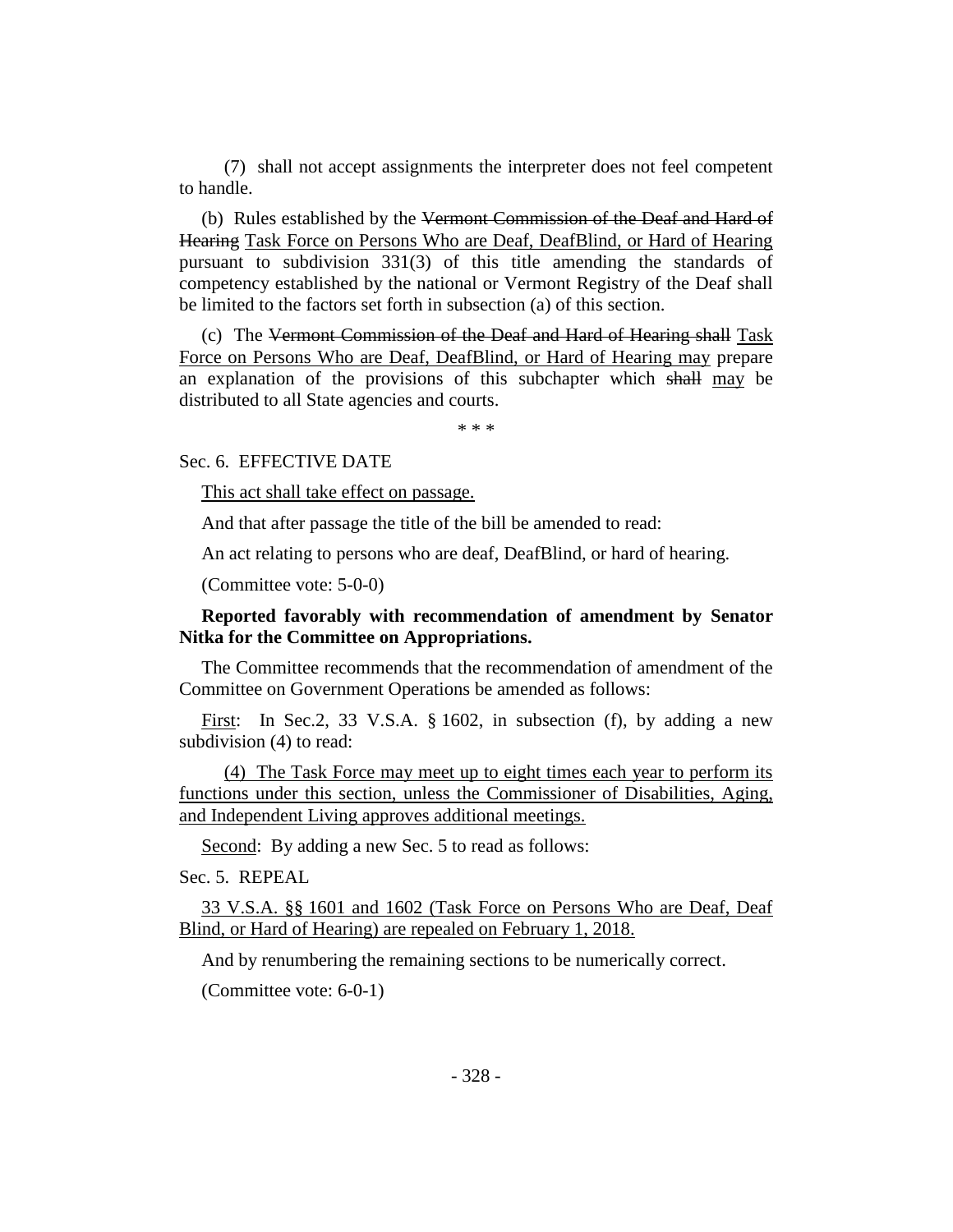(7) shall not accept assignments the interpreter does not feel competent to handle.

(b) Rules established by the ~~Vermont Commission of the Deaf and Hard of Hearing~~ <u>Task Force on Persons Who are Deaf, DeafBlind, or Hard of Hearing</u> pursuant to subdivision 331(3) of this title amending the standards of competency established by the national or Vermont Registry of the Deaf shall be limited to the factors set forth in subsection (a) of this section.

(c) The ~~Vermont Commission of the Deaf and Hard of Hearing shall~~ <u>Task Force on Persons Who are Deaf, DeafBlind, or Hard of Hearing may</u> prepare an explanation of the provisions of this subchapter which ~~shall~~ <u>may</u> be distributed to all State agencies and courts.

\* \* \*

Sec. 6. EFFECTIVE DATE

<u>This act shall take effect on passage.</u>

And that after passage the title of the bill be amended to read:

An act relating to persons who are deaf, DeafBlind, or hard of hearing.

(Committee vote: 5-0-0)

**Reported favorably with recommendation of amendment by Senator Nitka for the Committee on Appropriations.**

The Committee recommends that the recommendation of amendment of the Committee on Government Operations be amended as follows:

<u>First</u>: In Sec.2, 33 V.S.A. § 1602, in subsection (f), by adding a new subdivision (4) to read:

<u>(4) The Task Force may meet up to eight times each year to perform its functions under this section, unless the Commissioner of Disabilities, Aging, and Independent Living approves additional meetings.</u>

<u>Second</u>: By adding a new Sec. 5 to read as follows:

Sec. 5. REPEAL

<u>33 V.S.A. §§ 1601 and 1602 (Task Force on Persons Who are Deaf, Deaf Blind, or Hard of Hearing) are repealed on February 1, 2018.</u>

And by renumbering the remaining sections to be numerically correct.

(Committee vote: 6-0-1)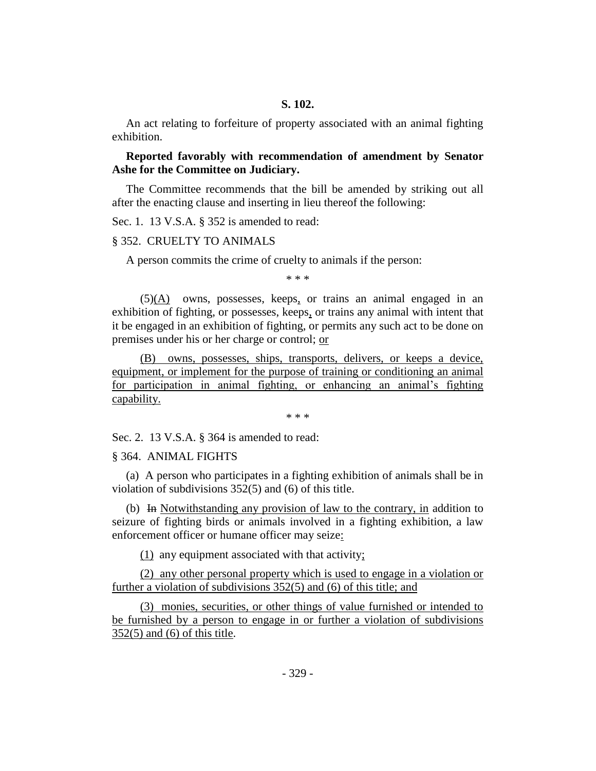**S. 102.**

An act relating to forfeiture of property associated with an animal fighting exhibition.

**Reported favorably with recommendation of amendment by Senator Ashe for the Committee on Judiciary.**

The Committee recommends that the bill be amended by striking out all after the enacting clause and inserting in lieu thereof the following:

Sec. 1. 13 V.S.A. § 352 is amended to read:

§ 352. CRUELTY TO ANIMALS

A person commits the crime of cruelty to animals if the person:

\* \* \*

(5)(A) owns, possesses, keeps, or trains an animal engaged in an exhibition of fighting, or possesses, keeps, or trains any animal with intent that it be engaged in an exhibition of fighting, or permits any such act to be done on premises under his or her charge or control; or

(B) owns, possesses, ships, transports, delivers, or keeps a device, equipment, or implement for the purpose of training or conditioning an animal for participation in animal fighting, or enhancing an animal's fighting capability.

\* \* \*

Sec. 2. 13 V.S.A. § 364 is amended to read:

§ 364. ANIMAL FIGHTS

(a) A person who participates in a fighting exhibition of animals shall be in violation of subdivisions 352(5) and (6) of this title.

(b) In Notwithstanding any provision of law to the contrary, in addition to seizure of fighting birds or animals involved in a fighting exhibition, a law enforcement officer or humane officer may seize:

(1) any equipment associated with that activity;

(2) any other personal property which is used to engage in a violation or further a violation of subdivisions 352(5) and (6) of this title; and

(3) monies, securities, or other things of value furnished or intended to be furnished by a person to engage in or further a violation of subdivisions 352(5) and (6) of this title.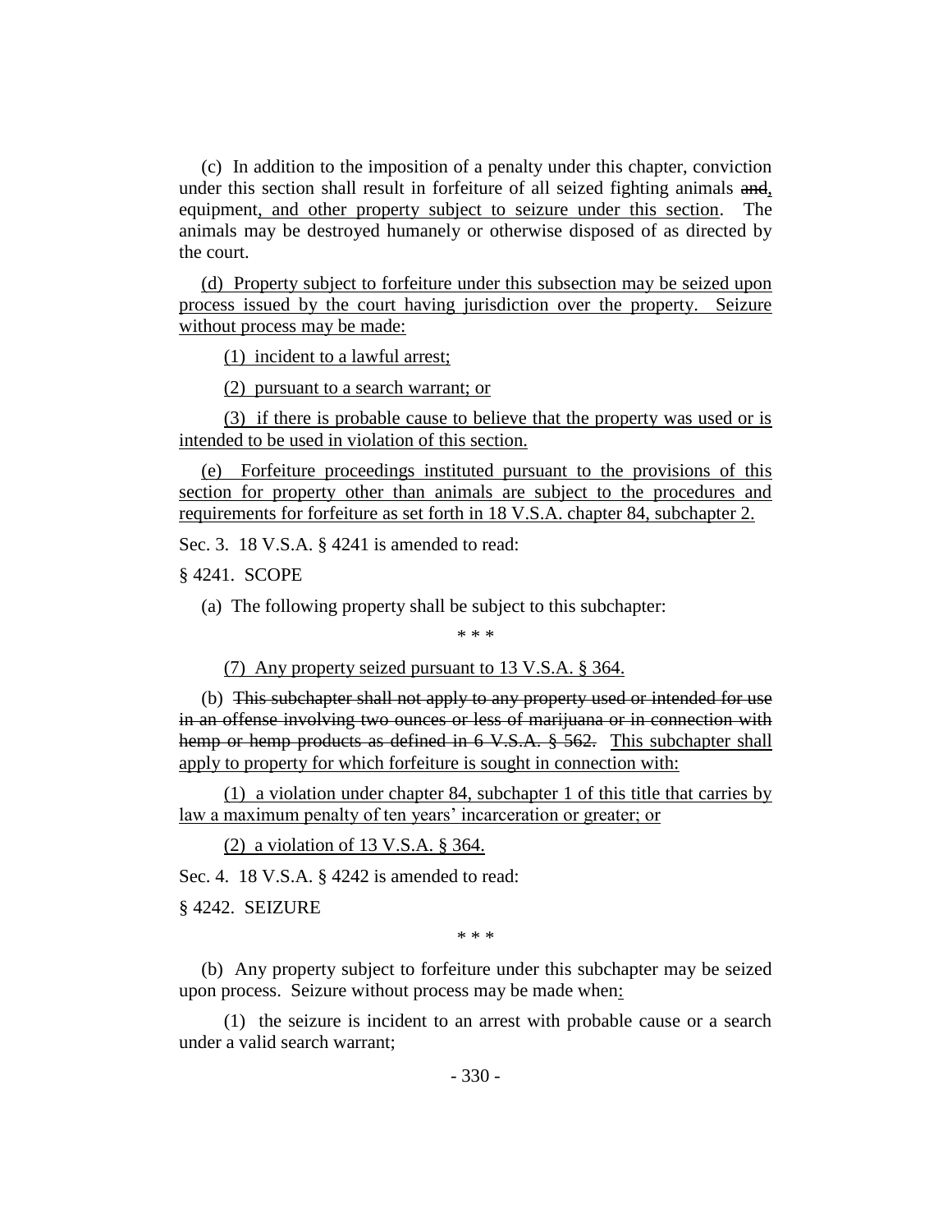(c) In addition to the imposition of a penalty under this chapter, conviction under this section shall result in forfeiture of all seized fighting animals ~~and~~, equipment, and other property subject to seizure under this section. The animals may be destroyed humanely or otherwise disposed of as directed by the court.

(d) Property subject to forfeiture under this subsection may be seized upon process issued by the court having jurisdiction over the property. Seizure without process may be made:

(1) incident to a lawful arrest;

(2) pursuant to a search warrant; or

(3) if there is probable cause to believe that the property was used or is intended to be used in violation of this section.

(e) Forfeiture proceedings instituted pursuant to the provisions of this section for property other than animals are subject to the procedures and requirements for forfeiture as set forth in 18 V.S.A. chapter 84, subchapter 2.

Sec. 3. 18 V.S.A. § 4241 is amended to read:

§ 4241. SCOPE

(a) The following property shall be subject to this subchapter:

\* \* \*

(7) Any property seized pursuant to 13 V.S.A. § 364.

(b) ~~This subchapter shall not apply to any property used or intended for use in an offense involving two ounces or less of marijuana or in connection with hemp or hemp products as defined in 6 V.S.A. § 562.~~ This subchapter shall apply to property for which forfeiture is sought in connection with:

(1) a violation under chapter 84, subchapter 1 of this title that carries by law a maximum penalty of ten years' incarceration or greater; or

(2) a violation of 13 V.S.A. § 364.

Sec. 4. 18 V.S.A. § 4242 is amended to read:

§ 4242. SEIZURE

\* \* \*

(b) Any property subject to forfeiture under this subchapter may be seized upon process. Seizure without process may be made when:

(1) the seizure is incident to an arrest with probable cause or a search under a valid search warrant;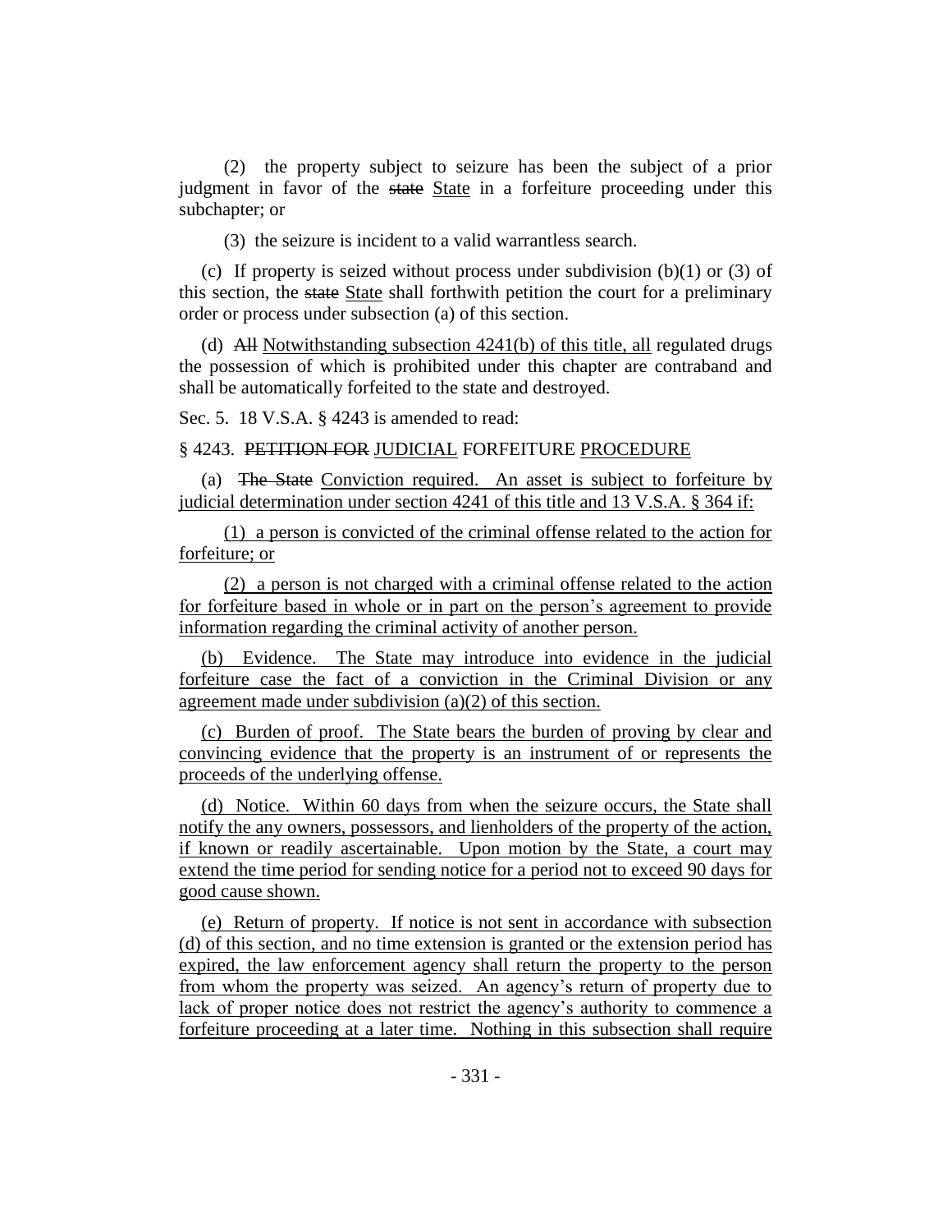(2) the property subject to seizure has been the subject of a prior judgment in favor of the ~~state~~ State in a forfeiture proceeding under this subchapter; or

(3) the seizure is incident to a valid warrantless search.

(c) If property is seized without process under subdivision (b)(1) or (3) of this section, the ~~state~~ State shall forthwith petition the court for a preliminary order or process under subsection (a) of this section.

(d) ~~All~~ Notwithstanding subsection 4241(b) of this title, all regulated drugs the possession of which is prohibited under this chapter are contraband and shall be automatically forfeited to the state and destroyed.

Sec. 5. 18 V.S.A. § 4243 is amended to read:

§ 4243. ~~PETITION FOR~~ JUDICIAL FORFEITURE PROCEDURE

(a) ~~The State~~ Conviction required. An asset is subject to forfeiture by judicial determination under section 4241 of this title and 13 V.S.A. § 364 if:

(1) a person is convicted of the criminal offense related to the action for forfeiture; or

(2) a person is not charged with a criminal offense related to the action for forfeiture based in whole or in part on the person's agreement to provide information regarding the criminal activity of another person.

(b) Evidence. The State may introduce into evidence in the judicial forfeiture case the fact of a conviction in the Criminal Division or any agreement made under subdivision (a)(2) of this section.

(c) Burden of proof. The State bears the burden of proving by clear and convincing evidence that the property is an instrument of or represents the proceeds of the underlying offense.

(d) Notice. Within 60 days from when the seizure occurs, the State shall notify the any owners, possessors, and lienholders of the property of the action, if known or readily ascertainable. Upon motion by the State, a court may extend the time period for sending notice for a period not to exceed 90 days for good cause shown.

(e) Return of property. If notice is not sent in accordance with subsection (d) of this section, and no time extension is granted or the extension period has expired, the law enforcement agency shall return the property to the person from whom the property was seized. An agency's return of property due to lack of proper notice does not restrict the agency's authority to commence a forfeiture proceeding at a later time. Nothing in this subsection shall require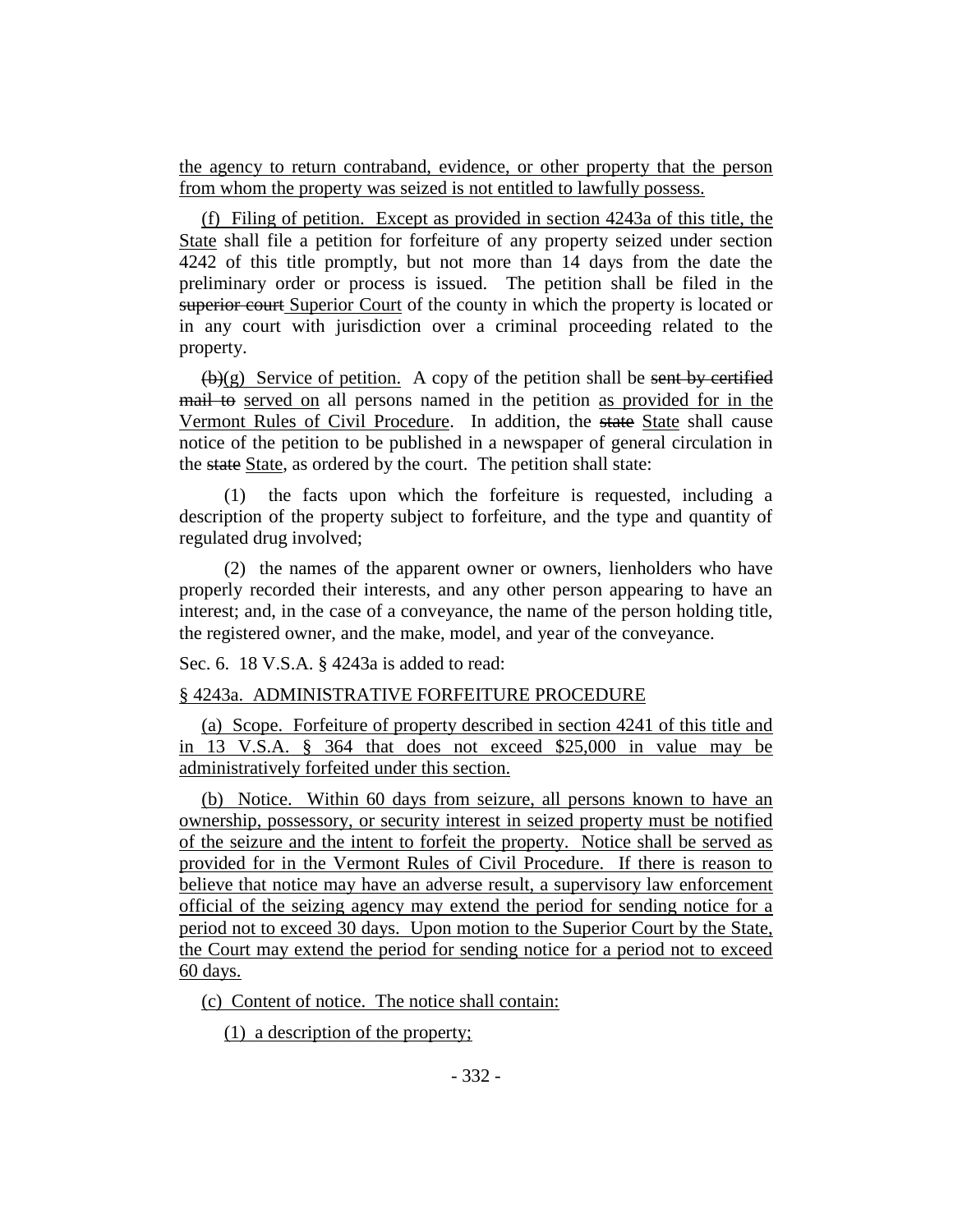the agency to return contraband, evidence, or other property that the person from whom the property was seized is not entitled to lawfully possess.

(f) Filing of petition. Except as provided in section 4243a of this title, the State shall file a petition for forfeiture of any property seized under section 4242 of this title promptly, but not more than 14 days from the date the preliminary order or process is issued. The petition shall be filed in the ~~superior court~~ Superior Court of the county in which the property is located or in any court with jurisdiction over a criminal proceeding related to the property.

~~(b)~~(g) Service of petition. A copy of the petition shall be ~~sent by certified mail to~~ served on all persons named in the petition as provided for in the Vermont Rules of Civil Procedure. In addition, the ~~state~~ State shall cause notice of the petition to be published in a newspaper of general circulation in the ~~state~~ State, as ordered by the court. The petition shall state:

(1) the facts upon which the forfeiture is requested, including a description of the property subject to forfeiture, and the type and quantity of regulated drug involved;

(2) the names of the apparent owner or owners, lienholders who have properly recorded their interests, and any other person appearing to have an interest; and, in the case of a conveyance, the name of the person holding title, the registered owner, and the make, model, and year of the conveyance.

Sec. 6. 18 V.S.A. § 4243a is added to read:

§ 4243a. ADMINISTRATIVE FORFEITURE PROCEDURE

(a) Scope. Forfeiture of property described in section 4241 of this title and in 13 V.S.A. § 364 that does not exceed $25,000 in value may be administratively forfeited under this section.

(b) Notice. Within 60 days from seizure, all persons known to have an ownership, possessory, or security interest in seized property must be notified of the seizure and the intent to forfeit the property. Notice shall be served as provided for in the Vermont Rules of Civil Procedure. If there is reason to believe that notice may have an adverse result, a supervisory law enforcement official of the seizing agency may extend the period for sending notice for a period not to exceed 30 days. Upon motion to the Superior Court by the State, the Court may extend the period for sending notice for a period not to exceed 60 days.

(c) Content of notice. The notice shall contain:

(1) a description of the property;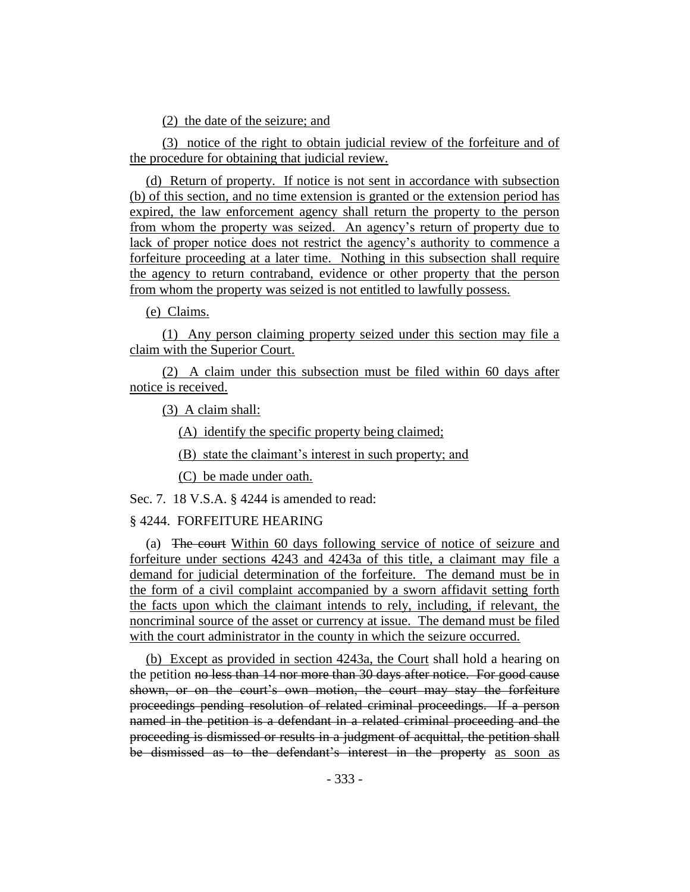(2) the date of the seizure; and

(3) notice of the right to obtain judicial review of the forfeiture and of the procedure for obtaining that judicial review.

(d) Return of property. If notice is not sent in accordance with subsection (b) of this section, and no time extension is granted or the extension period has expired, the law enforcement agency shall return the property to the person from whom the property was seized. An agency's return of property due to lack of proper notice does not restrict the agency's authority to commence a forfeiture proceeding at a later time. Nothing in this subsection shall require the agency to return contraband, evidence or other property that the person from whom the property was seized is not entitled to lawfully possess.

(e) Claims.

(1) Any person claiming property seized under this section may file a claim with the Superior Court.

(2) A claim under this subsection must be filed within 60 days after notice is received.

(3) A claim shall:

(A) identify the specific property being claimed;

(B) state the claimant's interest in such property; and

(C) be made under oath.

Sec. 7. 18 V.S.A. § 4244 is amended to read:

§ 4244. FORFEITURE HEARING

(a) ~~The court~~ Within 60 days following service of notice of seizure and forfeiture under sections 4243 and 4243a of this title, a claimant may file a demand for judicial determination of the forfeiture. The demand must be in the form of a civil complaint accompanied by a sworn affidavit setting forth the facts upon which the claimant intends to rely, including, if relevant, the noncriminal source of the asset or currency at issue. The demand must be filed with the court administrator in the county in which the seizure occurred.

(b) Except as provided in section 4243a, the Court shall hold a hearing on the petition ~~no less than 14 nor more than 30 days after notice. For good cause shown, or on the court's own motion, the court may stay the forfeiture proceedings pending resolution of related criminal proceedings. If a person named in the petition is a defendant in a related criminal proceeding and the proceeding is dismissed or results in a judgment of acquittal, the petition shall be dismissed as to the defendant's interest in the property~~ as soon as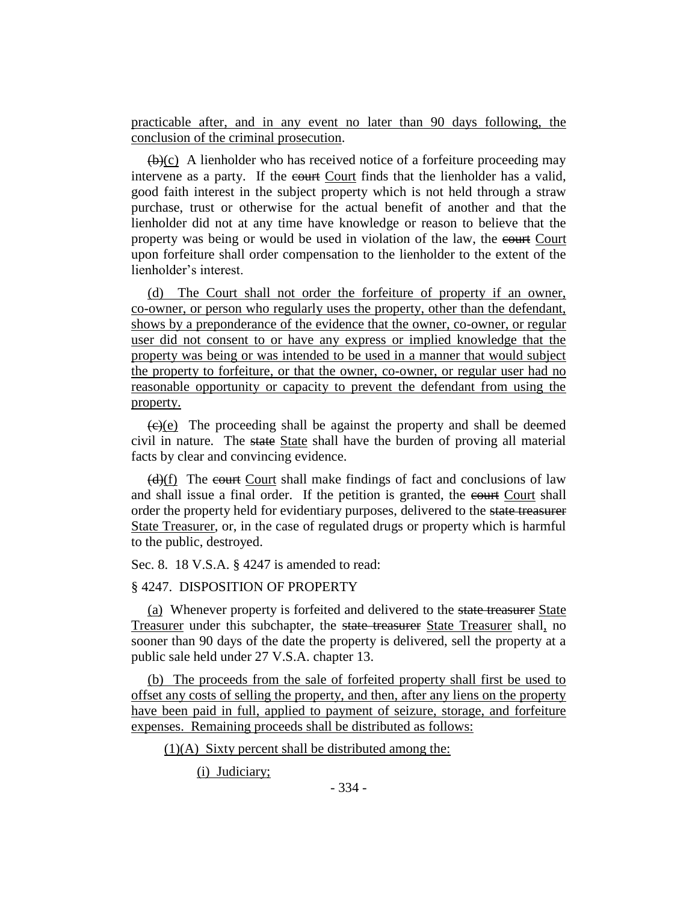practicable after, and in any event no later than 90 days following, the conclusion of the criminal prosecution.

~~(b)~~(c) A lienholder who has received notice of a forfeiture proceeding may intervene as a party. If the ~~court~~ Court finds that the lienholder has a valid, good faith interest in the subject property which is not held through a straw purchase, trust or otherwise for the actual benefit of another and that the lienholder did not at any time have knowledge or reason to believe that the property was being or would be used in violation of the law, the ~~court~~ Court upon forfeiture shall order compensation to the lienholder to the extent of the lienholder's interest.

(d) The Court shall not order the forfeiture of property if an owner, co-owner, or person who regularly uses the property, other than the defendant, shows by a preponderance of the evidence that the owner, co-owner, or regular user did not consent to or have any express or implied knowledge that the property was being or was intended to be used in a manner that would subject the property to forfeiture, or that the owner, co-owner, or regular user had no reasonable opportunity or capacity to prevent the defendant from using the property.

~~(c)~~(e) The proceeding shall be against the property and shall be deemed civil in nature. The ~~state~~ State shall have the burden of proving all material facts by clear and convincing evidence.

~~(d)~~(f) The ~~court~~ Court shall make findings of fact and conclusions of law and shall issue a final order. If the petition is granted, the ~~court~~ Court shall order the property held for evidentiary purposes, delivered to the ~~state treasurer~~ State Treasurer, or, in the case of regulated drugs or property which is harmful to the public, destroyed.

Sec. 8. 18 V.S.A. § 4247 is amended to read:

§ 4247. DISPOSITION OF PROPERTY

(a) Whenever property is forfeited and delivered to the ~~state treasurer~~ State Treasurer under this subchapter, the ~~state treasurer~~ State Treasurer shall, no sooner than 90 days of the date the property is delivered, sell the property at a public sale held under 27 V.S.A. chapter 13.

(b) The proceeds from the sale of forfeited property shall first be used to offset any costs of selling the property, and then, after any liens on the property have been paid in full, applied to payment of seizure, storage, and forfeiture expenses. Remaining proceeds shall be distributed as follows:

(1)(A) Sixty percent shall be distributed among the:

(i) Judiciary;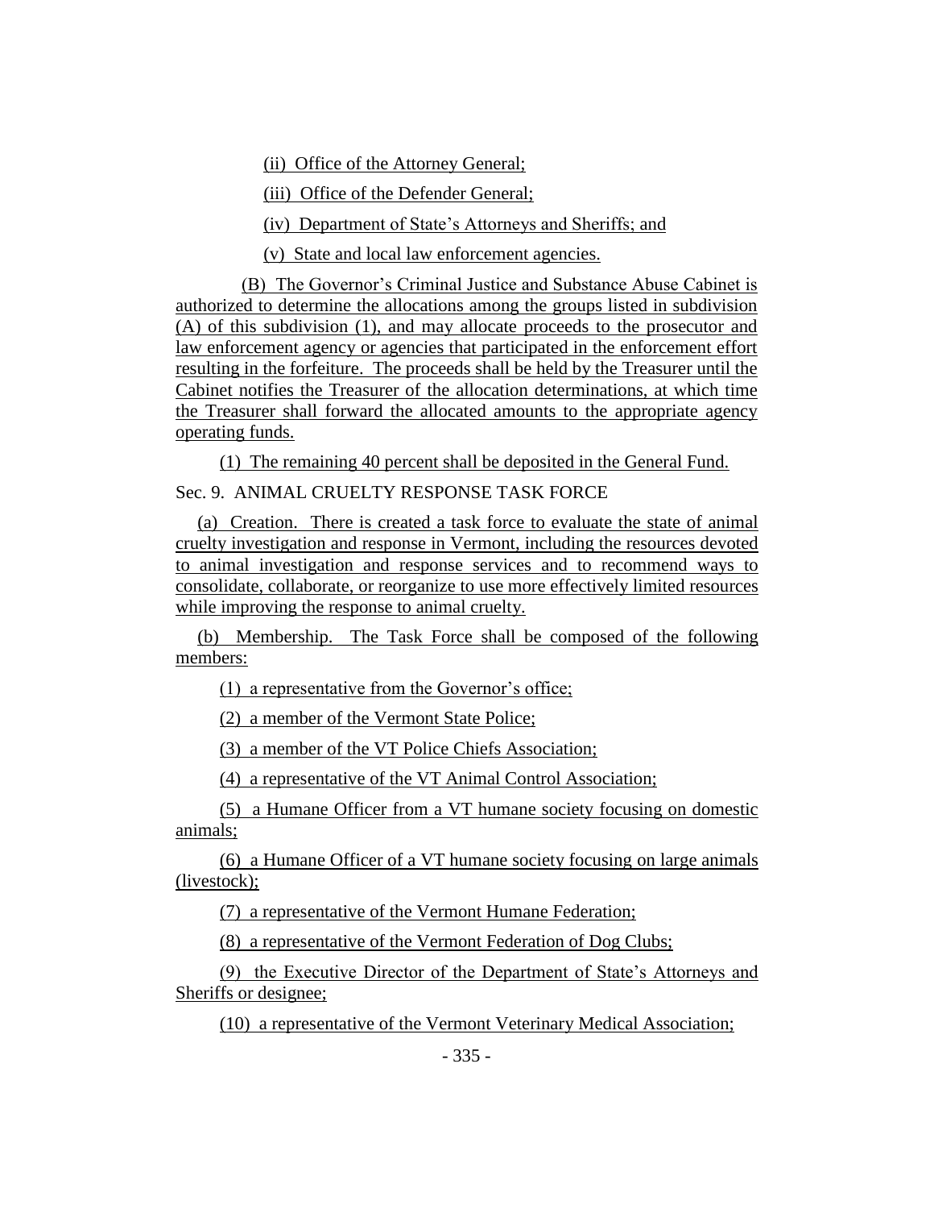(ii) Office of the Attorney General;

(iii) Office of the Defender General;

(iv) Department of State's Attorneys and Sheriffs; and

(v) State and local law enforcement agencies.

(B) The Governor's Criminal Justice and Substance Abuse Cabinet is authorized to determine the allocations among the groups listed in subdivision (A) of this subdivision (1), and may allocate proceeds to the prosecutor and law enforcement agency or agencies that participated in the enforcement effort resulting in the forfeiture. The proceeds shall be held by the Treasurer until the Cabinet notifies the Treasurer of the allocation determinations, at which time the Treasurer shall forward the allocated amounts to the appropriate agency operating funds.

(1) The remaining 40 percent shall be deposited in the General Fund.

Sec. 9. ANIMAL CRUELTY RESPONSE TASK FORCE

(a) Creation. There is created a task force to evaluate the state of animal cruelty investigation and response in Vermont, including the resources devoted to animal investigation and response services and to recommend ways to consolidate, collaborate, or reorganize to use more effectively limited resources while improving the response to animal cruelty.

(b) Membership. The Task Force shall be composed of the following members:

(1) a representative from the Governor's office;

(2) a member of the Vermont State Police;

(3) a member of the VT Police Chiefs Association;

(4) a representative of the VT Animal Control Association;

(5) a Humane Officer from a VT humane society focusing on domestic animals;

(6) a Humane Officer of a VT humane society focusing on large animals (livestock);

(7) a representative of the Vermont Humane Federation;

(8) a representative of the Vermont Federation of Dog Clubs;

(9) the Executive Director of the Department of State's Attorneys and Sheriffs or designee;

(10) a representative of the Vermont Veterinary Medical Association;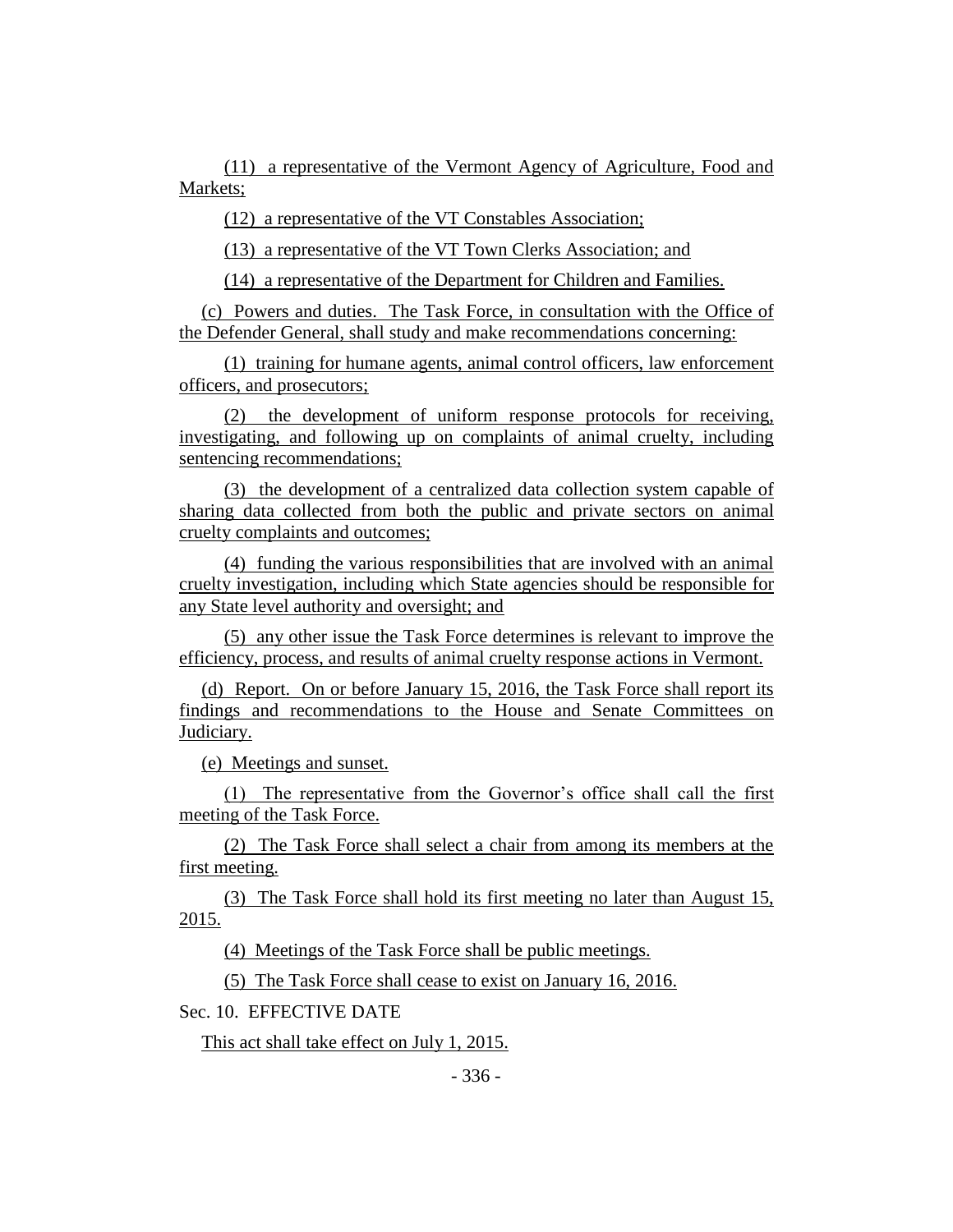(11) a representative of the Vermont Agency of Agriculture, Food and Markets;

(12) a representative of the VT Constables Association;

(13) a representative of the VT Town Clerks Association; and

(14) a representative of the Department for Children and Families.

(c) Powers and duties. The Task Force, in consultation with the Office of the Defender General, shall study and make recommendations concerning:

(1) training for humane agents, animal control officers, law enforcement officers, and prosecutors;

(2) the development of uniform response protocols for receiving, investigating, and following up on complaints of animal cruelty, including sentencing recommendations;

(3) the development of a centralized data collection system capable of sharing data collected from both the public and private sectors on animal cruelty complaints and outcomes;

(4) funding the various responsibilities that are involved with an animal cruelty investigation, including which State agencies should be responsible for any State level authority and oversight; and

(5) any other issue the Task Force determines is relevant to improve the efficiency, process, and results of animal cruelty response actions in Vermont.

(d) Report. On or before January 15, 2016, the Task Force shall report its findings and recommendations to the House and Senate Committees on Judiciary.

(e) Meetings and sunset.

(1) The representative from the Governor's office shall call the first meeting of the Task Force.

(2) The Task Force shall select a chair from among its members at the first meeting.

(3) The Task Force shall hold its first meeting no later than August 15, 2015.

(4) Meetings of the Task Force shall be public meetings.

(5) The Task Force shall cease to exist on January 16, 2016.

Sec. 10. EFFECTIVE DATE

This act shall take effect on July 1, 2015.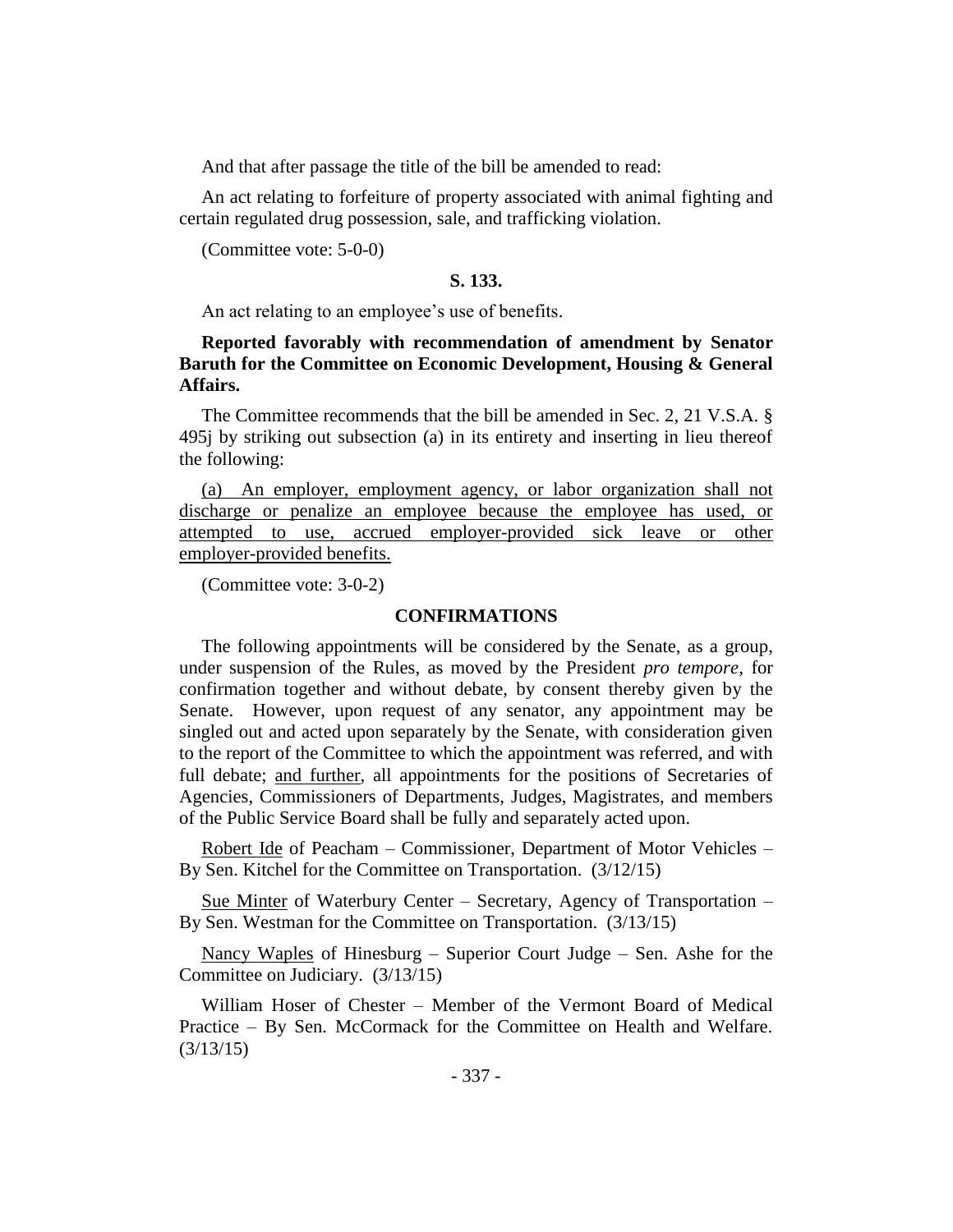And that after passage the title of the bill be amended to read:

An act relating to forfeiture of property associated with animal fighting and certain regulated drug possession, sale, and trafficking violation.

(Committee vote: 5-0-0)

**S. 133.**

An act relating to an employee's use of benefits.

**Reported favorably with recommendation of amendment by Senator Baruth for the Committee on Economic Development, Housing & General Affairs.**

The Committee recommends that the bill be amended in Sec. 2, 21 V.S.A. § 495j by striking out subsection (a) in its entirety and inserting in lieu thereof the following:

(a) An employer, employment agency, or labor organization shall not discharge or penalize an employee because the employee has used, or attempted to use, accrued employer-provided sick leave or other employer-provided benefits.

(Committee vote: 3-0-2)

## CONFIRMATIONS

The following appointments will be considered by the Senate, as a group, under suspension of the Rules, as moved by the President *pro tempore,* for confirmation together and without debate, by consent thereby given by the Senate. However, upon request of any senator, any appointment may be singled out and acted upon separately by the Senate, with consideration given to the report of the Committee to which the appointment was referred, and with full debate; and further, all appointments for the positions of Secretaries of Agencies, Commissioners of Departments, Judges, Magistrates, and members of the Public Service Board shall be fully and separately acted upon.

Robert Ide of Peacham – Commissioner, Department of Motor Vehicles – By Sen. Kitchel for the Committee on Transportation. (3/12/15)

Sue Minter of Waterbury Center – Secretary, Agency of Transportation – By Sen. Westman for the Committee on Transportation. (3/13/15)

Nancy Waples of Hinesburg – Superior Court Judge – Sen. Ashe for the Committee on Judiciary. (3/13/15)

William Hoser of Chester – Member of the Vermont Board of Medical Practice – By Sen. McCormack for the Committee on Health and Welfare. (3/13/15)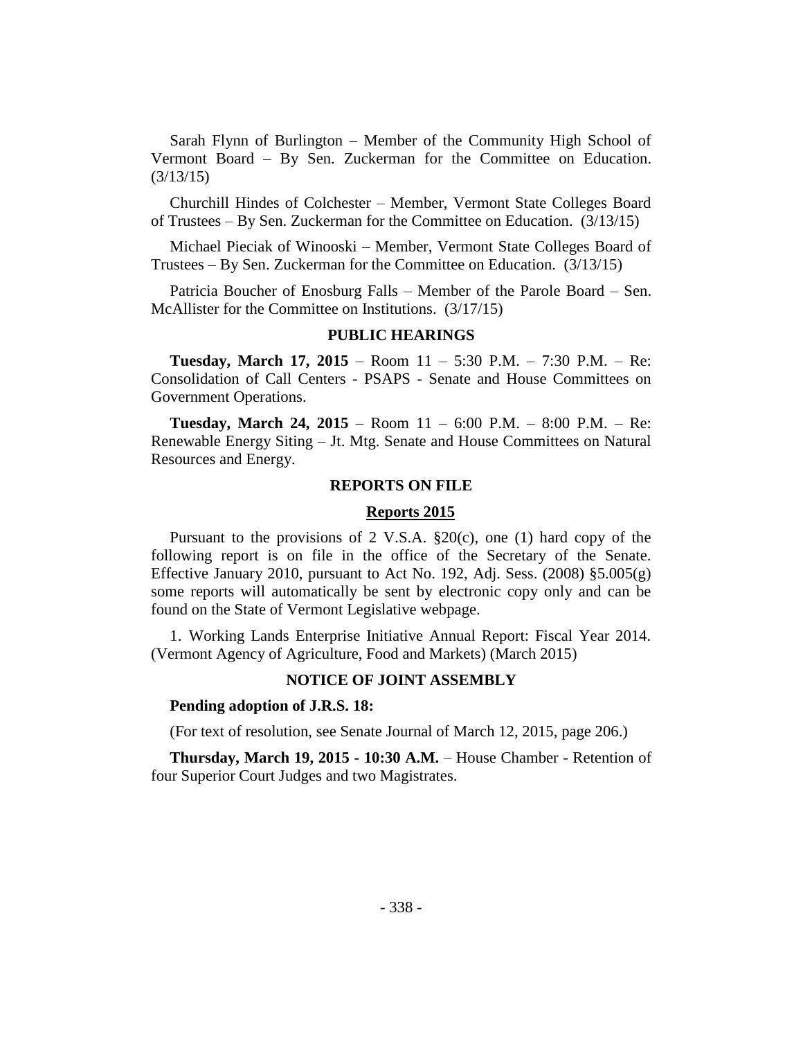Sarah Flynn of Burlington – Member of the Community High School of Vermont Board – By Sen. Zuckerman for the Committee on Education. (3/13/15)

Churchill Hindes of Colchester – Member, Vermont State Colleges Board of Trustees – By Sen. Zuckerman for the Committee on Education. (3/13/15)

Michael Pieciak of Winooski – Member, Vermont State Colleges Board of Trustees – By Sen. Zuckerman for the Committee on Education. (3/13/15)

Patricia Boucher of Enosburg Falls – Member of the Parole Board – Sen. McAllister for the Committee on Institutions. (3/17/15)

## PUBLIC HEARINGS

**Tuesday, March 17, 2015** – Room 11 – 5:30 P.M. – 7:30 P.M. – Re: Consolidation of Call Centers - PSAPS - Senate and House Committees on Government Operations.

**Tuesday, March 24, 2015** – Room 11 – 6:00 P.M. – 8:00 P.M. – Re: Renewable Energy Siting – Jt. Mtg. Senate and House Committees on Natural Resources and Energy.

## REPORTS ON FILE

### Reports 2015

Pursuant to the provisions of 2 V.S.A. §20(c), one (1) hard copy of the following report is on file in the office of the Secretary of the Senate. Effective January 2010, pursuant to Act No. 192, Adj. Sess. (2008) §5.005(g) some reports will automatically be sent by electronic copy only and can be found on the State of Vermont Legislative webpage.

1. Working Lands Enterprise Initiative Annual Report: Fiscal Year 2014. (Vermont Agency of Agriculture, Food and Markets) (March 2015)

## NOTICE OF JOINT ASSEMBLY

**Pending adoption of J.R.S. 18:**

(For text of resolution, see Senate Journal of March 12, 2015, page 206.)

**Thursday, March 19, 2015 - 10:30 A.M.** – House Chamber - Retention of four Superior Court Judges and two Magistrates.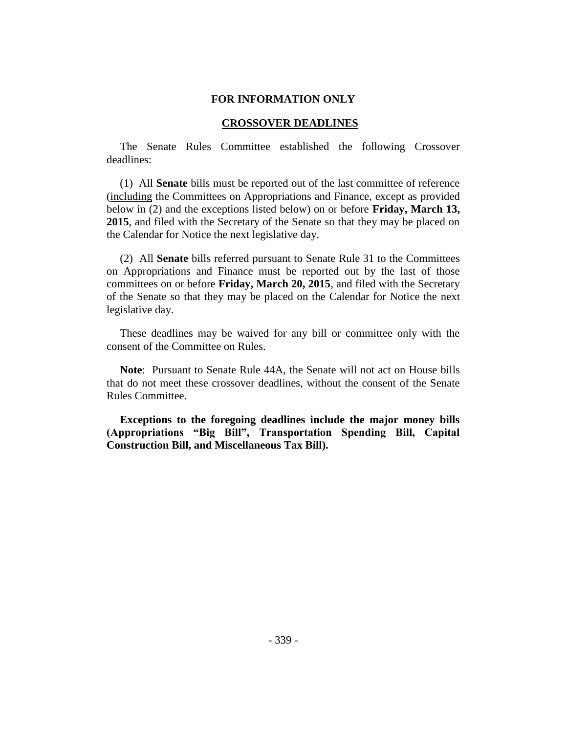**FOR INFORMATION ONLY**

**CROSSOVER DEADLINES**

The Senate Rules Committee established the following Crossover deadlines:

(1) All **Senate** bills must be reported out of the last committee of reference (including the Committees on Appropriations and Finance, except as provided below in (2) and the exceptions listed below) on or before **Friday, March 13, 2015**, and filed with the Secretary of the Senate so that they may be placed on the Calendar for Notice the next legislative day.

(2) All **Senate** bills referred pursuant to Senate Rule 31 to the Committees on Appropriations and Finance must be reported out by the last of those committees on or before **Friday, March 20, 2015**, and filed with the Secretary of the Senate so that they may be placed on the Calendar for Notice the next legislative day.

These deadlines may be waived for any bill or committee only with the consent of the Committee on Rules.

**Note**: Pursuant to Senate Rule 44A, the Senate will not act on House bills that do not meet these crossover deadlines, without the consent of the Senate Rules Committee.

**Exceptions to the foregoing deadlines include the major money bills (Appropriations "Big Bill", Transportation Spending Bill, Capital Construction Bill, and Miscellaneous Tax Bill).**